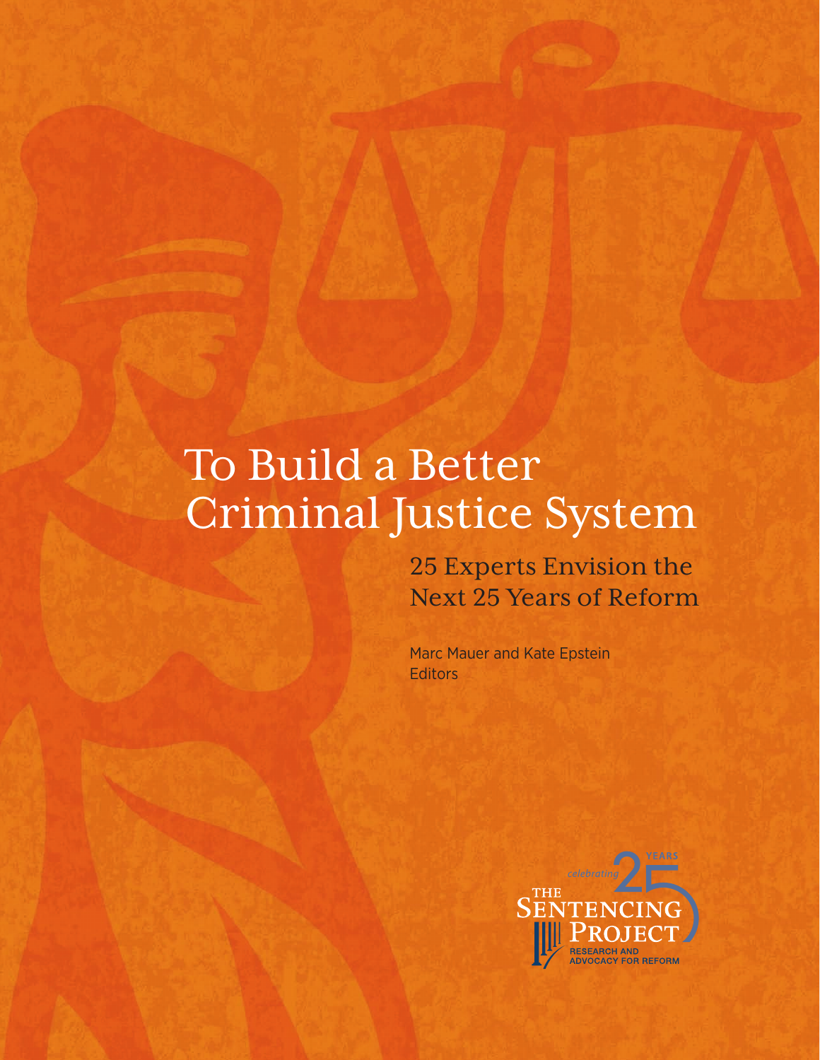# To Build a Better Criminal Justice System

## 25 Experts Envision the Next 25 Years of Reform

Marc Mauer and Kate Epstein
Editors

celebrating 25 YEARS
THE SENTENCING PROJECT
RESEARCH AND ADVOCACY FOR REFORM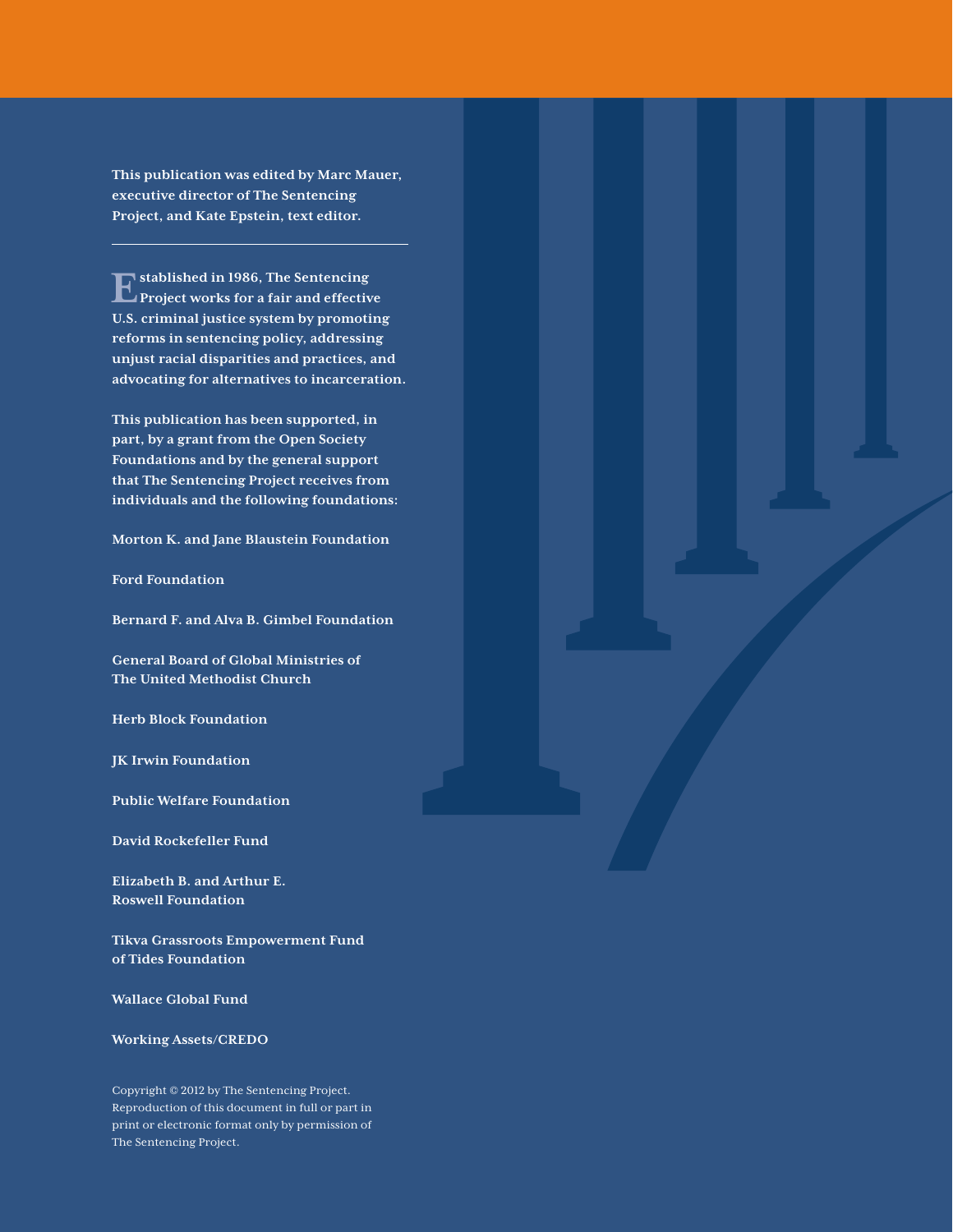This publication was edited by Marc Mauer, executive director of The Sentencing Project, and Kate Epstein, text editor.

---

Established in 1986, The Sentencing Project works for a fair and effective U.S. criminal justice system by promoting reforms in sentencing policy, addressing unjust racial disparities and practices, and advocating for alternatives to incarceration.

This publication has been supported, in part, by a grant from the Open Society Foundations and by the general support that The Sentencing Project receives from individuals and the following foundations:

Morton K. and Jane Blaustein Foundation

Ford Foundation

Bernard F. and Alva B. Gimbel Foundation

General Board of Global Ministries of The United Methodist Church

Herb Block Foundation

JK Irwin Foundation

Public Welfare Foundation

David Rockefeller Fund

Elizabeth B. and Arthur E. Roswell Foundation

Tikva Grassroots Empowerment Fund of Tides Foundation

Wallace Global Fund

Working Assets/CREDO

Copyright © 2012 by The Sentencing Project. Reproduction of this document in full or part in print or electronic format only by permission of The Sentencing Project.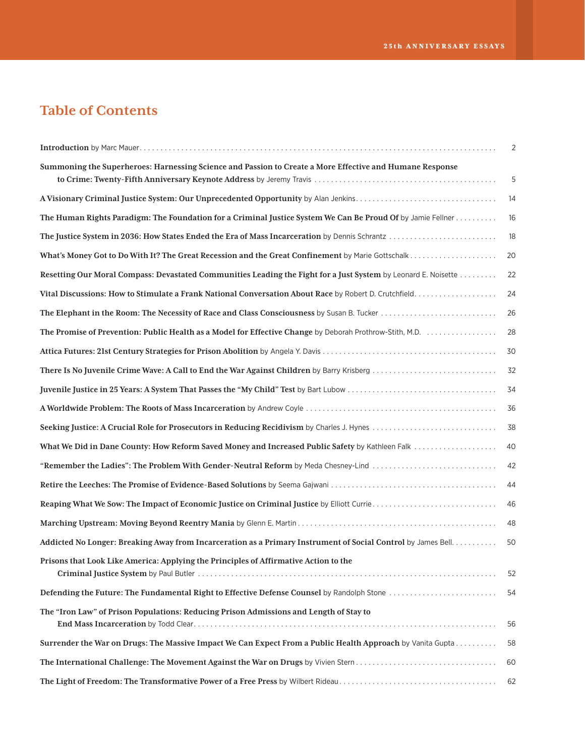# Table of Contents

**Introduction** by Marc Mauer . . . . . . . . . . 2

**Summoning the Superheroes: Harnessing Science and Passion to Create a More Effective and Humane Response to Crime: Twenty-Fifth Anniversary Keynote Address** by Jeremy Travis . . . . . . . . . . 5

**A Visionary Criminal Justice System: Our Unprecedented Opportunity** by Alan Jenkins . . . . . . . . . . 14

**The Human Rights Paradigm: The Foundation for a Criminal Justice System We Can Be Proud Of** by Jamie Fellner . . . . . . . . . . 16

**The Justice System in 2036: How States Ended the Era of Mass Incarceration** by Dennis Schrantz . . . . . . . . . . 18

**What's Money Got to Do With It? The Great Recession and the Great Confinement** by Marie Gottschalk . . . . . . . . . . 20

**Resetting Our Moral Compass: Devastated Communities Leading the Fight for a Just System** by Leonard E. Noisette . . . . . . . . . . 22

**Vital Discussions: How to Stimulate a Frank National Conversation About Race** by Robert D. Crutchfield . . . . . . . . . . 24

**The Elephant in the Room: The Necessity of Race and Class Consciousness** by Susan B. Tucker . . . . . . . . . . 26

**The Promise of Prevention: Public Health as a Model for Effective Change** by Deborah Prothrow-Stith, M.D. . . . . . . . . . . 28

**Attica Futures: 21st Century Strategies for Prison Abolition** by Angela Y. Davis . . . . . . . . . . 30

**There Is No Juvenile Crime Wave: A Call to End the War Against Children** by Barry Krisberg . . . . . . . . . . 32

**Juvenile Justice in 25 Years: A System That Passes the "My Child" Test** by Bart Lubow . . . . . . . . . . 34

**A Worldwide Problem: The Roots of Mass Incarceration** by Andrew Coyle . . . . . . . . . . 36

**Seeking Justice: A Crucial Role for Prosecutors in Reducing Recidivism** by Charles J. Hynes . . . . . . . . . . 38

**What We Did in Dane County: How Reform Saved Money and Increased Public Safety** by Kathleen Falk . . . . . . . . . . 40

**"Remember the Ladies": The Problem With Gender-Neutral Reform** by Meda Chesney-Lind . . . . . . . . . . 42

**Retire the Leeches: The Promise of Evidence-Based Solutions** by Seema Gajwani . . . . . . . . . . 44

**Reaping What We Sow: The Impact of Economic Justice on Criminal Justice** by Elliott Currie . . . . . . . . . . 46

**Marching Upstream: Moving Beyond Reentry Mania** by Glenn E. Martin . . . . . . . . . . 48

**Addicted No Longer: Breaking Away from Incarceration as a Primary Instrument of Social Control** by James Bell . . . . . . . . . . 50

**Prisons that Look Like America: Applying the Principles of Affirmative Action to the Criminal Justice System** by Paul Butler . . . . . . . . . . 52

**Defending the Future: The Fundamental Right to Effective Defense Counsel** by Randolph Stone . . . . . . . . . . 54

**The "Iron Law" of Prison Populations: Reducing Prison Admissions and Length of Stay to End Mass Incarceration** by Todd Clear . . . . . . . . . . 56

**Surrender the War on Drugs: The Massive Impact We Can Expect From a Public Health Approach** by Vanita Gupta . . . . . . . . . . 58

**The International Challenge: The Movement Against the War on Drugs** by Vivien Stern . . . . . . . . . . 60

**The Light of Freedom: The Transformative Power of a Free Press** by Wilbert Rideau . . . . . . . . . . 62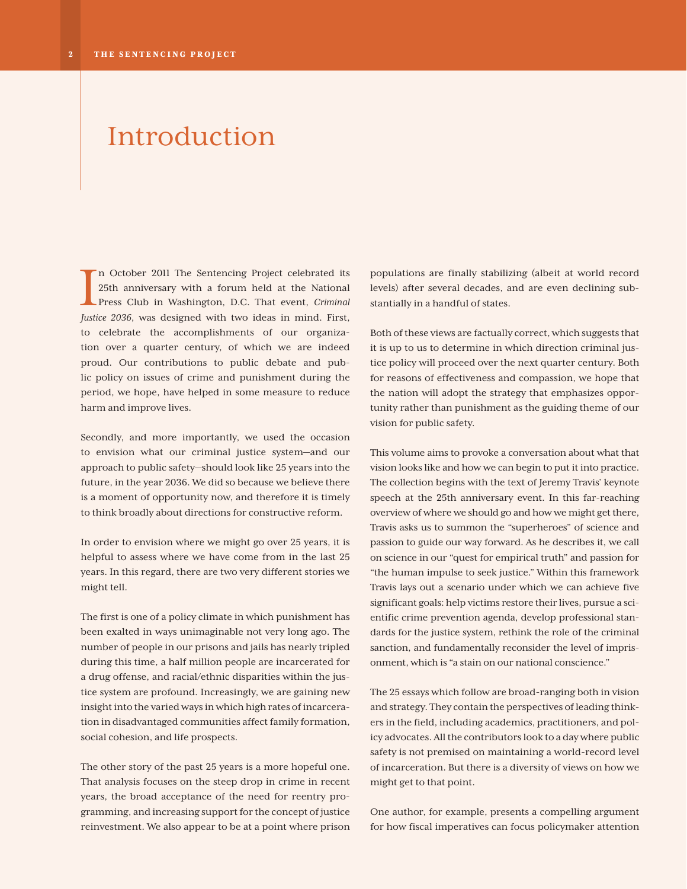# Introduction

In October 2011 The Sentencing Project celebrated its 25th anniversary with a forum held at the National Press Club in Washington, D.C. That event, *Criminal Justice 2036*, was designed with two ideas in mind. First, to celebrate the accomplishments of our organization over a quarter century, of which we are indeed proud. Our contributions to public debate and public policy on issues of crime and punishment during the period, we hope, have helped in some measure to reduce harm and improve lives.

Secondly, and more importantly, we used the occasion to envision what our criminal justice system—and our approach to public safety—should look like 25 years into the future, in the year 2036. We did so because we believe there is a moment of opportunity now, and therefore it is timely to think broadly about directions for constructive reform.

In order to envision where we might go over 25 years, it is helpful to assess where we have come from in the last 25 years. In this regard, there are two very different stories we might tell.

The first is one of a policy climate in which punishment has been exalted in ways unimaginable not very long ago. The number of people in our prisons and jails has nearly tripled during this time, a half million people are incarcerated for a drug offense, and racial/ethnic disparities within the justice system are profound. Increasingly, we are gaining new insight into the varied ways in which high rates of incarceration in disadvantaged communities affect family formation, social cohesion, and life prospects.

The other story of the past 25 years is a more hopeful one. That analysis focuses on the steep drop in crime in recent years, the broad acceptance of the need for reentry programming, and increasing support for the concept of justice reinvestment. We also appear to be at a point where prison populations are finally stabilizing (albeit at world record levels) after several decades, and are even declining substantially in a handful of states.

Both of these views are factually correct, which suggests that it is up to us to determine in which direction criminal justice policy will proceed over the next quarter century. Both for reasons of effectiveness and compassion, we hope that the nation will adopt the strategy that emphasizes opportunity rather than punishment as the guiding theme of our vision for public safety.

This volume aims to provoke a conversation about what that vision looks like and how we can begin to put it into practice. The collection begins with the text of Jeremy Travis' keynote speech at the 25th anniversary event. In this far-reaching overview of where we should go and how we might get there, Travis asks us to summon the "superheroes" of science and passion to guide our way forward. As he describes it, we call on science in our "quest for empirical truth" and passion for "the human impulse to seek justice." Within this framework Travis lays out a scenario under which we can achieve five significant goals: help victims restore their lives, pursue a scientific crime prevention agenda, develop professional standards for the justice system, rethink the role of the criminal sanction, and fundamentally reconsider the level of imprisonment, which is "a stain on our national conscience."

The 25 essays which follow are broad-ranging both in vision and strategy. They contain the perspectives of leading thinkers in the field, including academics, practitioners, and policy advocates. All the contributors look to a day where public safety is not premised on maintaining a world-record level of incarceration. But there is a diversity of views on how we might get to that point.

One author, for example, presents a compelling argument for how fiscal imperatives can focus policymaker attention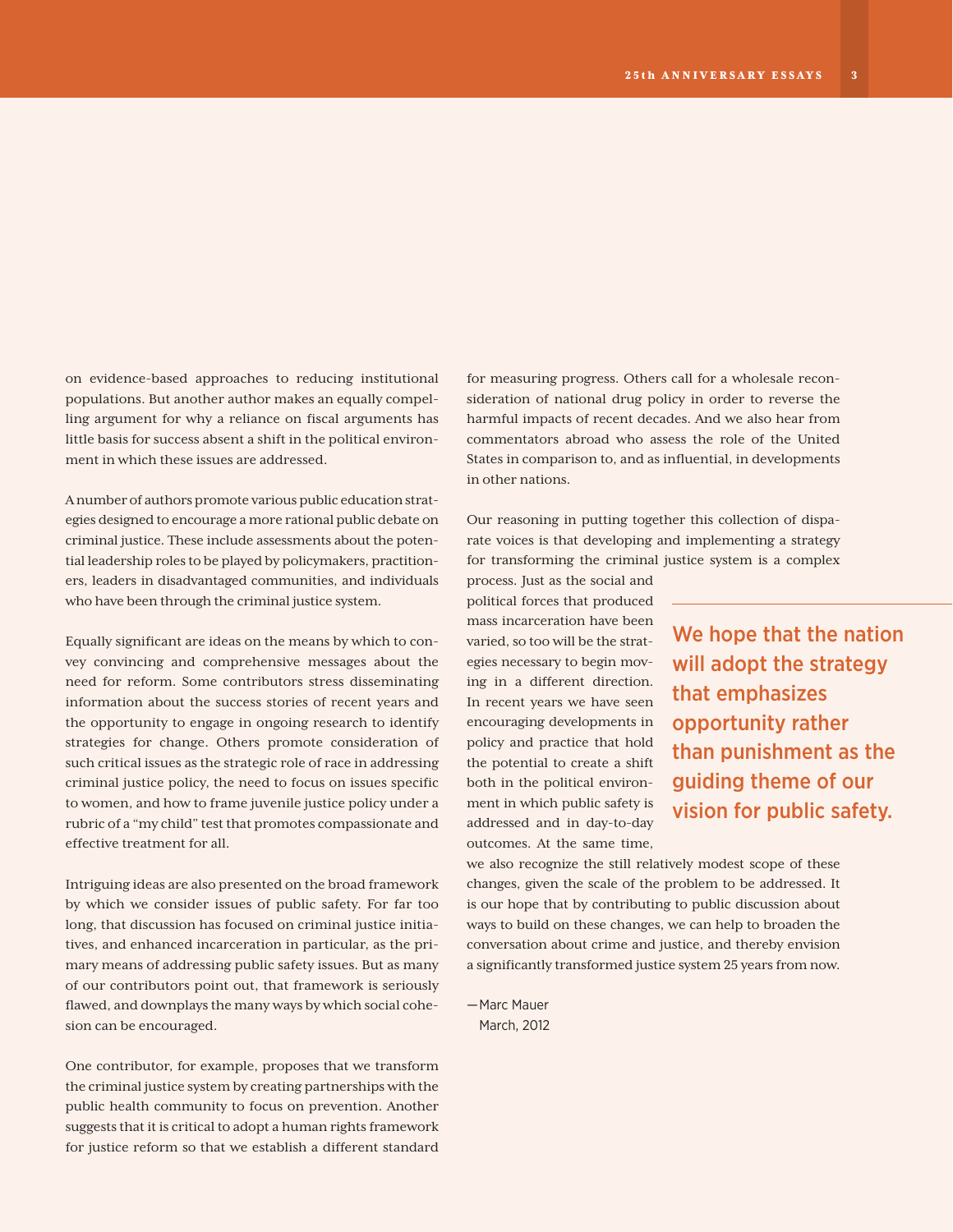on evidence-based approaches to reducing institutional populations. But another author makes an equally compelling argument for why a reliance on fiscal arguments has little basis for success absent a shift in the political environment in which these issues are addressed.

A number of authors promote various public education strategies designed to encourage a more rational public debate on criminal justice. These include assessments about the potential leadership roles to be played by policymakers, practitioners, leaders in disadvantaged communities, and individuals who have been through the criminal justice system.

Equally significant are ideas on the means by which to convey convincing and comprehensive messages about the need for reform. Some contributors stress disseminating information about the success stories of recent years and the opportunity to engage in ongoing research to identify strategies for change. Others promote consideration of such critical issues as the strategic role of race in addressing criminal justice policy, the need to focus on issues specific to women, and how to frame juvenile justice policy under a rubric of a "my child" test that promotes compassionate and effective treatment for all.

Intriguing ideas are also presented on the broad framework by which we consider issues of public safety. For far too long, that discussion has focused on criminal justice initiatives, and enhanced incarceration in particular, as the primary means of addressing public safety issues. But as many of our contributors point out, that framework is seriously flawed, and downplays the many ways by which social cohesion can be encouraged.

One contributor, for example, proposes that we transform the criminal justice system by creating partnerships with the public health community to focus on prevention. Another suggests that it is critical to adopt a human rights framework for justice reform so that we establish a different standard for measuring progress. Others call for a wholesale reconsideration of national drug policy in order to reverse the harmful impacts of recent decades. And we also hear from commentators abroad who assess the role of the United States in comparison to, and as influential, in developments in other nations.

Our reasoning in putting together this collection of disparate voices is that developing and implementing a strategy for transforming the criminal justice system is a complex process. Just as the social and political forces that produced mass incarceration have been varied, so too will be the strategies necessary to begin moving in a different direction. In recent years we have seen encouraging developments in policy and practice that hold the potential to create a shift both in the political environment in which public safety is addressed and in day-to-day outcomes. At the same time, we also recognize the still relatively modest scope of these changes, given the scale of the problem to be addressed. It is our hope that by contributing to public discussion about ways to build on these changes, we can help to broaden the conversation about crime and justice, and thereby envision a significantly transformed justice system 25 years from now.

> We hope that the nation will adopt the strategy that emphasizes opportunity rather than punishment as the guiding theme of our vision for public safety.

—Marc Mauer
March, 2012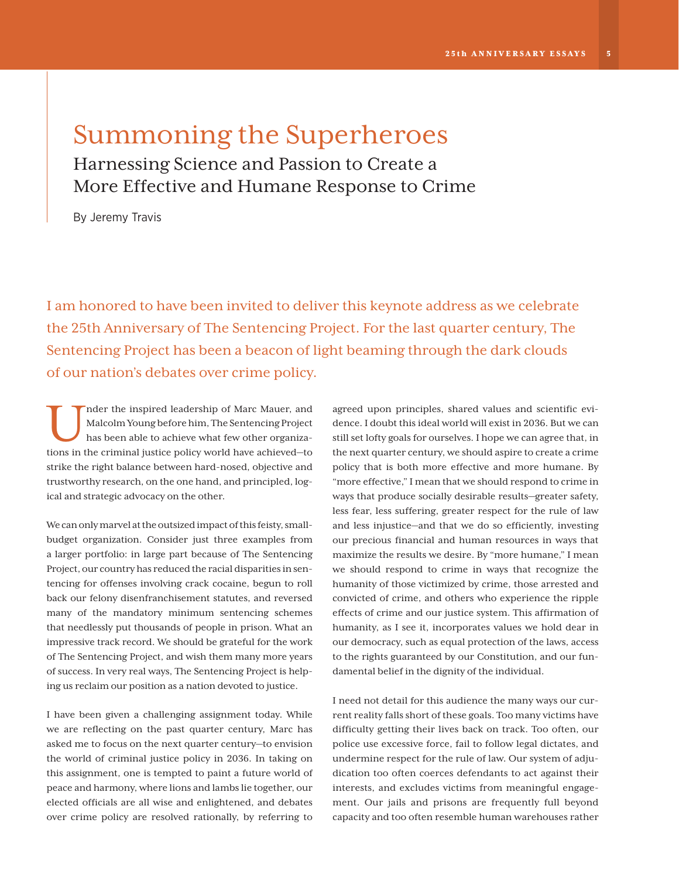# Summoning the Superheroes

## Harnessing Science and Passion to Create a More Effective and Humane Response to Crime

By Jeremy Travis

I am honored to have been invited to deliver this keynote address as we celebrate the 25th Anniversary of The Sentencing Project. For the last quarter century, The Sentencing Project has been a beacon of light beaming through the dark clouds of our nation's debates over crime policy.

Under the inspired leadership of Marc Mauer, and Malcolm Young before him, The Sentencing Project has been able to achieve what few other organizations in the criminal justice policy world have achieved—to strike the right balance between hard-nosed, objective and trustworthy research, on the one hand, and principled, logical and strategic advocacy on the other.

We can only marvel at the outsized impact of this feisty, small-budget organization. Consider just three examples from a larger portfolio: in large part because of The Sentencing Project, our country has reduced the racial disparities in sentencing for offenses involving crack cocaine, begun to roll back our felony disenfranchisement statutes, and reversed many of the mandatory minimum sentencing schemes that needlessly put thousands of people in prison. What an impressive track record. We should be grateful for the work of The Sentencing Project, and wish them many more years of success. In very real ways, The Sentencing Project is helping us reclaim our position as a nation devoted to justice.

I have been given a challenging assignment today. While we are reflecting on the past quarter century, Marc has asked me to focus on the next quarter century—to envision the world of criminal justice policy in 2036. In taking on this assignment, one is tempted to paint a future world of peace and harmony, where lions and lambs lie together, our elected officials are all wise and enlightened, and debates over crime policy are resolved rationally, by referring to agreed upon principles, shared values and scientific evidence. I doubt this ideal world will exist in 2036. But we can still set lofty goals for ourselves. I hope we can agree that, in the next quarter century, we should aspire to create a crime policy that is both more effective and more humane. By "more effective," I mean that we should respond to crime in ways that produce socially desirable results—greater safety, less fear, less suffering, greater respect for the rule of law and less injustice—and that we do so efficiently, investing our precious financial and human resources in ways that maximize the results we desire. By "more humane," I mean we should respond to crime in ways that recognize the humanity of those victimized by crime, those arrested and convicted of crime, and others who experience the ripple effects of crime and our justice system. This affirmation of humanity, as I see it, incorporates values we hold dear in our democracy, such as equal protection of the laws, access to the rights guaranteed by our Constitution, and our fundamental belief in the dignity of the individual.

I need not detail for this audience the many ways our current reality falls short of these goals. Too many victims have difficulty getting their lives back on track. Too often, our police use excessive force, fail to follow legal dictates, and undermine respect for the rule of law. Our system of adjudication too often coerces defendants to act against their interests, and excludes victims from meaningful engagement. Our jails and prisons are frequently full beyond capacity and too often resemble human warehouses rather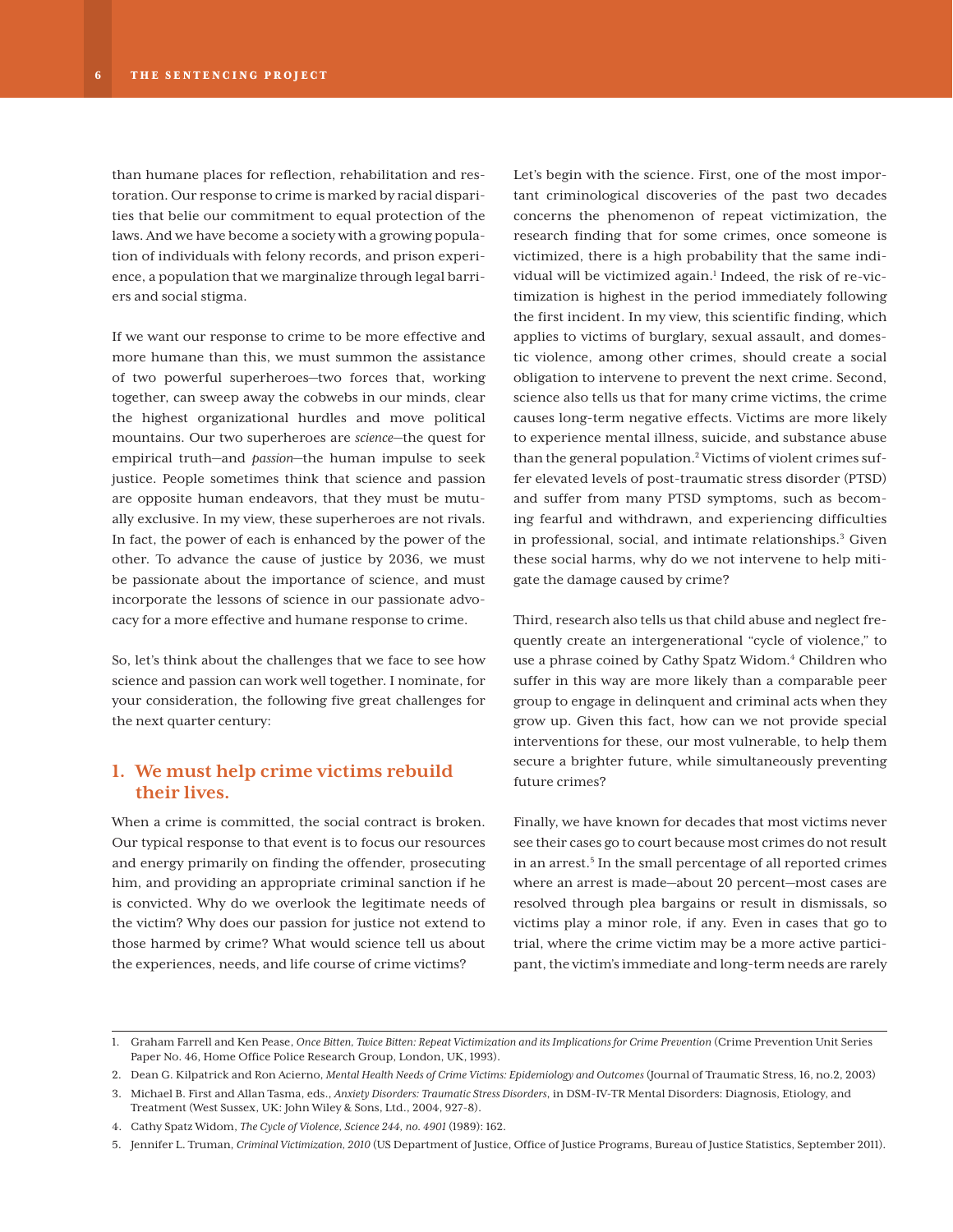than humane places for reflection, rehabilitation and restoration. Our response to crime is marked by racial disparities that belie our commitment to equal protection of the laws. And we have become a society with a growing population of individuals with felony records, and prison experience, a population that we marginalize through legal barriers and social stigma.

If we want our response to crime to be more effective and more humane than this, we must summon the assistance of two powerful superheroes—two forces that, working together, can sweep away the cobwebs in our minds, clear the highest organizational hurdles and move political mountains. Our two superheroes are *science*—the quest for empirical truth—and *passion*—the human impulse to seek justice. People sometimes think that science and passion are opposite human endeavors, that they must be mutually exclusive. In my view, these superheroes are not rivals. In fact, the power of each is enhanced by the power of the other. To advance the cause of justice by 2036, we must be passionate about the importance of science, and must incorporate the lessons of science in our passionate advocacy for a more effective and humane response to crime.

So, let's think about the challenges that we face to see how science and passion can work well together. I nominate, for your consideration, the following five great challenges for the next quarter century:

## 1. We must help crime victims rebuild their lives.

When a crime is committed, the social contract is broken. Our typical response to that event is to focus our resources and energy primarily on finding the offender, prosecuting him, and providing an appropriate criminal sanction if he is convicted. Why do we overlook the legitimate needs of the victim? Why does our passion for justice not extend to those harmed by crime? What would science tell us about the experiences, needs, and life course of crime victims?

Let's begin with the science. First, one of the most important criminological discoveries of the past two decades concerns the phenomenon of repeat victimization, the research finding that for some crimes, once someone is victimized, there is a high probability that the same individual will be victimized again.[1] Indeed, the risk of re-victimization is highest in the period immediately following the first incident. In my view, this scientific finding, which applies to victims of burglary, sexual assault, and domestic violence, among other crimes, should create a social obligation to intervene to prevent the next crime. Second, science also tells us that for many crime victims, the crime causes long-term negative effects. Victims are more likely to experience mental illness, suicide, and substance abuse than the general population.[2] Victims of violent crimes suffer elevated levels of post-traumatic stress disorder (PTSD) and suffer from many PTSD symptoms, such as becoming fearful and withdrawn, and experiencing difficulties in professional, social, and intimate relationships.[3] Given these social harms, why do we not intervene to help mitigate the damage caused by crime?

Third, research also tells us that child abuse and neglect frequently create an intergenerational "cycle of violence," to use a phrase coined by Cathy Spatz Widom.[4] Children who suffer in this way are more likely than a comparable peer group to engage in delinquent and criminal acts when they grow up. Given this fact, how can we not provide special interventions for these, our most vulnerable, to help them secure a brighter future, while simultaneously preventing future crimes?

Finally, we have known for decades that most victims never see their cases go to court because most crimes do not result in an arrest.[5] In the small percentage of all reported crimes where an arrest is made—about 20 percent—most cases are resolved through plea bargains or result in dismissals, so victims play a minor role, if any. Even in cases that go to trial, where the crime victim may be a more active participant, the victim's immediate and long-term needs are rarely

---

1. Graham Farrell and Ken Pease, *Once Bitten, Twice Bitten: Repeat Victimization and its Implications for Crime Prevention* (Crime Prevention Unit Series Paper No. 46, Home Office Police Research Group, London, UK, 1993).
2. Dean G. Kilpatrick and Ron Acierno, *Mental Health Needs of Crime Victims: Epidemiology and Outcomes* (Journal of Traumatic Stress, 16, no.2, 2003)
3. Michael B. First and Allan Tasma, eds., *Anxiety Disorders: Traumatic Stress Disorders*, in DSM-IV-TR Mental Disorders: Diagnosis, Etiology, and Treatment (West Sussex, UK: John Wiley & Sons, Ltd., 2004, 927-8).
4. Cathy Spatz Widom, *The Cycle of Violence, Science 244, no. 4901* (1989): 162.
5. Jennifer L. Truman, *Criminal Victimization, 2010* (US Department of Justice, Office of Justice Programs, Bureau of Justice Statistics, September 2011).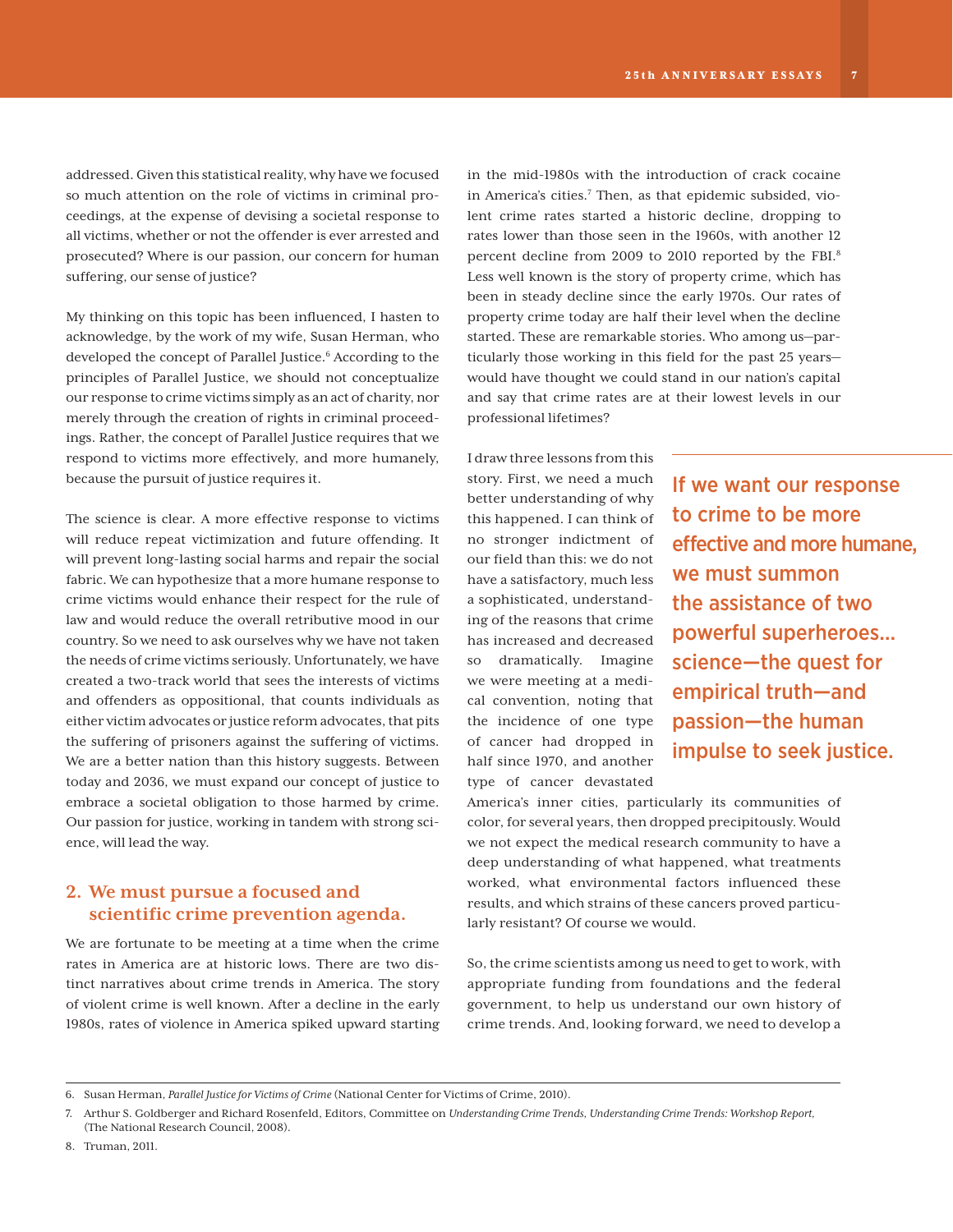addressed. Given this statistical reality, why have we focused so much attention on the role of victims in criminal proceedings, at the expense of devising a societal response to all victims, whether or not the offender is ever arrested and prosecuted? Where is our passion, our concern for human suffering, our sense of justice?

My thinking on this topic has been influenced, I hasten to acknowledge, by the work of my wife, Susan Herman, who developed the concept of Parallel Justice.[6] According to the principles of Parallel Justice, we should not conceptualize our response to crime victims simply as an act of charity, nor merely through the creation of rights in criminal proceedings. Rather, the concept of Parallel Justice requires that we respond to victims more effectively, and more humanely, because the pursuit of justice requires it.

The science is clear. A more effective response to victims will reduce repeat victimization and future offending. It will prevent long-lasting social harms and repair the social fabric. We can hypothesize that a more humane response to crime victims would enhance their respect for the rule of law and would reduce the overall retributive mood in our country. So we need to ask ourselves why we have not taken the needs of crime victims seriously. Unfortunately, we have created a two-track world that sees the interests of victims and offenders as oppositional, that counts individuals as either victim advocates or justice reform advocates, that pits the suffering of prisoners against the suffering of victims. We are a better nation than this history suggests. Between today and 2036, we must expand our concept of justice to embrace a societal obligation to those harmed by crime. Our passion for justice, working in tandem with strong science, will lead the way.

## 2. We must pursue a focused and scientific crime prevention agenda.

We are fortunate to be meeting at a time when the crime rates in America are at historic lows. There are two distinct narratives about crime trends in America. The story of violent crime is well known. After a decline in the early 1980s, rates of violence in America spiked upward starting in the mid-1980s with the introduction of crack cocaine in America's cities.[7] Then, as that epidemic subsided, violent crime rates started a historic decline, dropping to rates lower than those seen in the 1960s, with another 12 percent decline from 2009 to 2010 reported by the FBI.[8] Less well known is the story of property crime, which has been in steady decline since the early 1970s. Our rates of property crime today are half their level when the decline started. These are remarkable stories. Who among us—particularly those working in this field for the past 25 years—would have thought we could stand in our nation's capital and say that crime rates are at their lowest levels in our professional lifetimes?

> If we want our response to crime to be more effective and more humane, we must summon the assistance of two powerful superheroes… science—the quest for empirical truth—and passion—the human impulse to seek justice.

I draw three lessons from this story. First, we need a much better understanding of why this happened. I can think of no stronger indictment of our field than this: we do not have a satisfactory, much less a sophisticated, understanding of the reasons that crime has increased and decreased so dramatically. Imagine we were meeting at a medical convention, noting that the incidence of one type of cancer had dropped in half since 1970, and another type of cancer devastated America's inner cities, particularly its communities of color, for several years, then dropped precipitously. Would we not expect the medical research community to have a deep understanding of what happened, what treatments worked, what environmental factors influenced these results, and which strains of these cancers proved particularly resistant? Of course we would.

So, the crime scientists among us need to get to work, with appropriate funding from foundations and the federal government, to help us understand our own history of crime trends. And, looking forward, we need to develop a

---

6. Susan Herman, *Parallel Justice for Victims of Crime* (National Center for Victims of Crime, 2010).

7. Arthur S. Goldberger and Richard Rosenfeld, Editors, Committee on *Understanding Crime Trends, Understanding Crime Trends: Workshop Report,* (The National Research Council, 2008).

8. Truman, 2011.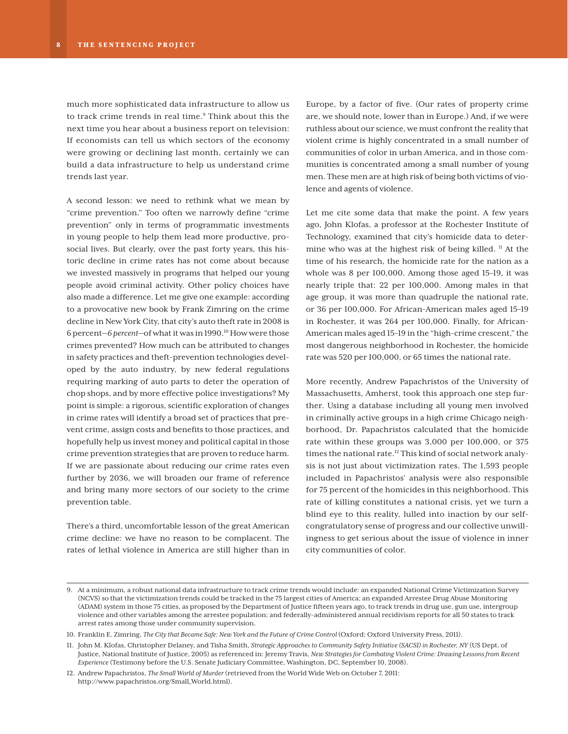much more sophisticated data infrastructure to allow us to track crime trends in real time.[9] Think about this the next time you hear about a business report on television: If economists can tell us which sectors of the economy were growing or declining last month, certainly we can build a data infrastructure to help us understand crime trends last year.

A second lesson: we need to rethink what we mean by "crime prevention." Too often we narrowly define "crime prevention" only in terms of programmatic investments in young people to help them lead more productive, prosocial lives. But clearly, over the past forty years, this historic decline in crime rates has not come about because we invested massively in programs that helped our young people avoid criminal activity. Other policy choices have also made a difference. Let me give one example: according to a provocative new book by Frank Zimring on the crime decline in New York City, that city's auto theft rate in 2008 is 6 percent—*6 percent*—of what it was in 1990.[10] How were those crimes prevented? How much can be attributed to changes in safety practices and theft-prevention technologies developed by the auto industry, by new federal regulations requiring marking of auto parts to deter the operation of chop shops, and by more effective police investigations? My point is simple: a rigorous, scientific exploration of changes in crime rates will identify a broad set of practices that prevent crime, assign costs and benefits to those practices, and hopefully help us invest money and political capital in those crime prevention strategies that are proven to reduce harm. If we are passionate about reducing our crime rates even further by 2036, we will broaden our frame of reference and bring many more sectors of our society to the crime prevention table.

There's a third, uncomfortable lesson of the great American crime decline: we have no reason to be complacent. The rates of lethal violence in America are still higher than in Europe, by a factor of five. (Our rates of property crime are, we should note, lower than in Europe.) And, if we were ruthless about our science, we must confront the reality that violent crime is highly concentrated in a small number of communities of color in urban America, and in those communities is concentrated among a small number of young men. These men are at high risk of being both victims of violence and agents of violence.

Let me cite some data that make the point. A few years ago, John Klofas, a professor at the Rochester Institute of Technology, examined that city's homicide data to determine who was at the highest risk of being killed.[11] At the time of his research, the homicide rate for the nation as a whole was 8 per 100,000. Among those aged 15–19, it was nearly triple that: 22 per 100,000. Among males in that age group, it was more than quadruple the national rate, or 36 per 100,000. For African-American males aged 15–19 in Rochester, it was 264 per 100,000. Finally, for African-American males aged 15–19 in the "high-crime crescent," the most dangerous neighborhood in Rochester, the homicide rate was 520 per 100,000, or 65 times the national rate.

More recently, Andrew Papachristos of the University of Massachusetts, Amherst, took this approach one step further. Using a database including all young men involved in criminally active groups in a high crime Chicago neighborhood, Dr. Papachristos calculated that the homicide rate within these groups was 3,000 per 100,000, or 375 times the national rate.[12] This kind of social network analysis is not just about victimization rates. The 1,593 people included in Papachristos' analysis were also responsible for 75 percent of the homicides in this neighborhood. This rate of killing constitutes a national crisis, yet we turn a blind eye to this reality, lulled into inaction by our self-congratulatory sense of progress and our collective unwillingness to get serious about the issue of violence in inner city communities of color.

---

9. At a minimum, a robust national data infrastructure to track crime trends would include: an expanded National Crime Victimization Survey (NCVS) so that the victimization trends could be tracked in the 75 largest cities of America; an expanded Arrestee Drug Abuse Monitoring (ADAM) system in those 75 cities, as proposed by the Department of Justice fifteen years ago, to track trends in drug use, gun use, intergroup violence and other variables among the arrestee population; and federally-administered annual recidivism reports for all 50 states to track arrest rates among those under community supervision.

10. Franklin E. Zimring, *The City that Became Safe: New York and the Future of Crime Control* (Oxford: Oxford University Press, 2011).

11. John M. Klofas, Christopher Delaney, and Tisha Smith, *Strategic Approaches to Community Safety Initiative (SACSI) in Rochester, NY* (US Dept. of Justice, National Institute of Justice, 2005) as referenced in: Jeremy Travis, *New Strategies for Combating Violent Crime: Drawing Lessons from Recent Experience* (Testimony before the U.S. Senate Judiciary Committee, Washington, DC, September 10, 2008).

12. Andrew Papachristos, *The Small World of Murder* (retrieved from the World Wide Web on October 7, 2011: http://www.papachristos.org/Small_World.html).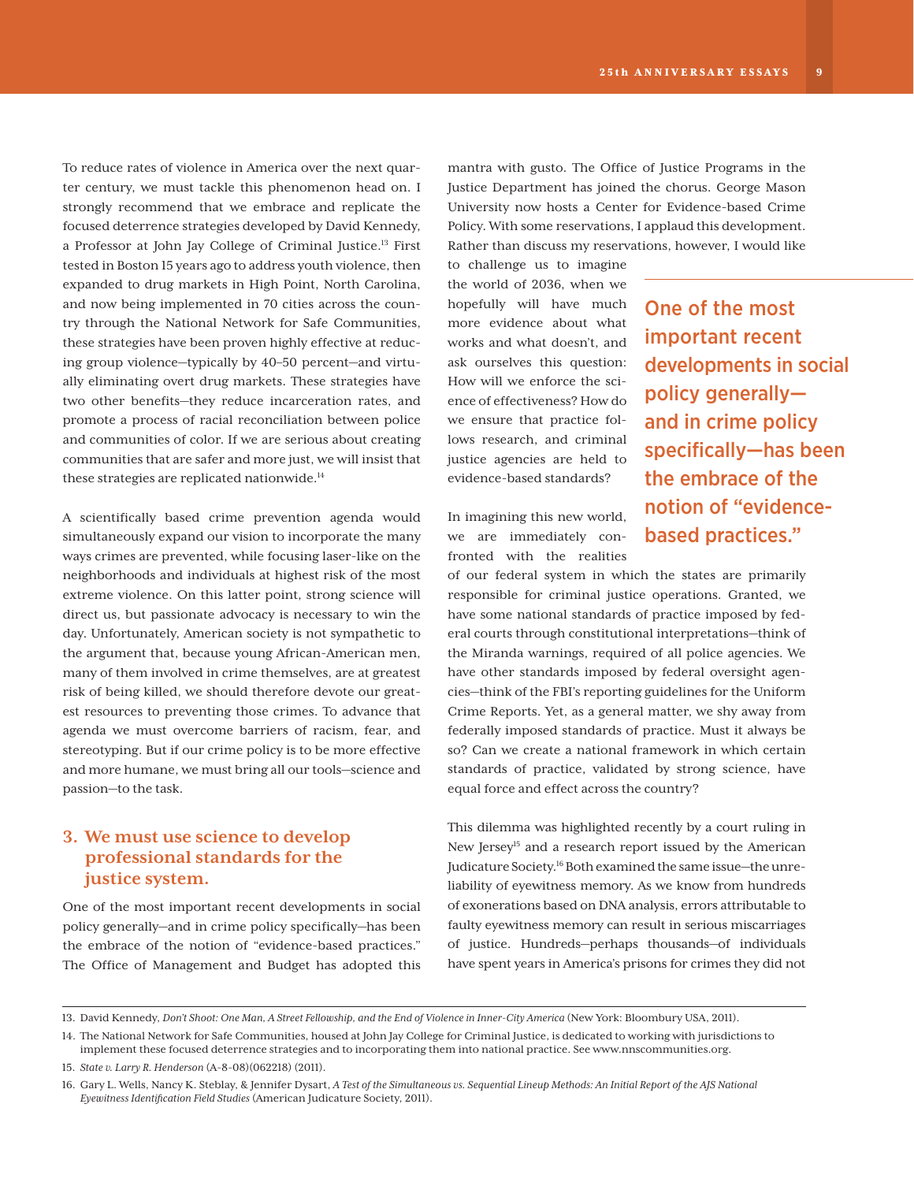To reduce rates of violence in America over the next quarter century, we must tackle this phenomenon head on. I strongly recommend that we embrace and replicate the focused deterrence strategies developed by David Kennedy, a Professor at John Jay College of Criminal Justice.[13] First tested in Boston 15 years ago to address youth violence, then expanded to drug markets in High Point, North Carolina, and now being implemented in 70 cities across the country through the National Network for Safe Communities, these strategies have been proven highly effective at reducing group violence—typically by 40–50 percent—and virtually eliminating overt drug markets. These strategies have two other benefits—they reduce incarceration rates, and promote a process of racial reconciliation between police and communities of color. If we are serious about creating communities that are safer and more just, we will insist that these strategies are replicated nationwide.[14]

A scientifically based crime prevention agenda would simultaneously expand our vision to incorporate the many ways crimes are prevented, while focusing laser-like on the neighborhoods and individuals at highest risk of the most extreme violence. On this latter point, strong science will direct us, but passionate advocacy is necessary to win the day. Unfortunately, American society is not sympathetic to the argument that, because young African-American men, many of them involved in crime themselves, are at greatest risk of being killed, we should therefore devote our greatest resources to preventing those crimes. To advance that agenda we must overcome barriers of racism, fear, and stereotyping. But if our crime policy is to be more effective and more humane, we must bring all our tools—science and passion—to the task.

## 3. We must use science to develop professional standards for the justice system.

One of the most important recent developments in social policy generally—and in crime policy specifically—has been the embrace of the notion of "evidence-based practices." The Office of Management and Budget has adopted this mantra with gusto. The Office of Justice Programs in the Justice Department has joined the chorus. George Mason University now hosts a Center for Evidence-based Crime Policy. With some reservations, I applaud this development. Rather than discuss my reservations, however, I would like to challenge us to imagine the world of 2036, when we hopefully will have much more evidence about what works and what doesn't, and ask ourselves this question: How will we enforce the science of effectiveness? How do we ensure that practice follows research, and criminal justice agencies are held to evidence-based standards?

> One of the most important recent developments in social policy generally—and in crime policy specifically—has been the embrace of the notion of "evidence-based practices."

In imagining this new world, we are immediately confronted with the realities of our federal system in which the states are primarily responsible for criminal justice operations. Granted, we have some national standards of practice imposed by federal courts through constitutional interpretations—think of the Miranda warnings, required of all police agencies. We have other standards imposed by federal oversight agencies—think of the FBI's reporting guidelines for the Uniform Crime Reports. Yet, as a general matter, we shy away from federally imposed standards of practice. Must it always be so? Can we create a national framework in which certain standards of practice, validated by strong science, have equal force and effect across the country?

This dilemma was highlighted recently by a court ruling in New Jersey[15] and a research report issued by the American Judicature Society.[16] Both examined the same issue—the unreliability of eyewitness memory. As we know from hundreds of exonerations based on DNA analysis, errors attributable to faulty eyewitness memory can result in serious miscarriages of justice. Hundreds—perhaps thousands—of individuals have spent years in America's prisons for crimes they did not

---

13. David Kennedy, *Don't Shoot: One Man, A Street Fellowship, and the End of Violence in Inner-City America* (New York: Bloomsbury USA, 2011).

14. The National Network for Safe Communities, housed at John Jay College for Criminal Justice, is dedicated to working with jurisdictions to implement these focused deterrence strategies and to incorporating them into national practice. See www.nnscommunities.org.

15. *State v. Larry R. Henderson* (A-8-08)(062218) (2011).

16. Gary L. Wells, Nancy K. Steblay, & Jennifer Dysart, *A Test of the Simultaneous vs. Sequential Lineup Methods: An Initial Report of the AJS National Eyewitness Identification Field Studies* (American Judicature Society, 2011).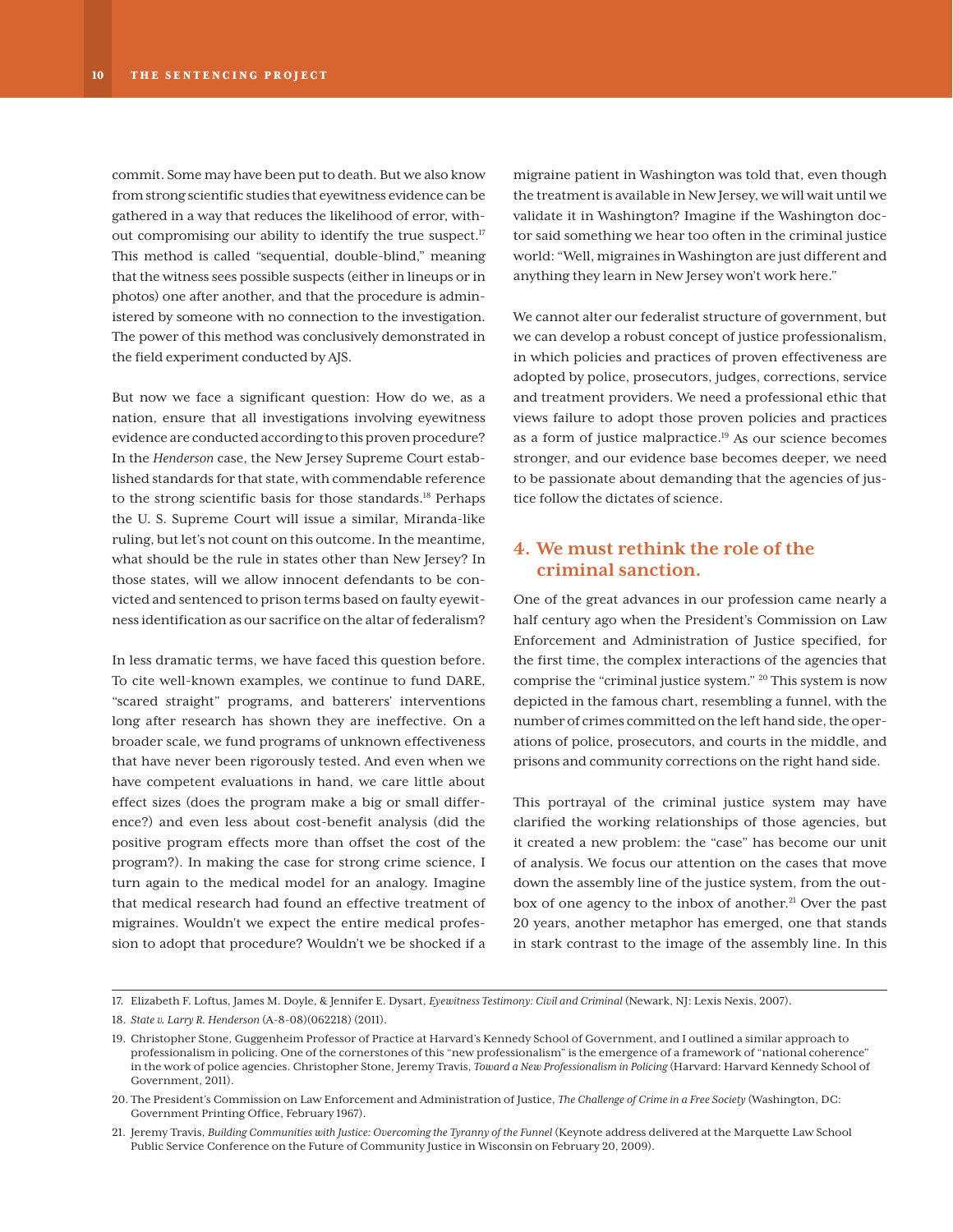commit. Some may have been put to death. But we also know from strong scientific studies that eyewitness evidence can be gathered in a way that reduces the likelihood of error, without compromising our ability to identify the true suspect.[17] This method is called "sequential, double-blind," meaning that the witness sees possible suspects (either in lineups or in photos) one after another, and that the procedure is administered by someone with no connection to the investigation. The power of this method was conclusively demonstrated in the field experiment conducted by AJS.

But now we face a significant question: How do we, as a nation, ensure that all investigations involving eyewitness evidence are conducted according to this proven procedure? In the *Henderson* case, the New Jersey Supreme Court established standards for that state, with commendable reference to the strong scientific basis for those standards.[18] Perhaps the U. S. Supreme Court will issue a similar, Miranda-like ruling, but let's not count on this outcome. In the meantime, what should be the rule in states other than New Jersey? In those states, will we allow innocent defendants to be convicted and sentenced to prison terms based on faulty eyewitness identification as our sacrifice on the altar of federalism?

In less dramatic terms, we have faced this question before. To cite well-known examples, we continue to fund DARE, "scared straight" programs, and batterers' interventions long after research has shown they are ineffective. On a broader scale, we fund programs of unknown effectiveness that have never been rigorously tested. And even when we have competent evaluations in hand, we care little about effect sizes (does the program make a big or small difference?) and even less about cost-benefit analysis (did the positive program effects more than offset the cost of the program?). In making the case for strong crime science, I turn again to the medical model for an analogy. Imagine that medical research had found an effective treatment of migraines. Wouldn't we expect the entire medical profession to adopt that procedure? Wouldn't we be shocked if a migraine patient in Washington was told that, even though the treatment is available in New Jersey, we will wait until we validate it in Washington? Imagine if the Washington doctor said something we hear too often in the criminal justice world: "Well, migraines in Washington are just different and anything they learn in New Jersey won't work here."

We cannot alter our federalist structure of government, but we can develop a robust concept of justice professionalism, in which policies and practices of proven effectiveness are adopted by police, prosecutors, judges, corrections, service and treatment providers. We need a professional ethic that views failure to adopt those proven policies and practices as a form of justice malpractice.[19] As our science becomes stronger, and our evidence base becomes deeper, we need to be passionate about demanding that the agencies of justice follow the dictates of science.

## 4. We must rethink the role of the criminal sanction.

One of the great advances in our profession came nearly a half century ago when the President's Commission on Law Enforcement and Administration of Justice specified, for the first time, the complex interactions of the agencies that comprise the "criminal justice system." [20] This system is now depicted in the famous chart, resembling a funnel, with the number of crimes committed on the left hand side, the operations of police, prosecutors, and courts in the middle, and prisons and community corrections on the right hand side.

This portrayal of the criminal justice system may have clarified the working relationships of those agencies, but it created a new problem: the "case" has become our unit of analysis. We focus our attention on the cases that move down the assembly line of the justice system, from the outbox of one agency to the inbox of another.[21] Over the past 20 years, another metaphor has emerged, one that stands in stark contrast to the image of the assembly line. In this

---

17. Elizabeth F. Loftus, James M. Doyle, & Jennifer E. Dysart, *Eyewitness Testimony: Civil and Criminal* (Newark, NJ: Lexis Nexis, 2007).

18. *State v. Larry R. Henderson* (A-8-08)(062218) (2011).

19. Christopher Stone, Guggenheim Professor of Practice at Harvard's Kennedy School of Government, and I outlined a similar approach to professionalism in policing. One of the cornerstones of this "new professionalism" is the emergence of a framework of "national coherence" in the work of police agencies. Christopher Stone, Jeremy Travis, *Toward a New Professionalism in Policing* (Harvard: Harvard Kennedy School of Government, 2011).

20. The President's Commission on Law Enforcement and Administration of Justice, *The Challenge of Crime in a Free Society* (Washington, DC: Government Printing Office, February 1967).

21. Jeremy Travis, *Building Communities with Justice: Overcoming the Tyranny of the Funnel* (Keynote address delivered at the Marquette Law School Public Service Conference on the Future of Community Justice in Wisconsin on February 20, 2009).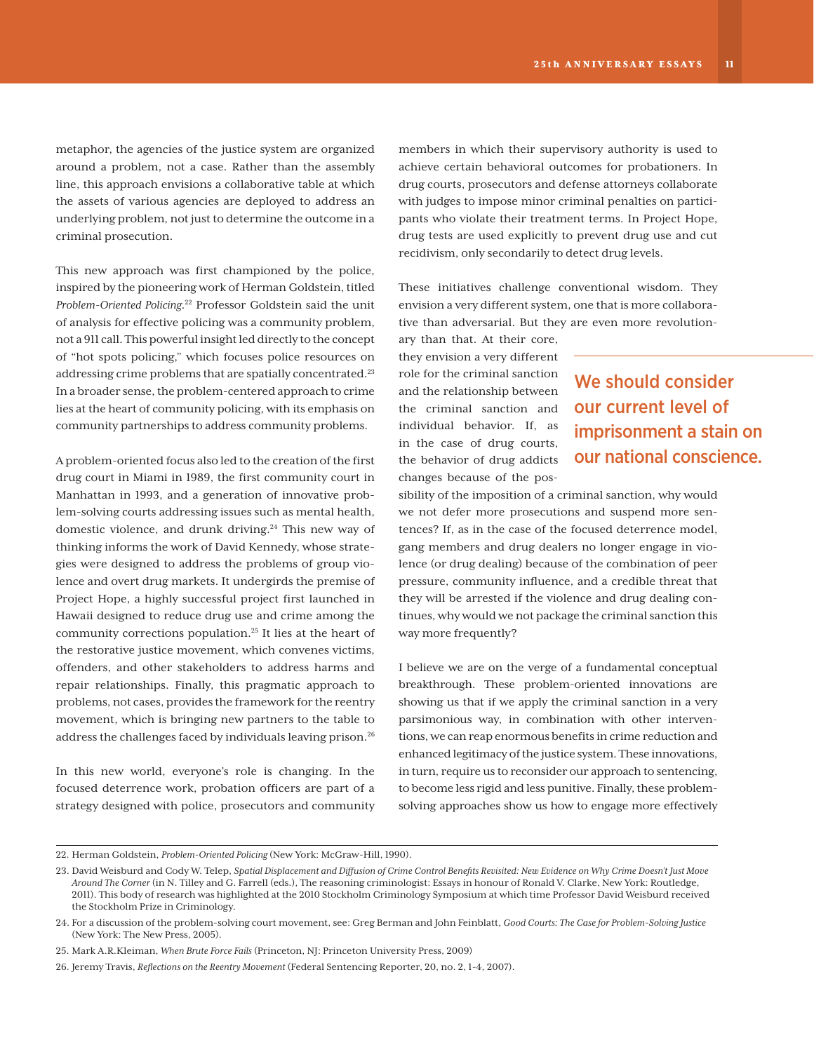metaphor, the agencies of the justice system are organized around a problem, not a case. Rather than the assembly line, this approach envisions a collaborative table at which the assets of various agencies are deployed to address an underlying problem, not just to determine the outcome in a criminal prosecution.

This new approach was first championed by the police, inspired by the pioneering work of Herman Goldstein, titled *Problem-Oriented Policing*.[22] Professor Goldstein said the unit of analysis for effective policing was a community problem, not a 911 call. This powerful insight led directly to the concept of "hot spots policing," which focuses police resources on addressing crime problems that are spatially concentrated.[23] In a broader sense, the problem-centered approach to crime lies at the heart of community policing, with its emphasis on community partnerships to address community problems.

A problem-oriented focus also led to the creation of the first drug court in Miami in 1989, the first community court in Manhattan in 1993, and a generation of innovative problem-solving courts addressing issues such as mental health, domestic violence, and drunk driving.[24] This new way of thinking informs the work of David Kennedy, whose strategies were designed to address the problems of group violence and overt drug markets. It undergirds the premise of Project Hope, a highly successful project first launched in Hawaii designed to reduce drug use and crime among the community corrections population.[25] It lies at the heart of the restorative justice movement, which convenes victims, offenders, and other stakeholders to address harms and repair relationships. Finally, this pragmatic approach to problems, not cases, provides the framework for the reentry movement, which is bringing new partners to the table to address the challenges faced by individuals leaving prison.[26]

In this new world, everyone's role is changing. In the focused deterrence work, probation officers are part of a strategy designed with police, prosecutors and community members in which their supervisory authority is used to achieve certain behavioral outcomes for probationers. In drug courts, prosecutors and defense attorneys collaborate with judges to impose minor criminal penalties on participants who violate their treatment terms. In Project Hope, drug tests are used explicitly to prevent drug use and cut recidivism, only secondarily to detect drug levels.

These initiatives challenge conventional wisdom. They envision a very different system, one that is more collaborative than adversarial. But they are even more revolutionary than that. At their core, they envision a very different role for the criminal sanction and the relationship between the criminal sanction and individual behavior. If, as in the case of drug courts, the behavior of drug addicts changes because of the possibility of the imposition of a criminal sanction, why would we not defer more prosecutions and suspend more sentences? If, as in the case of the focused deterrence model, gang members and drug dealers no longer engage in violence (or drug dealing) because of the combination of peer pressure, community influence, and a credible threat that they will be arrested if the violence and drug dealing continues, why would we not package the criminal sanction this way more frequently?

**We should consider our current level of imprisonment a stain on our national conscience.**

I believe we are on the verge of a fundamental conceptual breakthrough. These problem-oriented innovations are showing us that if we apply the criminal sanction in a very parsimonious way, in combination with other interventions, we can reap enormous benefits in crime reduction and enhanced legitimacy of the justice system. These innovations, in turn, require us to reconsider our approach to sentencing, to become less rigid and less punitive. Finally, these problem-solving approaches show us how to engage more effectively

---

22. Herman Goldstein, *Problem-Oriented Policing* (New York: McGraw-Hill, 1990).

23. David Weisburd and Cody W. Telep, *Spatial Displacement and Diffusion of Crime Control Benefits Revisited: New Evidence on Why Crime Doesn't Just Move Around The Corner* (in N. Tilley and G. Farrell (eds.), The reasoning criminologist: Essays in honour of Ronald V. Clarke, New York: Routledge, 2011). This body of research was highlighted at the 2010 Stockholm Criminology Symposium at which time Professor David Weisburd received the Stockholm Prize in Criminology.

24. For a discussion of the problem-solving court movement, see: Greg Berman and John Feinblatt, *Good Courts: The Case for Problem-Solving Justice* (New York: The New Press, 2005).

25. Mark A.R.Kleiman, *When Brute Force Fails* (Princeton, NJ: Princeton University Press, 2009)

26. Jeremy Travis, *Reflections on the Reentry Movement* (Federal Sentencing Reporter, 20, no. 2, 1-4, 2007).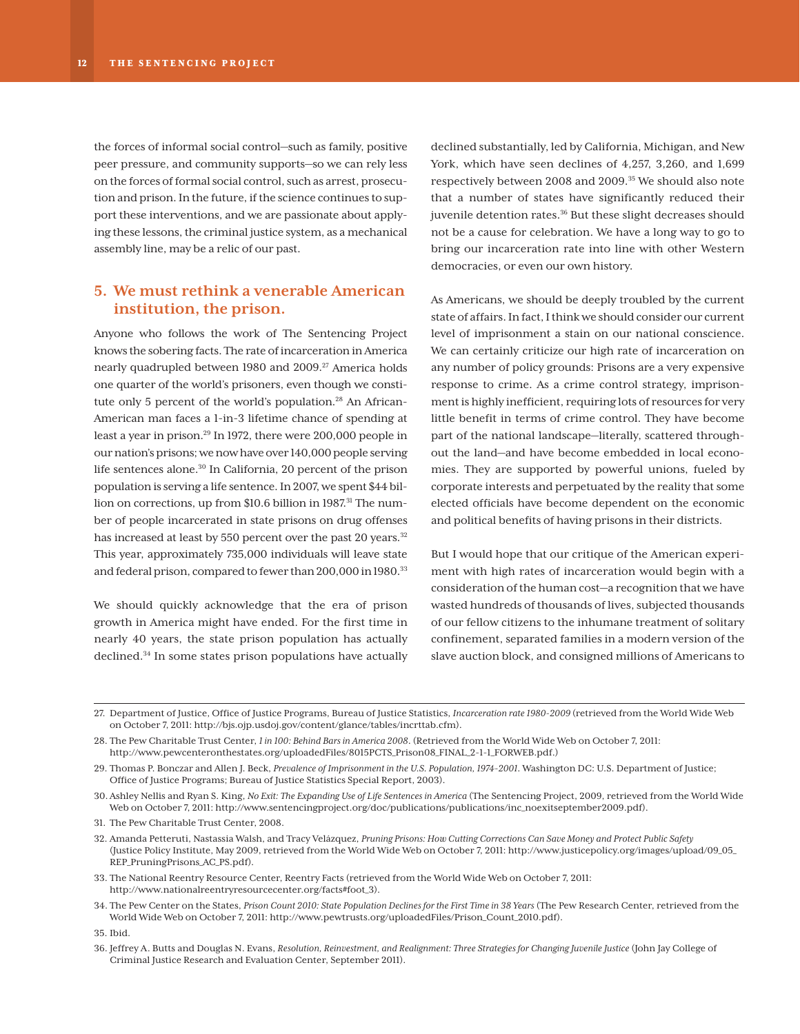the forces of informal social control—such as family, positive peer pressure, and community supports—so we can rely less on the forces of formal social control, such as arrest, prosecution and prison. In the future, if the science continues to support these interventions, and we are passionate about applying these lessons, the criminal justice system, as a mechanical assembly line, may be a relic of our past.

## 5. We must rethink a venerable American institution, the prison.

Anyone who follows the work of The Sentencing Project knows the sobering facts. The rate of incarceration in America nearly quadrupled between 1980 and 2009.[27] America holds one quarter of the world's prisoners, even though we constitute only 5 percent of the world's population.[28] An African-American man faces a 1-in-3 lifetime chance of spending at least a year in prison.[29] In 1972, there were 200,000 people in our nation's prisons; we now have over 140,000 people serving life sentences alone.[30] In California, 20 percent of the prison population is serving a life sentence. In 2007, we spent $44 billion on corrections, up from $10.6 billion in 1987.[31] The number of people incarcerated in state prisons on drug offenses has increased at least by 550 percent over the past 20 years.[32] This year, approximately 735,000 individuals will leave state and federal prison, compared to fewer than 200,000 in 1980.[33]

We should quickly acknowledge that the era of prison growth in America might have ended. For the first time in nearly 40 years, the state prison population has actually declined.[34] In some states prison populations have actually declined substantially, led by California, Michigan, and New York, which have seen declines of 4,257, 3,260, and 1,699 respectively between 2008 and 2009.[35] We should also note that a number of states have significantly reduced their juvenile detention rates.[36] But these slight decreases should not be a cause for celebration. We have a long way to go to bring our incarceration rate into line with other Western democracies, or even our own history.

As Americans, we should be deeply troubled by the current state of affairs. In fact, I think we should consider our current level of imprisonment a stain on our national conscience. We can certainly criticize our high rate of incarceration on any number of policy grounds: Prisons are a very expensive response to crime. As a crime control strategy, imprisonment is highly inefficient, requiring lots of resources for very little benefit in terms of crime control. They have become part of the national landscape—literally, scattered throughout the land—and have become embedded in local economies. They are supported by powerful unions, fueled by corporate interests and perpetuated by the reality that some elected officials have become dependent on the economic and political benefits of having prisons in their districts.

But I would hope that our critique of the American experiment with high rates of incarceration would begin with a consideration of the human cost—a recognition that we have wasted hundreds of thousands of lives, subjected thousands of our fellow citizens to the inhumane treatment of solitary confinement, separated families in a modern version of the slave auction block, and consigned millions of Americans to

---

27. Department of Justice, Office of Justice Programs, Bureau of Justice Statistics, *Incarceration rate 1980-2009* (retrieved from the World Wide Web on October 7, 2011: http://bjs.ojp.usdoj.gov/content/glance/tables/incrttab.cfm).

28. The Pew Charitable Trust Center, *1 in 100: Behind Bars in America 2008*. (Retrieved from the World Wide Web on October 7, 2011: http://www.pewcenteronthestates.org/uploadedFiles/8015PCTS_Prison08_FINAL_2-1-1_FORWEB.pdf.)

29. Thomas P. Bonczar and Allen J. Beck, *Prevalence of Imprisonment in the U.S. Population, 1974-2001*. Washington DC: U.S. Department of Justice; Office of Justice Programs; Bureau of Justice Statistics Special Report, 2003).

30. Ashley Nellis and Ryan S. King, *No Exit: The Expanding Use of Life Sentences in America* (The Sentencing Project, 2009, retrieved from the World Wide Web on October 7, 2011: http://www.sentencingproject.org/doc/publications/publications/inc_noexitseptember2009.pdf).

31. The Pew Charitable Trust Center, 2008.

32. Amanda Petteruti, Nastassia Walsh, and Tracy Velázquez, *Pruning Prisons: How Cutting Corrections Can Save Money and Protect Public Safety* (Justice Policy Institute, May 2009, retrieved from the World Wide Web on October 7, 2011: http://www.justicepolicy.org/images/upload/09_05_REP_PruningPrisons_AC_PS.pdf).

33. The National Reentry Resource Center, Reentry Facts (retrieved from the World Wide Web on October 7, 2011: http://www.nationalreentryresourcecenter.org/facts#foot_3).

34. The Pew Center on the States, *Prison Count 2010: State Population Declines for the First Time in 38 Years* (The Pew Research Center, retrieved from the World Wide Web on October 7, 2011: http://www.pewtrusts.org/uploadedFiles/Prison_Count_2010.pdf).

35. Ibid.

36. Jeffrey A. Butts and Douglas N. Evans, *Resolution, Reinvestment, and Realignment: Three Strategies for Changing Juvenile Justice* (John Jay College of Criminal Justice Research and Evaluation Center, September 2011).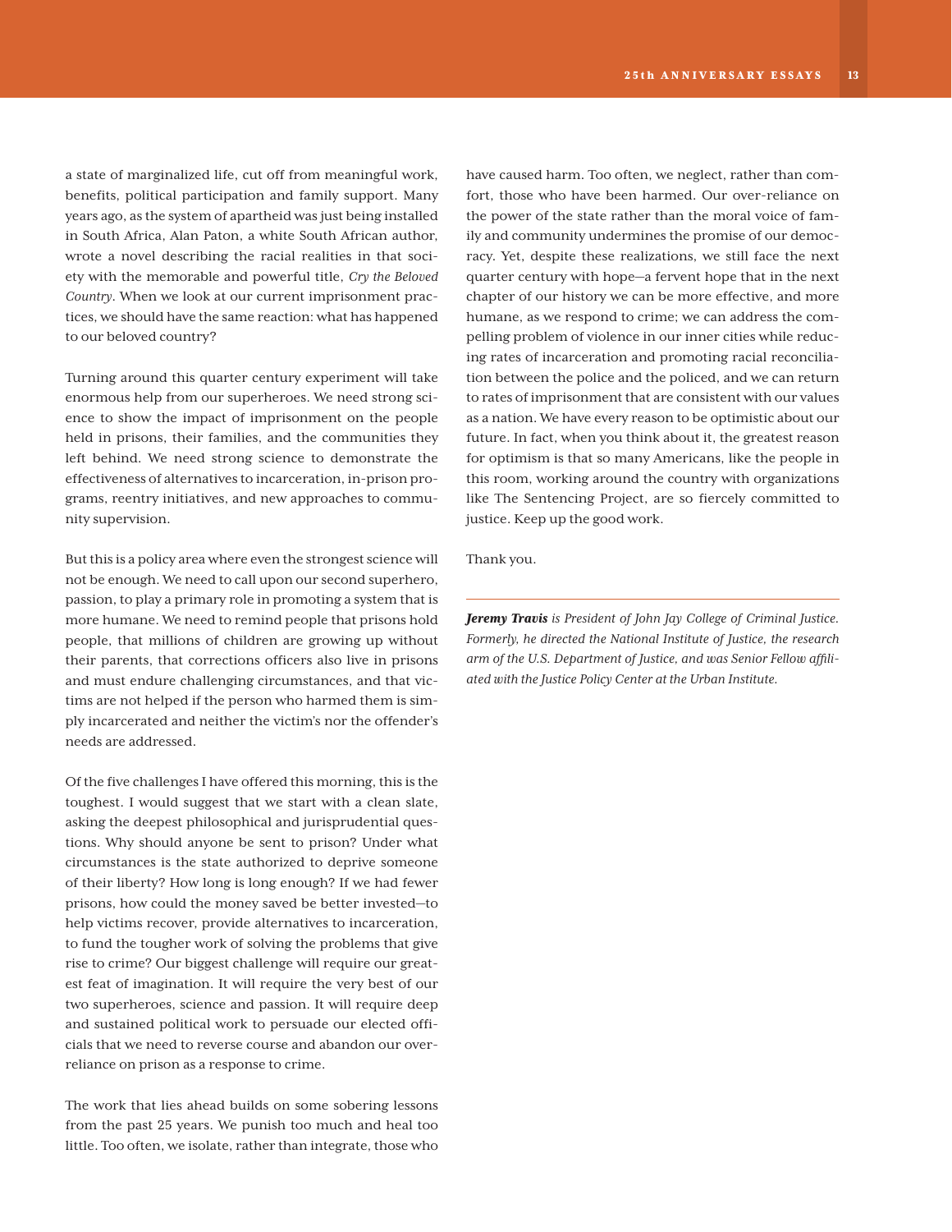a state of marginalized life, cut off from meaningful work, benefits, political participation and family support. Many years ago, as the system of apartheid was just being installed in South Africa, Alan Paton, a white South African author, wrote a novel describing the racial realities in that society with the memorable and powerful title, *Cry the Beloved Country*. When we look at our current imprisonment practices, we should have the same reaction: what has happened to our beloved country?

Turning around this quarter century experiment will take enormous help from our superheroes. We need strong science to show the impact of imprisonment on the people held in prisons, their families, and the communities they left behind. We need strong science to demonstrate the effectiveness of alternatives to incarceration, in-prison programs, reentry initiatives, and new approaches to community supervision.

But this is a policy area where even the strongest science will not be enough. We need to call upon our second superhero, passion, to play a primary role in promoting a system that is more humane. We need to remind people that prisons hold people, that millions of children are growing up without their parents, that corrections officers also live in prisons and must endure challenging circumstances, and that victims are not helped if the person who harmed them is simply incarcerated and neither the victim's nor the offender's needs are addressed.

Of the five challenges I have offered this morning, this is the toughest. I would suggest that we start with a clean slate, asking the deepest philosophical and jurisprudential questions. Why should anyone be sent to prison? Under what circumstances is the state authorized to deprive someone of their liberty? How long is long enough? If we had fewer prisons, how could the money saved be better invested—to help victims recover, provide alternatives to incarceration, to fund the tougher work of solving the problems that give rise to crime? Our biggest challenge will require our greatest feat of imagination. It will require the very best of our two superheroes, science and passion. It will require deep and sustained political work to persuade our elected officials that we need to reverse course and abandon our over-reliance on prison as a response to crime.

The work that lies ahead builds on some sobering lessons from the past 25 years. We punish too much and heal too little. Too often, we isolate, rather than integrate, those who have caused harm. Too often, we neglect, rather than comfort, those who have been harmed. Our over-reliance on the power of the state rather than the moral voice of family and community undermines the promise of our democracy. Yet, despite these realizations, we still face the next quarter century with hope—a fervent hope that in the next chapter of our history we can be more effective, and more humane, as we respond to crime; we can address the compelling problem of violence in our inner cities while reducing rates of incarceration and promoting racial reconciliation between the police and the policed, and we can return to rates of imprisonment that are consistent with our values as a nation. We have every reason to be optimistic about our future. In fact, when you think about it, the greatest reason for optimism is that so many Americans, like the people in this room, working around the country with organizations like The Sentencing Project, are so fiercely committed to justice. Keep up the good work.

Thank you.

---

***Jeremy Travis*** *is President of John Jay College of Criminal Justice. Formerly, he directed the National Institute of Justice, the research arm of the U.S. Department of Justice, and was Senior Fellow affiliated with the Justice Policy Center at the Urban Institute.*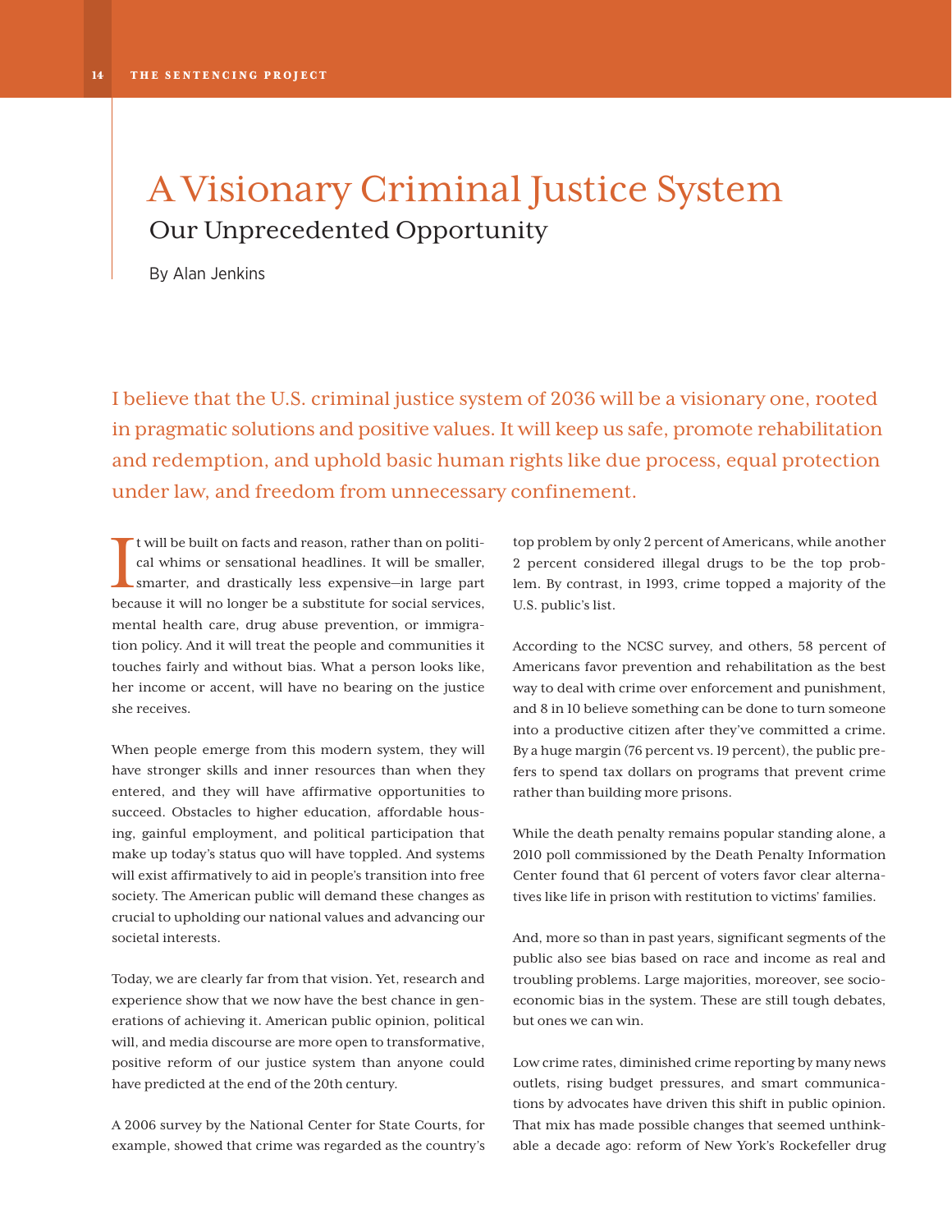# A Visionary Criminal Justice System

## Our Unprecedented Opportunity

By Alan Jenkins

I believe that the U.S. criminal justice system of 2036 will be a visionary one, rooted in pragmatic solutions and positive values. It will keep us safe, promote rehabilitation and redemption, and uphold basic human rights like due process, equal protection under law, and freedom from unnecessary confinement.

It will be built on facts and reason, rather than on political whims or sensational headlines. It will be smaller, smarter, and drastically less expensive—in large part because it will no longer be a substitute for social services, mental health care, drug abuse prevention, or immigration policy. And it will treat the people and communities it touches fairly and without bias. What a person looks like, her income or accent, will have no bearing on the justice she receives.

When people emerge from this modern system, they will have stronger skills and inner resources than when they entered, and they will have affirmative opportunities to succeed. Obstacles to higher education, affordable housing, gainful employment, and political participation that make up today's status quo will have toppled. And systems will exist affirmatively to aid in people's transition into free society. The American public will demand these changes as crucial to upholding our national values and advancing our societal interests.

Today, we are clearly far from that vision. Yet, research and experience show that we now have the best chance in generations of achieving it. American public opinion, political will, and media discourse are more open to transformative, positive reform of our justice system than anyone could have predicted at the end of the 20th century.

A 2006 survey by the National Center for State Courts, for example, showed that crime was regarded as the country's top problem by only 2 percent of Americans, while another 2 percent considered illegal drugs to be the top problem. By contrast, in 1993, crime topped a majority of the U.S. public's list.

According to the NCSC survey, and others, 58 percent of Americans favor prevention and rehabilitation as the best way to deal with crime over enforcement and punishment, and 8 in 10 believe something can be done to turn someone into a productive citizen after they've committed a crime. By a huge margin (76 percent vs. 19 percent), the public prefers to spend tax dollars on programs that prevent crime rather than building more prisons.

While the death penalty remains popular standing alone, a 2010 poll commissioned by the Death Penalty Information Center found that 61 percent of voters favor clear alternatives like life in prison with restitution to victims' families.

And, more so than in past years, significant segments of the public also see bias based on race and income as real and troubling problems. Large majorities, moreover, see socioeconomic bias in the system. These are still tough debates, but ones we can win.

Low crime rates, diminished crime reporting by many news outlets, rising budget pressures, and smart communications by advocates have driven this shift in public opinion. That mix has made possible changes that seemed unthinkable a decade ago: reform of New York's Rockefeller drug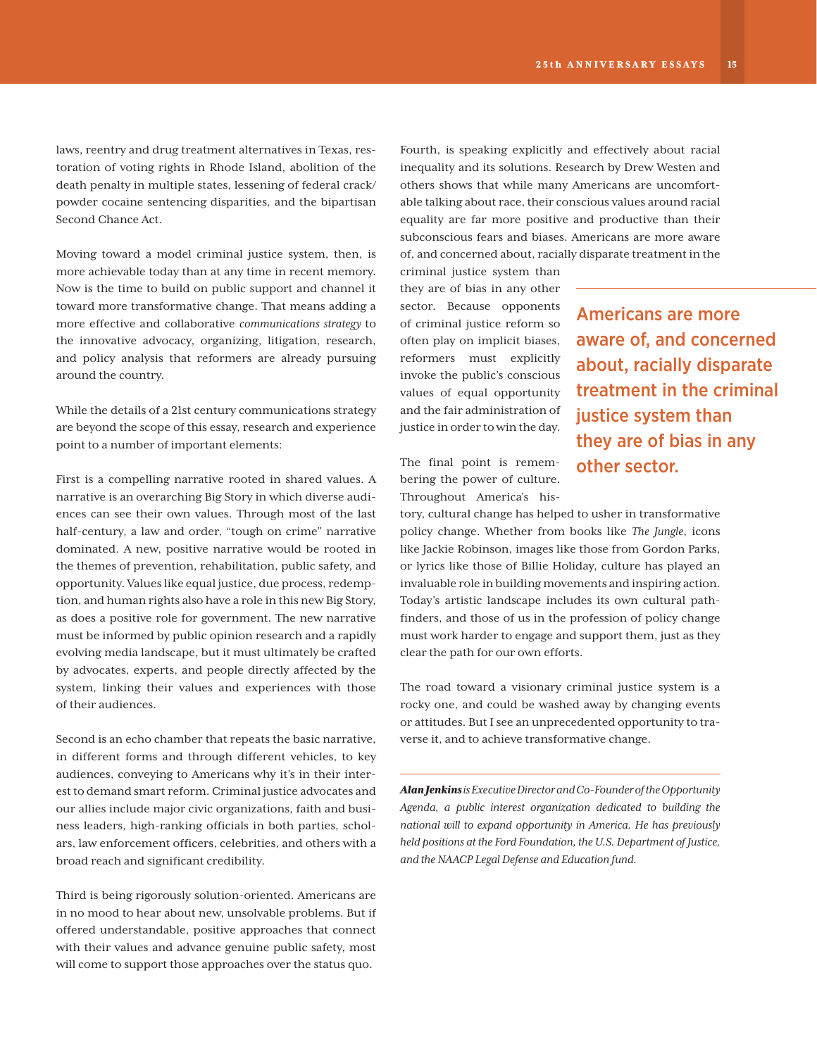laws, reentry and drug treatment alternatives in Texas, restoration of voting rights in Rhode Island, abolition of the death penalty in multiple states, lessening of federal crack/powder cocaine sentencing disparities, and the bipartisan Second Chance Act.

Moving toward a model criminal justice system, then, is more achievable today than at any time in recent memory. Now is the time to build on public support and channel it toward more transformative change. That means adding a more effective and collaborative *communications strategy* to the innovative advocacy, organizing, litigation, research, and policy analysis that reformers are already pursuing around the country.

While the details of a 21st century communications strategy are beyond the scope of this essay, research and experience point to a number of important elements:

First is a compelling narrative rooted in shared values. A narrative is an overarching Big Story in which diverse audiences can see their own values. Through most of the last half-century, a law and order, "tough on crime" narrative dominated. A new, positive narrative would be rooted in the themes of prevention, rehabilitation, public safety, and opportunity. Values like equal justice, due process, redemption, and human rights also have a role in this new Big Story, as does a positive role for government. The new narrative must be informed by public opinion research and a rapidly evolving media landscape, but it must ultimately be crafted by advocates, experts, and people directly affected by the system, linking their values and experiences with those of their audiences.

Second is an echo chamber that repeats the basic narrative, in different forms and through different vehicles, to key audiences, conveying to Americans why it's in their interest to demand smart reform. Criminal justice advocates and our allies include major civic organizations, faith and business leaders, high-ranking officials in both parties, scholars, law enforcement officers, celebrities, and others with a broad reach and significant credibility.

Third is being rigorously solution-oriented. Americans are in no mood to hear about new, unsolvable problems. But if offered understandable, positive approaches that connect with their values and advance genuine public safety, most will come to support those approaches over the status quo.

Fourth, is speaking explicitly and effectively about racial inequality and its solutions. Research by Drew Westen and others shows that while many Americans are uncomfortable talking about race, their conscious values around racial equality are far more positive and productive than their subconscious fears and biases. Americans are more aware of, and concerned about, racially disparate treatment in the criminal justice system than they are of bias in any other sector. Because opponents of criminal justice reform so often play on implicit biases, reformers must explicitly invoke the public's conscious values of equal opportunity and the fair administration of justice in order to win the day.

> Americans are more aware of, and concerned about, racially disparate treatment in the criminal justice system than they are of bias in any other sector.

The final point is remembering the power of culture. Throughout America's history, cultural change has helped to usher in transformative policy change. Whether from books like *The Jungle*, icons like Jackie Robinson, images like those from Gordon Parks, or lyrics like those of Billie Holiday, culture has played an invaluable role in building movements and inspiring action. Today's artistic landscape includes its own cultural pathfinders, and those of us in the profession of policy change must work harder to engage and support them, just as they clear the path for our own efforts.

The road toward a visionary criminal justice system is a rocky one, and could be washed away by changing events or attitudes. But I see an unprecedented opportunity to traverse it, and to achieve transformative change.

---

***Alan Jenkins** is Executive Director and Co-Founder of the Opportunity Agenda, a public interest organization dedicated to building the national will to expand opportunity in America. He has previously held positions at the Ford Foundation, the U.S. Department of Justice, and the NAACP Legal Defense and Education fund.*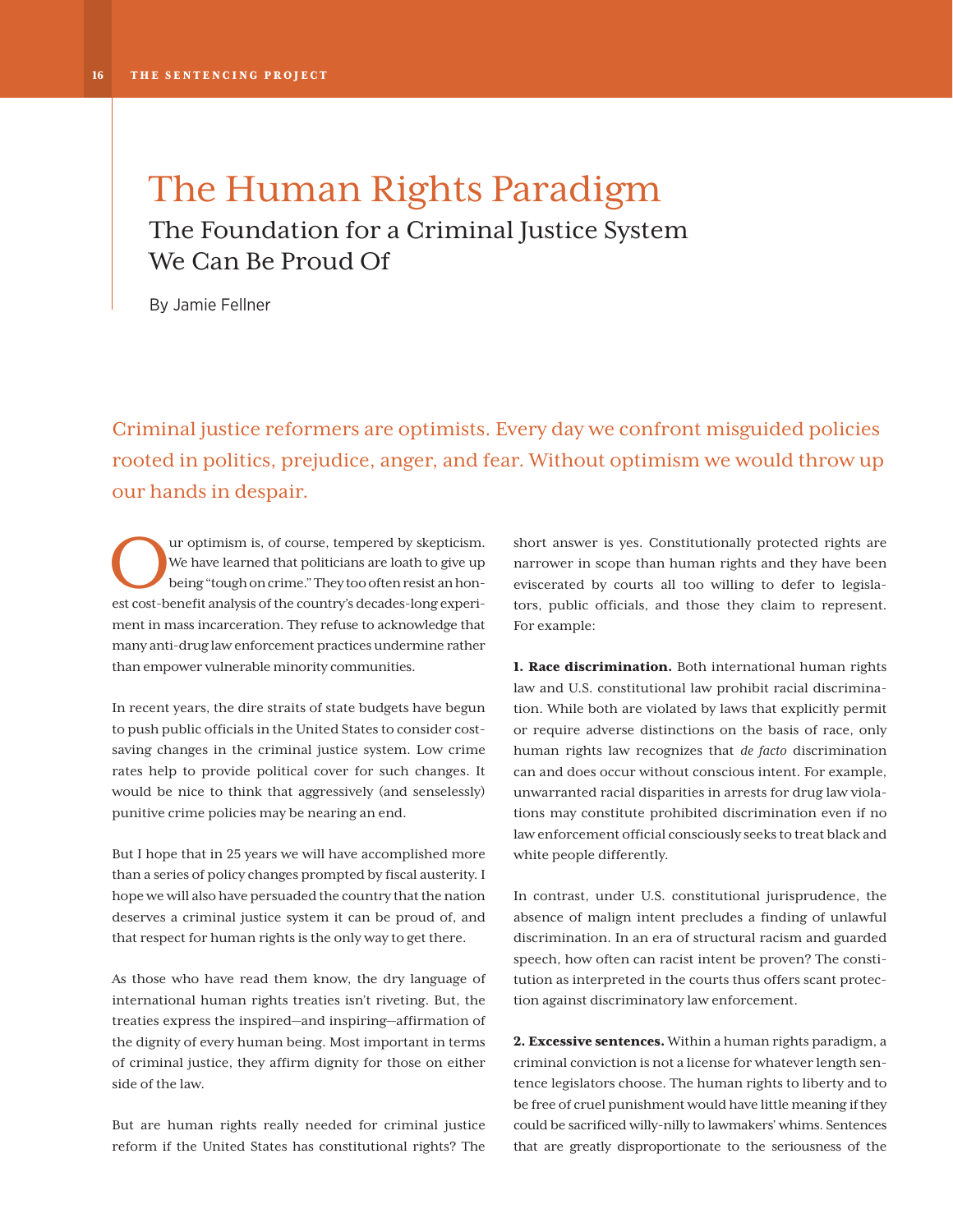# The Human Rights Paradigm

## The Foundation for a Criminal Justice System We Can Be Proud Of

By Jamie Fellner

Criminal justice reformers are optimists. Every day we confront misguided policies rooted in politics, prejudice, anger, and fear. Without optimism we would throw up our hands in despair.

Our optimism is, of course, tempered by skepticism. We have learned that politicians are loath to give up being "tough on crime." They too often resist an honest cost-benefit analysis of the country's decades-long experiment in mass incarceration. They refuse to acknowledge that many anti-drug law enforcement practices undermine rather than empower vulnerable minority communities.

In recent years, the dire straits of state budgets have begun to push public officials in the United States to consider cost-saving changes in the criminal justice system. Low crime rates help to provide political cover for such changes. It would be nice to think that aggressively (and senselessly) punitive crime policies may be nearing an end.

But I hope that in 25 years we will have accomplished more than a series of policy changes prompted by fiscal austerity. I hope we will also have persuaded the country that the nation deserves a criminal justice system it can be proud of, and that respect for human rights is the only way to get there.

As those who have read them know, the dry language of international human rights treaties isn't riveting. But, the treaties express the inspired—and inspiring—affirmation of the dignity of every human being. Most important in terms of criminal justice, they affirm dignity for those on either side of the law.

But are human rights really needed for criminal justice reform if the United States has constitutional rights? The short answer is yes. Constitutionally protected rights are narrower in scope than human rights and they have been eviscerated by courts all too willing to defer to legislators, public officials, and those they claim to represent. For example:

**1. Race discrimination.** Both international human rights law and U.S. constitutional law prohibit racial discrimination. While both are violated by laws that explicitly permit or require adverse distinctions on the basis of race, only human rights law recognizes that *de facto* discrimination can and does occur without conscious intent. For example, unwarranted racial disparities in arrests for drug law violations may constitute prohibited discrimination even if no law enforcement official consciously seeks to treat black and white people differently.

In contrast, under U.S. constitutional jurisprudence, the absence of malign intent precludes a finding of unlawful discrimination. In an era of structural racism and guarded speech, how often can racist intent be proven? The constitution as interpreted in the courts thus offers scant protection against discriminatory law enforcement.

**2. Excessive sentences.** Within a human rights paradigm, a criminal conviction is not a license for whatever length sentence legislators choose. The human rights to liberty and to be free of cruel punishment would have little meaning if they could be sacrificed willy-nilly to lawmakers' whims. Sentences that are greatly disproportionate to the seriousness of the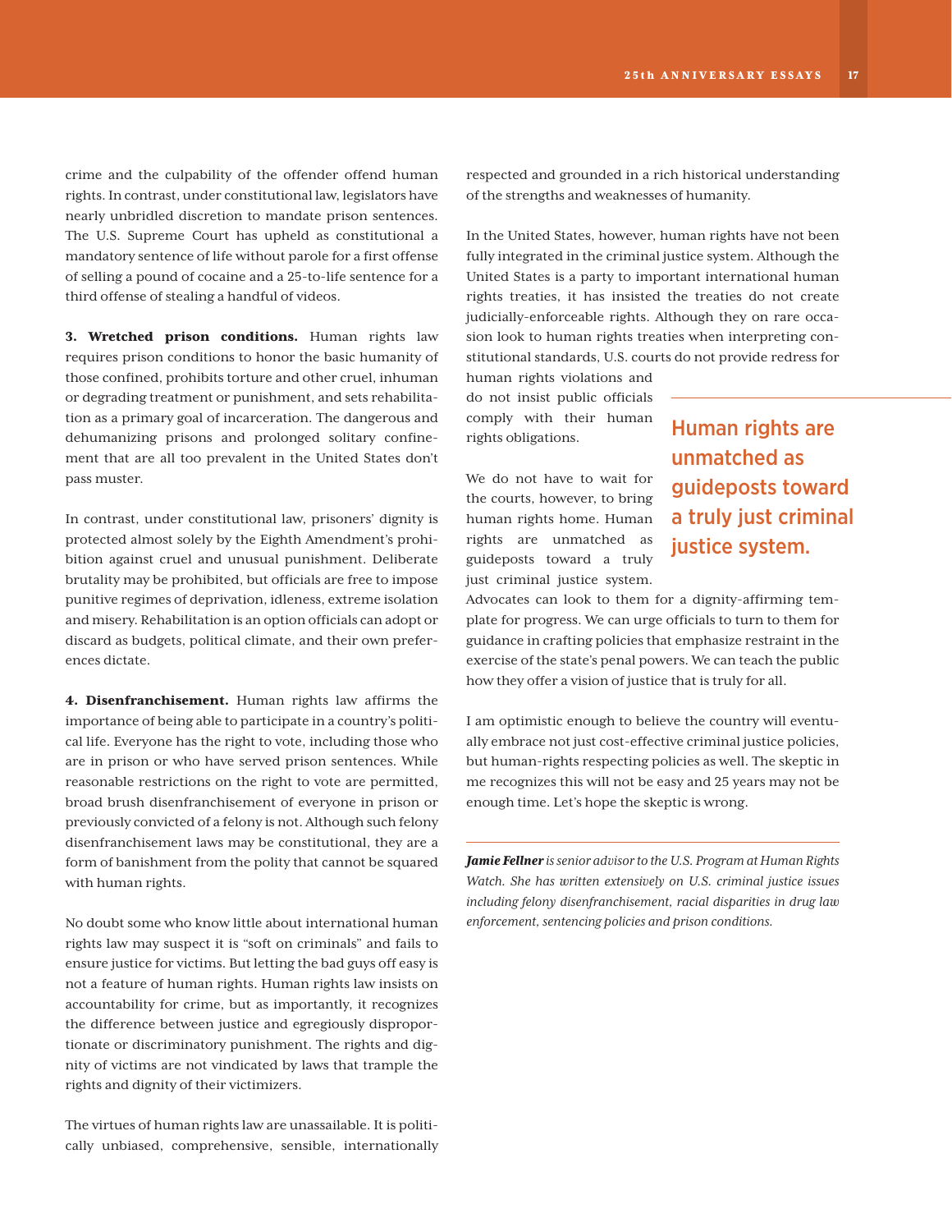crime and the culpability of the offender offend human rights. In contrast, under constitutional law, legislators have nearly unbridled discretion to mandate prison sentences. The U.S. Supreme Court has upheld as constitutional a mandatory sentence of life without parole for a first offense of selling a pound of cocaine and a 25-to-life sentence for a third offense of stealing a handful of videos.

**3. Wretched prison conditions.** Human rights law requires prison conditions to honor the basic humanity of those confined, prohibits torture and other cruel, inhuman or degrading treatment or punishment, and sets rehabilitation as a primary goal of incarceration. The dangerous and dehumanizing prisons and prolonged solitary confinement that are all too prevalent in the United States don't pass muster.

In contrast, under constitutional law, prisoners' dignity is protected almost solely by the Eighth Amendment's prohibition against cruel and unusual punishment. Deliberate brutality may be prohibited, but officials are free to impose punitive regimes of deprivation, idleness, extreme isolation and misery. Rehabilitation is an option officials can adopt or discard as budgets, political climate, and their own preferences dictate.

**4. Disenfranchisement.** Human rights law affirms the importance of being able to participate in a country's political life. Everyone has the right to vote, including those who are in prison or who have served prison sentences. While reasonable restrictions on the right to vote are permitted, broad brush disenfranchisement of everyone in prison or previously convicted of a felony is not. Although such felony disenfranchisement laws may be constitutional, they are a form of banishment from the polity that cannot be squared with human rights.

No doubt some who know little about international human rights law may suspect it is "soft on criminals" and fails to ensure justice for victims. But letting the bad guys off easy is not a feature of human rights. Human rights law insists on accountability for crime, but as importantly, it recognizes the difference between justice and egregiously disproportionate or discriminatory punishment. The rights and dignity of victims are not vindicated by laws that trample the rights and dignity of their victimizers.

The virtues of human rights law are unassailable. It is politically unbiased, comprehensive, sensible, internationally respected and grounded in a rich historical understanding of the strengths and weaknesses of humanity.

In the United States, however, human rights have not been fully integrated in the criminal justice system. Although the United States is a party to important international human rights treaties, it has insisted the treaties do not create judicially-enforceable rights. Although they on rare occasion look to human rights treaties when interpreting constitutional standards, U.S. courts do not provide redress for human rights violations and do not insist public officials comply with their human rights obligations.

> **Human rights are unmatched as guideposts toward a truly just criminal justice system.**

We do not have to wait for the courts, however, to bring human rights home. Human rights are unmatched as guideposts toward a truly just criminal justice system. Advocates can look to them for a dignity-affirming template for progress. We can urge officials to turn to them for guidance in crafting policies that emphasize restraint in the exercise of the state's penal powers. We can teach the public how they offer a vision of justice that is truly for all.

I am optimistic enough to believe the country will eventually embrace not just cost-effective criminal justice policies, but human-rights respecting policies as well. The skeptic in me recognizes this will not be easy and 25 years may not be enough time. Let's hope the skeptic is wrong.

---

***Jamie Fellner** is senior advisor to the U.S. Program at Human Rights Watch. She has written extensively on U.S. criminal justice issues including felony disenfranchisement, racial disparities in drug law enforcement, sentencing policies and prison conditions.*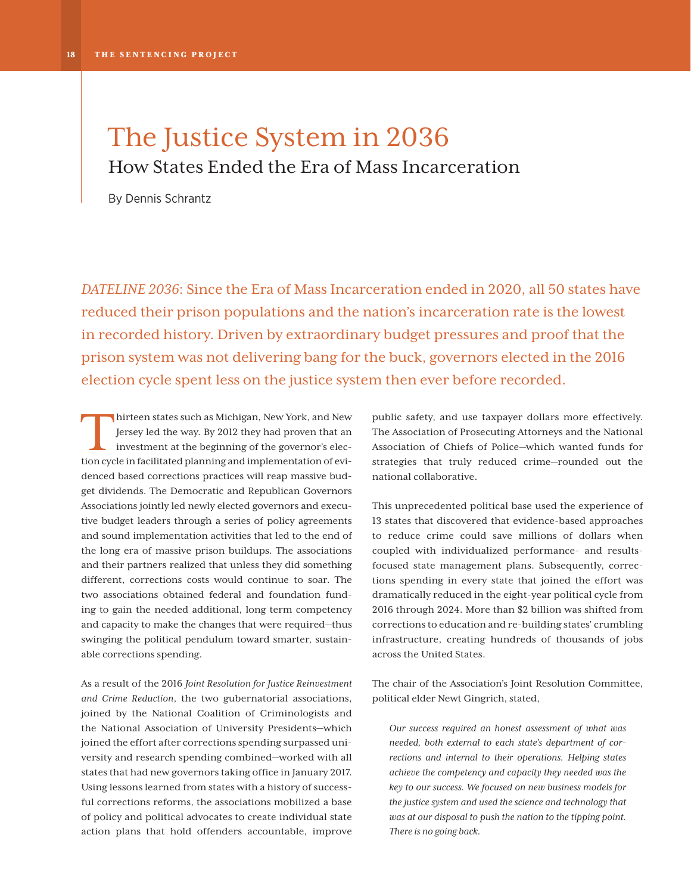# The Justice System in 2036

## How States Ended the Era of Mass Incarceration

By Dennis Schrantz

*DATELINE 2036*: Since the Era of Mass Incarceration ended in 2020, all 50 states have reduced their prison populations and the nation's incarceration rate is the lowest in recorded history. Driven by extraordinary budget pressures and proof that the prison system was not delivering bang for the buck, governors elected in the 2016 election cycle spent less on the justice system then ever before recorded.

Thirteen states such as Michigan, New York, and New Jersey led the way. By 2012 they had proven that an investment at the beginning of the governor's election cycle in facilitated planning and implementation of evidenced based corrections practices will reap massive budget dividends. The Democratic and Republican Governors Associations jointly led newly elected governors and executive budget leaders through a series of policy agreements and sound implementation activities that led to the end of the long era of massive prison buildups. The associations and their partners realized that unless they did something different, corrections costs would continue to soar. The two associations obtained federal and foundation funding to gain the needed additional, long term competency and capacity to make the changes that were required—thus swinging the political pendulum toward smarter, sustainable corrections spending.

As a result of the 2016 *Joint Resolution for Justice Reinvestment and Crime Reduction*, the two gubernatorial associations, joined by the National Coalition of Criminologists and the National Association of University Presidents—which joined the effort after corrections spending surpassed university and research spending combined—worked with all states that had new governors taking office in January 2017. Using lessons learned from states with a history of successful corrections reforms, the associations mobilized a base of policy and political advocates to create individual state action plans that hold offenders accountable, improve public safety, and use taxpayer dollars more effectively. The Association of Prosecuting Attorneys and the National Association of Chiefs of Police—which wanted funds for strategies that truly reduced crime—rounded out the national collaborative.

This unprecedented political base used the experience of 13 states that discovered that evidence-based approaches to reduce crime could save millions of dollars when coupled with individualized performance- and results-focused state management plans. Subsequently, corrections spending in every state that joined the effort was dramatically reduced in the eight-year political cycle from 2016 through 2024. More than $2 billion was shifted from corrections to education and re-building states' crumbling infrastructure, creating hundreds of thousands of jobs across the United States.

The chair of the Association's Joint Resolution Committee, political elder Newt Gingrich, stated,

> *Our success required an honest assessment of what was needed, both external to each state's department of corrections and internal to their operations. Helping states achieve the competency and capacity they needed was the key to our success. We focused on new business models for the justice system and used the science and technology that was at our disposal to push the nation to the tipping point. There is no going back.*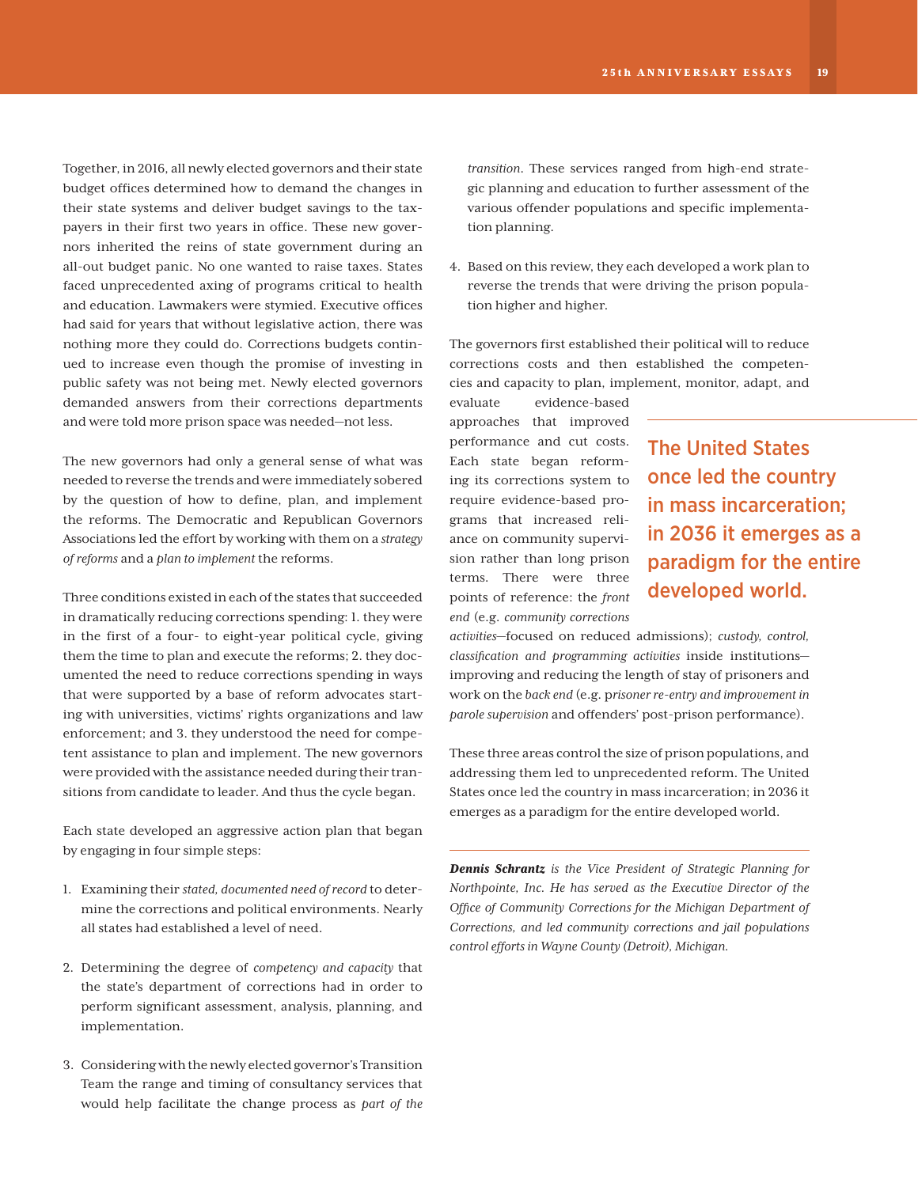Together, in 2016, all newly elected governors and their state budget offices determined how to demand the changes in their state systems and deliver budget savings to the taxpayers in their first two years in office. These new governors inherited the reins of state government during an all-out budget panic. No one wanted to raise taxes. States faced unprecedented axing of programs critical to health and education. Lawmakers were stymied. Executive offices had said for years that without legislative action, there was nothing more they could do. Corrections budgets continued to increase even though the promise of investing in public safety was not being met. Newly elected governors demanded answers from their corrections departments and were told more prison space was needed—not less.

The new governors had only a general sense of what was needed to reverse the trends and were immediately sobered by the question of how to define, plan, and implement the reforms. The Democratic and Republican Governors Associations led the effort by working with them on a *strategy of reforms* and a *plan to implement* the reforms.

Three conditions existed in each of the states that succeeded in dramatically reducing corrections spending: 1. they were in the first of a four- to eight-year political cycle, giving them the time to plan and execute the reforms; 2. they documented the need to reduce corrections spending in ways that were supported by a base of reform advocates starting with universities, victims' rights organizations and law enforcement; and 3. they understood the need for competent assistance to plan and implement. The new governors were provided with the assistance needed during their transitions from candidate to leader. And thus the cycle began.

Each state developed an aggressive action plan that began by engaging in four simple steps:

1. Examining their *stated, documented need of record* to determine the corrections and political environments. Nearly all states had established a level of need.

2. Determining the degree of *competency and capacity* that the state's department of corrections had in order to perform significant assessment, analysis, planning, and implementation.

3. Considering with the newly elected governor's Transition Team the range and timing of consultancy services that would help facilitate the change process as *part of the transition*. These services ranged from high-end strategic planning and education to further assessment of the various offender populations and specific implementation planning.

4. Based on this review, they each developed a work plan to reverse the trends that were driving the prison population higher and higher.

The governors first established their political will to reduce corrections costs and then established the competencies and capacity to plan, implement, monitor, adapt, and evaluate evidence-based approaches that improved performance and cut costs. Each state began reforming its corrections system to require evidence-based programs that increased reliance on community supervision rather than long prison terms. There were three points of reference: the *front end* (e.g. *community corrections activities*—focused on reduced admissions); *custody, control, classification and programming activities* inside institutions—improving and reducing the length of stay of prisoners and work on the *back end* (e.g. *prisoner re-entry and improvement in parole supervision* and offenders' post-prison performance).

These three areas control the size of prison populations, and addressing them led to unprecedented reform. The United States once led the country in mass incarceration; in 2036 it emerges as a paradigm for the entire developed world.

> The United States once led the country in mass incarceration; in 2036 it emerges as a paradigm for the entire developed world.

***Dennis Schrantz*** *is the Vice President of Strategic Planning for Northpointe, Inc. He has served as the Executive Director of the Office of Community Corrections for the Michigan Department of Corrections, and led community corrections and jail populations control efforts in Wayne County (Detroit), Michigan.*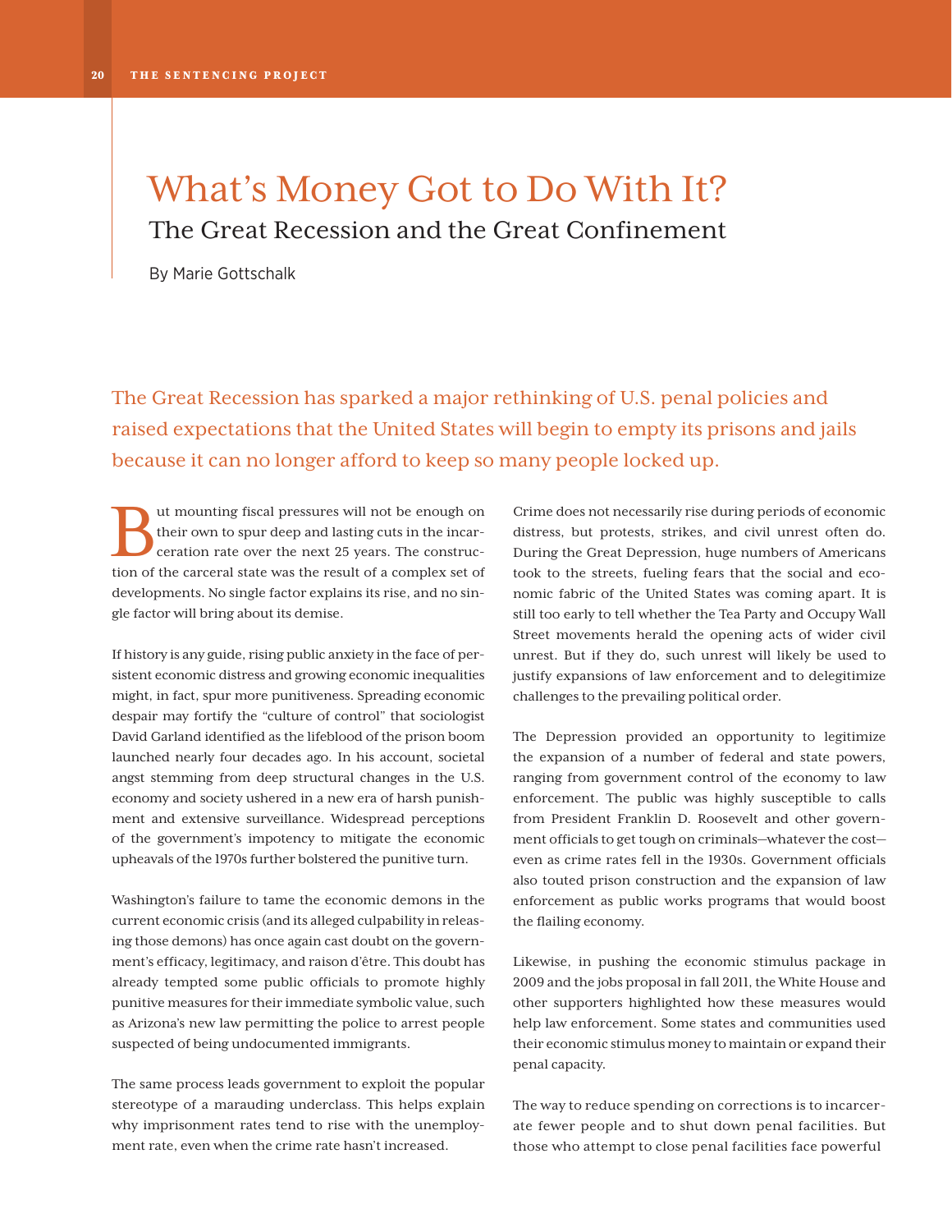# What's Money Got to Do With It?

## The Great Recession and the Great Confinement

By Marie Gottschalk

The Great Recession has sparked a major rethinking of U.S. penal policies and raised expectations that the United States will begin to empty its prisons and jails because it can no longer afford to keep so many people locked up.

But mounting fiscal pressures will not be enough on their own to spur deep and lasting cuts in the incarceration rate over the next 25 years. The construction of the carceral state was the result of a complex set of developments. No single factor explains its rise, and no single factor will bring about its demise.

If history is any guide, rising public anxiety in the face of persistent economic distress and growing economic inequalities might, in fact, spur more punitiveness. Spreading economic despair may fortify the "culture of control" that sociologist David Garland identified as the lifeblood of the prison boom launched nearly four decades ago. In his account, societal angst stemming from deep structural changes in the U.S. economy and society ushered in a new era of harsh punishment and extensive surveillance. Widespread perceptions of the government's impotency to mitigate the economic upheavals of the 1970s further bolstered the punitive turn.

Washington's failure to tame the economic demons in the current economic crisis (and its alleged culpability in releasing those demons) has once again cast doubt on the government's efficacy, legitimacy, and raison d'être. This doubt has already tempted some public officials to promote highly punitive measures for their immediate symbolic value, such as Arizona's new law permitting the police to arrest people suspected of being undocumented immigrants.

The same process leads government to exploit the popular stereotype of a marauding underclass. This helps explain why imprisonment rates tend to rise with the unemployment rate, even when the crime rate hasn't increased.

Crime does not necessarily rise during periods of economic distress, but protests, strikes, and civil unrest often do. During the Great Depression, huge numbers of Americans took to the streets, fueling fears that the social and economic fabric of the United States was coming apart. It is still too early to tell whether the Tea Party and Occupy Wall Street movements herald the opening acts of wider civil unrest. But if they do, such unrest will likely be used to justify expansions of law enforcement and to delegitimize challenges to the prevailing political order.

The Depression provided an opportunity to legitimize the expansion of a number of federal and state powers, ranging from government control of the economy to law enforcement. The public was highly susceptible to calls from President Franklin D. Roosevelt and other government officials to get tough on criminals—whatever the cost—even as crime rates fell in the 1930s. Government officials also touted prison construction and the expansion of law enforcement as public works programs that would boost the flailing economy.

Likewise, in pushing the economic stimulus package in 2009 and the jobs proposal in fall 2011, the White House and other supporters highlighted how these measures would help law enforcement. Some states and communities used their economic stimulus money to maintain or expand their penal capacity.

The way to reduce spending on corrections is to incarcerate fewer people and to shut down penal facilities. But those who attempt to close penal facilities face powerful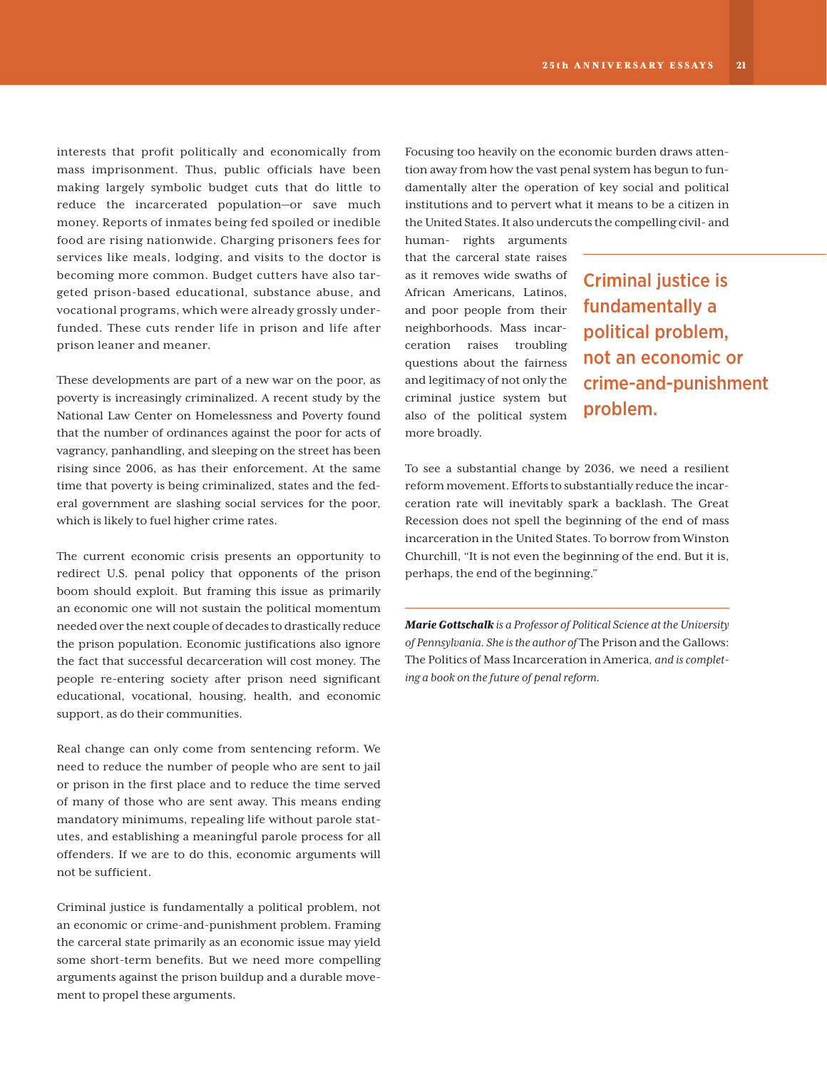interests that profit politically and economically from mass imprisonment. Thus, public officials have been making largely symbolic budget cuts that do little to reduce the incarcerated population—or save much money. Reports of inmates being fed spoiled or inedible food are rising nationwide. Charging prisoners fees for services like meals, lodging, and visits to the doctor is becoming more common. Budget cutters have also targeted prison-based educational, substance abuse, and vocational programs, which were already grossly underfunded. These cuts render life in prison and life after prison leaner and meaner.

These developments are part of a new war on the poor, as poverty is increasingly criminalized. A recent study by the National Law Center on Homelessness and Poverty found that the number of ordinances against the poor for acts of vagrancy, panhandling, and sleeping on the street has been rising since 2006, as has their enforcement. At the same time that poverty is being criminalized, states and the federal government are slashing social services for the poor, which is likely to fuel higher crime rates.

The current economic crisis presents an opportunity to redirect U.S. penal policy that opponents of the prison boom should exploit. But framing this issue as primarily an economic one will not sustain the political momentum needed over the next couple of decades to drastically reduce the prison population. Economic justifications also ignore the fact that successful decarceration will cost money. The people re-entering society after prison need significant educational, vocational, housing, health, and economic support, as do their communities.

Real change can only come from sentencing reform. We need to reduce the number of people who are sent to jail or prison in the first place and to reduce the time served of many of those who are sent away. This means ending mandatory minimums, repealing life without parole statutes, and establishing a meaningful parole process for all offenders. If we are to do this, economic arguments will not be sufficient.

Criminal justice is fundamentally a political problem, not an economic or crime-and-punishment problem. Framing the carceral state primarily as an economic issue may yield some short-term benefits. But we need more compelling arguments against the prison buildup and a durable movement to propel these arguments.

Focusing too heavily on the economic burden draws attention away from how the vast penal system has begun to fundamentally alter the operation of key social and political institutions and to pervert what it means to be a citizen in the United States. It also undercuts the compelling civil- and human- rights arguments that the carceral state raises as it removes wide swaths of African Americans, Latinos, and poor people from their neighborhoods. Mass incarceration raises troubling questions about the fairness and legitimacy of not only the criminal justice system but also of the political system more broadly.

> Criminal justice is fundamentally a political problem, not an economic or crime-and-punishment problem.

To see a substantial change by 2036, we need a resilient reform movement. Efforts to substantially reduce the incarceration rate will inevitably spark a backlash. The Great Recession does not spell the beginning of the end of mass incarceration in the United States. To borrow from Winston Churchill, "It is not even the beginning of the end. But it is, perhaps, the end of the beginning."

---

***Marie Gottschalk*** *is a Professor of Political Science at the University of Pennsylvania. She is the author of* The Prison and the Gallows: The Politics of Mass Incarceration in America*, and is completing a book on the future of penal reform.*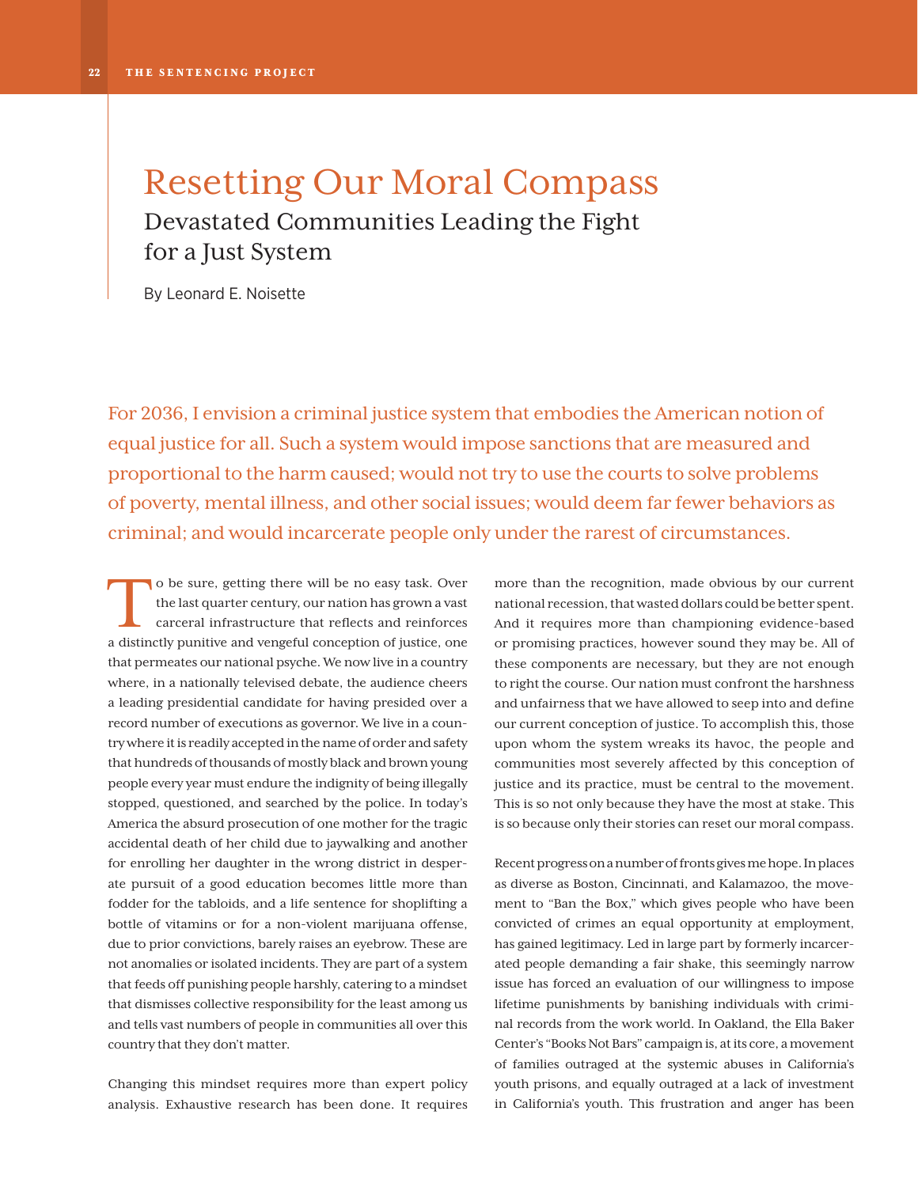# Resetting Our Moral Compass

## Devastated Communities Leading the Fight for a Just System

By Leonard E. Noisette

For 2036, I envision a criminal justice system that embodies the American notion of equal justice for all. Such a system would impose sanctions that are measured and proportional to the harm caused; would not try to use the courts to solve problems of poverty, mental illness, and other social issues; would deem far fewer behaviors as criminal; and would incarcerate people only under the rarest of circumstances.

To be sure, getting there will be no easy task. Over the last quarter century, our nation has grown a vast carceral infrastructure that reflects and reinforces a distinctly punitive and vengeful conception of justice, one that permeates our national psyche. We now live in a country where, in a nationally televised debate, the audience cheers a leading presidential candidate for having presided over a record number of executions as governor. We live in a country where it is readily accepted in the name of order and safety that hundreds of thousands of mostly black and brown young people every year must endure the indignity of being illegally stopped, questioned, and searched by the police. In today's America the absurd prosecution of one mother for the tragic accidental death of her child due to jaywalking and another for enrolling her daughter in the wrong district in desperate pursuit of a good education becomes little more than fodder for the tabloids, and a life sentence for shoplifting a bottle of vitamins or for a non-violent marijuana offense, due to prior convictions, barely raises an eyebrow. These are not anomalies or isolated incidents. They are part of a system that feeds off punishing people harshly, catering to a mindset that dismisses collective responsibility for the least among us and tells vast numbers of people in communities all over this country that they don't matter.

Changing this mindset requires more than expert policy analysis. Exhaustive research has been done. It requires more than the recognition, made obvious by our current national recession, that wasted dollars could be better spent. And it requires more than championing evidence-based or promising practices, however sound they may be. All of these components are necessary, but they are not enough to right the course. Our nation must confront the harshness and unfairness that we have allowed to seep into and define our current conception of justice. To accomplish this, those upon whom the system wreaks its havoc, the people and communities most severely affected by this conception of justice and its practice, must be central to the movement. This is so not only because they have the most at stake. This is so because only their stories can reset our moral compass.

Recent progress on a number of fronts gives me hope. In places as diverse as Boston, Cincinnati, and Kalamazoo, the movement to "Ban the Box," which gives people who have been convicted of crimes an equal opportunity at employment, has gained legitimacy. Led in large part by formerly incarcerated people demanding a fair shake, this seemingly narrow issue has forced an evaluation of our willingness to impose lifetime punishments by banishing individuals with criminal records from the work world. In Oakland, the Ella Baker Center's "Books Not Bars" campaign is, at its core, a movement of families outraged at the systemic abuses in California's youth prisons, and equally outraged at a lack of investment in California's youth. This frustration and anger has been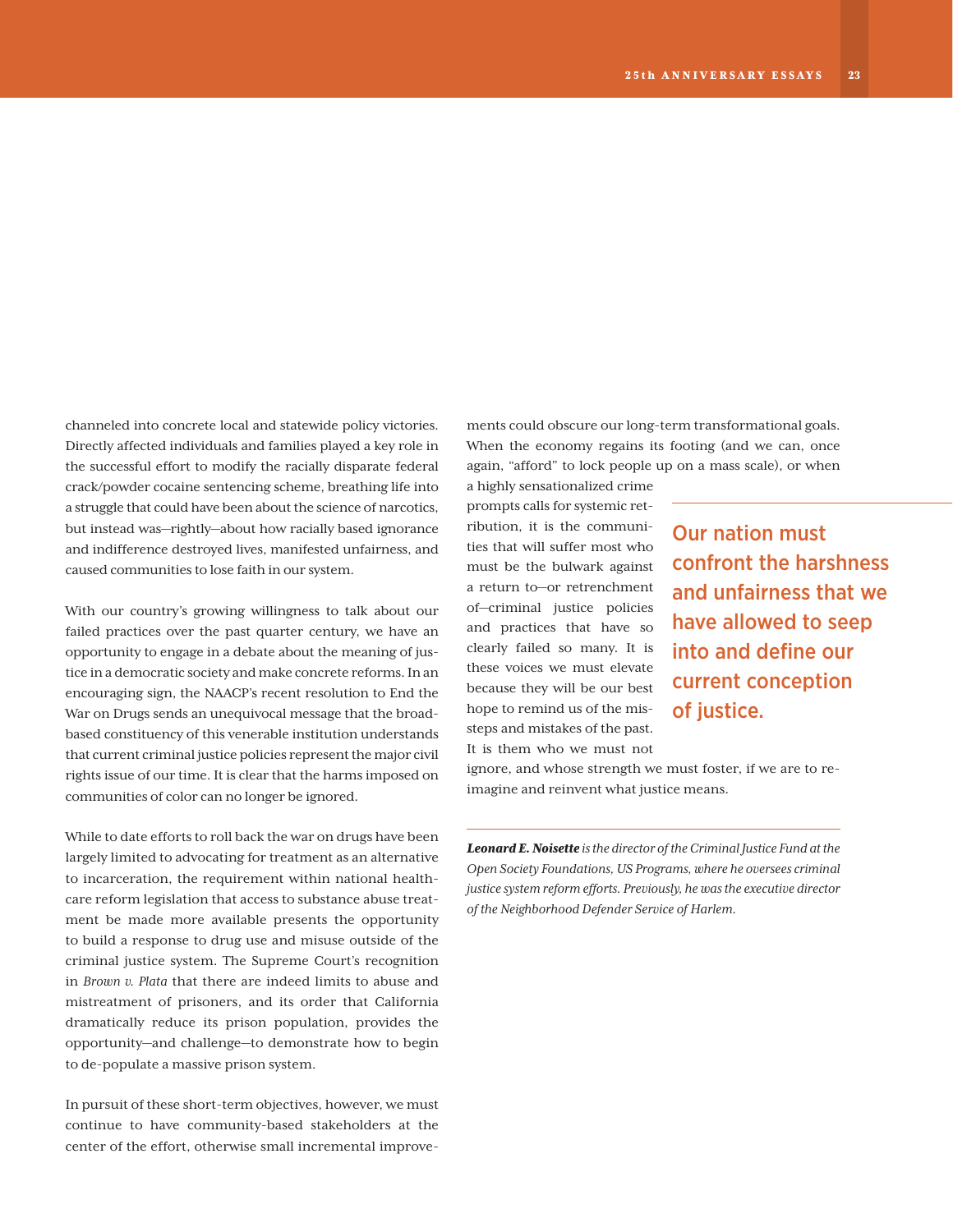channeled into concrete local and statewide policy victories. Directly affected individuals and families played a key role in the successful effort to modify the racially disparate federal crack/powder cocaine sentencing scheme, breathing life into a struggle that could have been about the science of narcotics, but instead was—rightly—about how racially based ignorance and indifference destroyed lives, manifested unfairness, and caused communities to lose faith in our system.

With our country's growing willingness to talk about our failed practices over the past quarter century, we have an opportunity to engage in a debate about the meaning of justice in a democratic society and make concrete reforms. In an encouraging sign, the NAACP's recent resolution to End the War on Drugs sends an unequivocal message that the broad-based constituency of this venerable institution understands that current criminal justice policies represent the major civil rights issue of our time. It is clear that the harms imposed on communities of color can no longer be ignored.

While to date efforts to roll back the war on drugs have been largely limited to advocating for treatment as an alternative to incarceration, the requirement within national healthcare reform legislation that access to substance abuse treatment be made more available presents the opportunity to build a response to drug use and misuse outside of the criminal justice system. The Supreme Court's recognition in *Brown v. Plata* that there are indeed limits to abuse and mistreatment of prisoners, and its order that California dramatically reduce its prison population, provides the opportunity—and challenge—to demonstrate how to begin to de-populate a massive prison system.

In pursuit of these short-term objectives, however, we must continue to have community-based stakeholders at the center of the effort, otherwise small incremental improvements could obscure our long-term transformational goals. When the economy regains its footing (and we can, once again, "afford" to lock people up on a mass scale), or when a highly sensationalized crime prompts calls for systemic retribution, it is the communities that will suffer most who must be the bulwark against a return to—or retrenchment of—criminal justice policies and practices that have so clearly failed so many. It is these voices we must elevate because they will be our best hope to remind us of the missteps and mistakes of the past. It is them who we must not ignore, and whose strength we must foster, if we are to reimagine and reinvent what justice means.

> Our nation must confront the harshness and unfairness that we have allowed to seep into and define our current conception of justice.

---

***Leonard E. Noisette*** *is the director of the Criminal Justice Fund at the Open Society Foundations, US Programs, where he oversees criminal justice system reform efforts. Previously, he was the executive director of the Neighborhood Defender Service of Harlem.*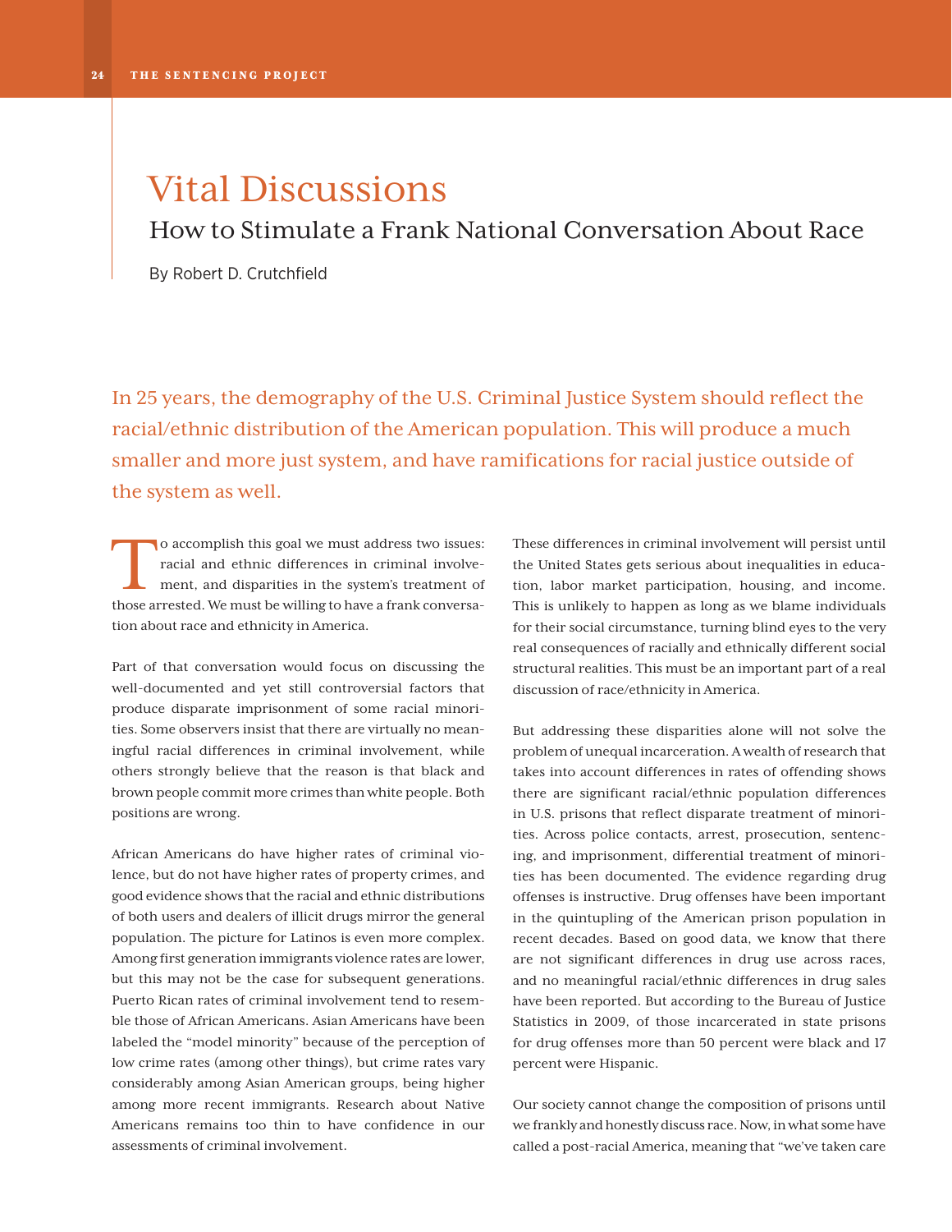# Vital Discussions

## How to Stimulate a Frank National Conversation About Race

By Robert D. Crutchfield

In 25 years, the demography of the U.S. Criminal Justice System should reflect the racial/ethnic distribution of the American population. This will produce a much smaller and more just system, and have ramifications for racial justice outside of the system as well.

To accomplish this goal we must address two issues: racial and ethnic differences in criminal involvement, and disparities in the system's treatment of those arrested. We must be willing to have a frank conversation about race and ethnicity in America.

Part of that conversation would focus on discussing the well-documented and yet still controversial factors that produce disparate imprisonment of some racial minorities. Some observers insist that there are virtually no meaningful racial differences in criminal involvement, while others strongly believe that the reason is that black and brown people commit more crimes than white people. Both positions are wrong.

African Americans do have higher rates of criminal violence, but do not have higher rates of property crimes, and good evidence shows that the racial and ethnic distributions of both users and dealers of illicit drugs mirror the general population. The picture for Latinos is even more complex. Among first generation immigrants violence rates are lower, but this may not be the case for subsequent generations. Puerto Rican rates of criminal involvement tend to resemble those of African Americans. Asian Americans have been labeled the "model minority" because of the perception of low crime rates (among other things), but crime rates vary considerably among Asian American groups, being higher among more recent immigrants. Research about Native Americans remains too thin to have confidence in our assessments of criminal involvement.

These differences in criminal involvement will persist until the United States gets serious about inequalities in education, labor market participation, housing, and income. This is unlikely to happen as long as we blame individuals for their social circumstance, turning blind eyes to the very real consequences of racially and ethnically different social structural realities. This must be an important part of a real discussion of race/ethnicity in America.

But addressing these disparities alone will not solve the problem of unequal incarceration. A wealth of research that takes into account differences in rates of offending shows there are significant racial/ethnic population differences in U.S. prisons that reflect disparate treatment of minorities. Across police contacts, arrest, prosecution, sentencing, and imprisonment, differential treatment of minorities has been documented. The evidence regarding drug offenses is instructive. Drug offenses have been important in the quintupling of the American prison population in recent decades. Based on good data, we know that there are not significant differences in drug use across races, and no meaningful racial/ethnic differences in drug sales have been reported. But according to the Bureau of Justice Statistics in 2009, of those incarcerated in state prisons for drug offenses more than 50 percent were black and 17 percent were Hispanic.

Our society cannot change the composition of prisons until we frankly and honestly discuss race. Now, in what some have called a post-racial America, meaning that "we've taken care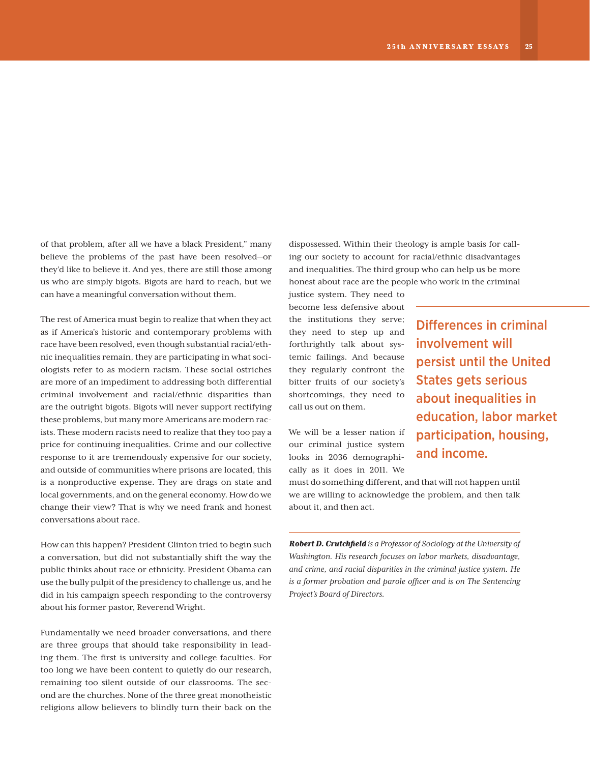of that problem, after all we have a black President," many believe the problems of the past have been resolved—or they'd like to believe it. And yes, there are still those among us who are simply bigots. Bigots are hard to reach, but we can have a meaningful conversation without them.

The rest of America must begin to realize that when they act as if America's historic and contemporary problems with race have been resolved, even though substantial racial/ethnic inequalities remain, they are participating in what sociologists refer to as modern racism. These social ostriches are more of an impediment to addressing both differential criminal involvement and racial/ethnic disparities than are the outright bigots. Bigots will never support rectifying these problems, but many more Americans are modern racists. These modern racists need to realize that they too pay a price for continuing inequalities. Crime and our collective response to it are tremendously expensive for our society, and outside of communities where prisons are located, this is a nonproductive expense. They are drags on state and local governments, and on the general economy. How do we change their view? That is why we need frank and honest conversations about race.

How can this happen? President Clinton tried to begin such a conversation, but did not substantially shift the way the public thinks about race or ethnicity. President Obama can use the bully pulpit of the presidency to challenge us, and he did in his campaign speech responding to the controversy about his former pastor, Reverend Wright.

Fundamentally we need broader conversations, and there are three groups that should take responsibility in leading them. The first is university and college faculties. For too long we have been content to quietly do our research, remaining too silent outside of our classrooms. The second are the churches. None of the three great monotheistic religions allow believers to blindly turn their back on the dispossessed. Within their theology is ample basis for calling our society to account for racial/ethnic disadvantages and inequalities. The third group who can help us be more honest about race are the people who work in the criminal justice system. They need to become less defensive about the institutions they serve; they need to step up and forthrightly talk about systemic failings. And because they regularly confront the bitter fruits of our society's shortcomings, they need to call us out on them.

Differences in criminal involvement will persist until the United States gets serious about inequalities in education, labor market participation, housing, and income.

We will be a lesser nation if our criminal justice system looks in 2036 demographically as it does in 2011. We must do something different, and that will not happen until we are willing to acknowledge the problem, and then talk about it, and then act.

---

***Robert D. Crutchfield*** *is a Professor of Sociology at the University of Washington. His research focuses on labor markets, disadvantage, and crime, and racial disparities in the criminal justice system. He is a former probation and parole officer and is on The Sentencing Project's Board of Directors.*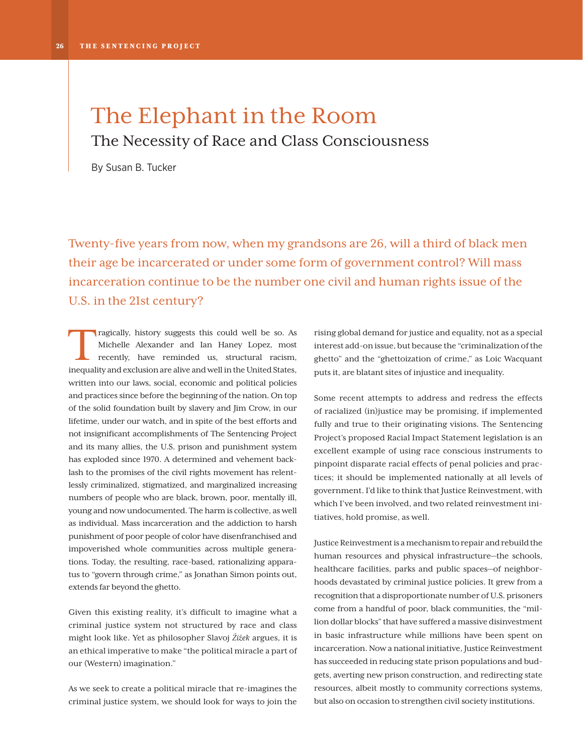# The Elephant in the Room

## The Necessity of Race and Class Consciousness

By Susan B. Tucker

Twenty-five years from now, when my grandsons are 26, will a third of black men their age be incarcerated or under some form of government control? Will mass incarceration continue to be the number one civil and human rights issue of the U.S. in the 21st century?

Tragically, history suggests this could well be so. As Michelle Alexander and Ian Haney Lopez, most recently, have reminded us, structural racism, inequality and exclusion are alive and well in the United States, written into our laws, social, economic and political policies and practices since before the beginning of the nation. On top of the solid foundation built by slavery and Jim Crow, in our lifetime, under our watch, and in spite of the best efforts and not insignificant accomplishments of The Sentencing Project and its many allies, the U.S. prison and punishment system has exploded since 1970. A determined and vehement backlash to the promises of the civil rights movement has relentlessly criminalized, stigmatized, and marginalized increasing numbers of people who are black, brown, poor, mentally ill, young and now undocumented. The harm is collective, as well as individual. Mass incarceration and the addiction to harsh punishment of poor people of color have disenfranchised and impoverished whole communities across multiple generations. Today, the resulting, race-based, rationalizing apparatus to "govern through crime," as Jonathan Simon points out, extends far beyond the ghetto.

Given this existing reality, it's difficult to imagine what a criminal justice system not structured by race and class might look like. Yet as philosopher Slavoj *Žižek* argues, it is an ethical imperative to make "the political miracle a part of our (Western) imagination."

As we seek to create a political miracle that re-imagines the criminal justice system, we should look for ways to join the rising global demand for justice and equality, not as a special interest add-on issue, but because the "criminalization of the ghetto" and the "ghettoization of crime," as Loic Wacquant puts it, are blatant sites of injustice and inequality.

Some recent attempts to address and redress the effects of racialized (in)justice may be promising, if implemented fully and true to their originating visions. The Sentencing Project's proposed Racial Impact Statement legislation is an excellent example of using race conscious instruments to pinpoint disparate racial effects of penal policies and practices; it should be implemented nationally at all levels of government. I'd like to think that Justice Reinvestment, with which I've been involved, and two related reinvestment initiatives, hold promise, as well.

Justice Reinvestment is a mechanism to repair and rebuild the human resources and physical infrastructure—the schools, healthcare facilities, parks and public spaces—of neighborhoods devastated by criminal justice policies. It grew from a recognition that a disproportionate number of U.S. prisoners come from a handful of poor, black communities, the "million dollar blocks" that have suffered a massive disinvestment in basic infrastructure while millions have been spent on incarceration. Now a national initiative, Justice Reinvestment has succeeded in reducing state prison populations and budgets, averting new prison construction, and redirecting state resources, albeit mostly to community corrections systems, but also on occasion to strengthen civil society institutions.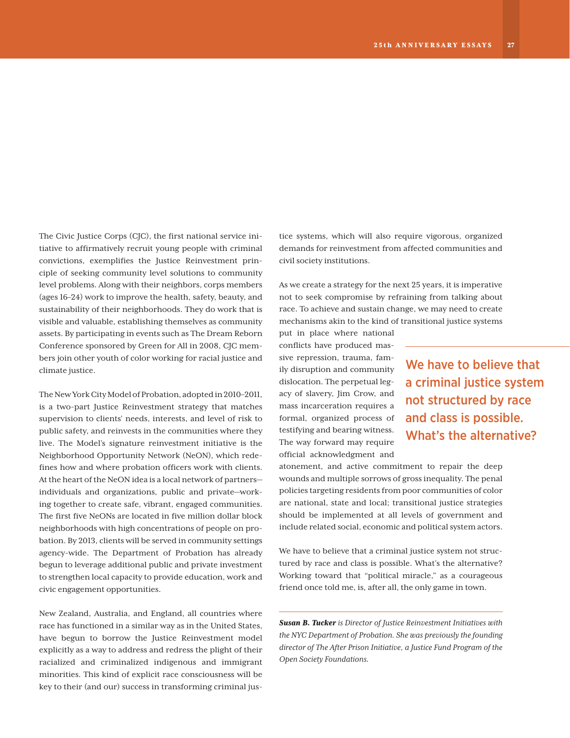The Civic Justice Corps (CJC), the first national service initiative to affirmatively recruit young people with criminal convictions, exemplifies the Justice Reinvestment principle of seeking community level solutions to community level problems. Along with their neighbors, corps members (ages 16–24) work to improve the health, safety, beauty, and sustainability of their neighborhoods. They do work that is visible and valuable, establishing themselves as community assets. By participating in events such as The Dream Reborn Conference sponsored by Green for All in 2008, CJC members join other youth of color working for racial justice and climate justice.

The New York City Model of Probation, adopted in 2010–2011, is a two-part Justice Reinvestment strategy that matches supervision to clients' needs, interests, and level of risk to public safety, and reinvests in the communities where they live. The Model's signature reinvestment initiative is the Neighborhood Opportunity Network (NeON), which redefines how and where probation officers work with clients. At the heart of the NeON idea is a local network of partners—individuals and organizations, public and private—working together to create safe, vibrant, engaged communities. The first five NeONs are located in five million dollar block neighborhoods with high concentrations of people on probation. By 2013, clients will be served in community settings agency-wide. The Department of Probation has already begun to leverage additional public and private investment to strengthen local capacity to provide education, work and civic engagement opportunities.

New Zealand, Australia, and England, all countries where race has functioned in a similar way as in the United States, have begun to borrow the Justice Reinvestment model explicitly as a way to address and redress the plight of their racialized and criminalized indigenous and immigrant minorities. This kind of explicit race consciousness will be key to their (and our) success in transforming criminal justice systems, which will also require vigorous, organized demands for reinvestment from affected communities and civil society institutions.

As we create a strategy for the next 25 years, it is imperative not to seek compromise by refraining from talking about race. To achieve and sustain change, we may need to create mechanisms akin to the kind of transitional justice systems put in place where national conflicts have produced massive repression, trauma, family disruption and community dislocation. The perpetual legacy of slavery, Jim Crow, and mass incarceration requires a formal, organized process of testifying and bearing witness. The way forward may require official acknowledgment and atonement, and active commitment to repair the deep wounds and multiple sorrows of gross inequality. The penal policies targeting residents from poor communities of color are national, state and local; transitional justice strategies should be implemented at all levels of government and include related social, economic and political system actors.

> We have to believe that a criminal justice system not structured by race and class is possible. What's the alternative?

We have to believe that a criminal justice system not structured by race and class is possible. What's the alternative? Working toward that "political miracle," as a courageous friend once told me, is, after all, the only game in town.

---

***Susan B. Tucker*** *is Director of Justice Reinvestment Initiatives with the NYC Department of Probation. She was previously the founding director of The After Prison Initiative, a Justice Fund Program of the Open Society Foundations.*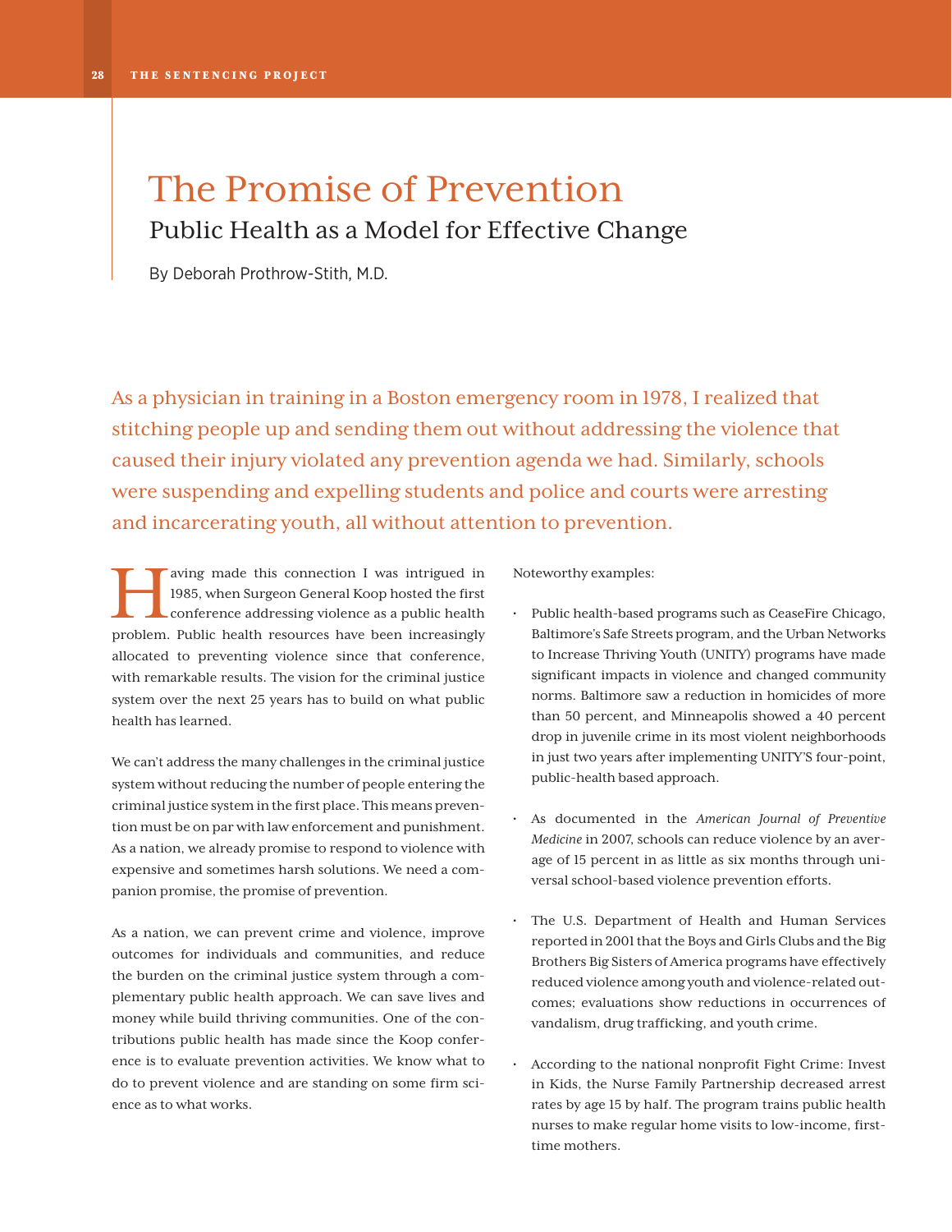# The Promise of Prevention

## Public Health as a Model for Effective Change

By Deborah Prothrow-Stith, M.D.

As a physician in training in a Boston emergency room in 1978, I realized that stitching people up and sending them out without addressing the violence that caused their injury violated any prevention agenda we had. Similarly, schools were suspending and expelling students and police and courts were arresting and incarcerating youth, all without attention to prevention.

Having made this connection I was intrigued in 1985, when Surgeon General Koop hosted the first conference addressing violence as a public health problem. Public health resources have been increasingly allocated to preventing violence since that conference, with remarkable results. The vision for the criminal justice system over the next 25 years has to build on what public health has learned.

We can't address the many challenges in the criminal justice system without reducing the number of people entering the criminal justice system in the first place. This means prevention must be on par with law enforcement and punishment. As a nation, we already promise to respond to violence with expensive and sometimes harsh solutions. We need a companion promise, the promise of prevention.

As a nation, we can prevent crime and violence, improve outcomes for individuals and communities, and reduce the burden on the criminal justice system through a complementary public health approach. We can save lives and money while build thriving communities. One of the contributions public health has made since the Koop conference is to evaluate prevention activities. We know what to do to prevent violence and are standing on some firm science as to what works.

Noteworthy examples:

- Public health-based programs such as CeaseFire Chicago, Baltimore's Safe Streets program, and the Urban Networks to Increase Thriving Youth (UNITY) programs have made significant impacts in violence and changed community norms. Baltimore saw a reduction in homicides of more than 50 percent, and Minneapolis showed a 40 percent drop in juvenile crime in its most violent neighborhoods in just two years after implementing UNITY'S four-point, public-health based approach.

- As documented in the *American Journal of Preventive Medicine* in 2007, schools can reduce violence by an average of 15 percent in as little as six months through universal school-based violence prevention efforts.

- The U.S. Department of Health and Human Services reported in 2001 that the Boys and Girls Clubs and the Big Brothers Big Sisters of America programs have effectively reduced violence among youth and violence-related outcomes; evaluations show reductions in occurrences of vandalism, drug trafficking, and youth crime.

- According to the national nonprofit Fight Crime: Invest in Kids, the Nurse Family Partnership decreased arrest rates by age 15 by half. The program trains public health nurses to make regular home visits to low-income, first-time mothers.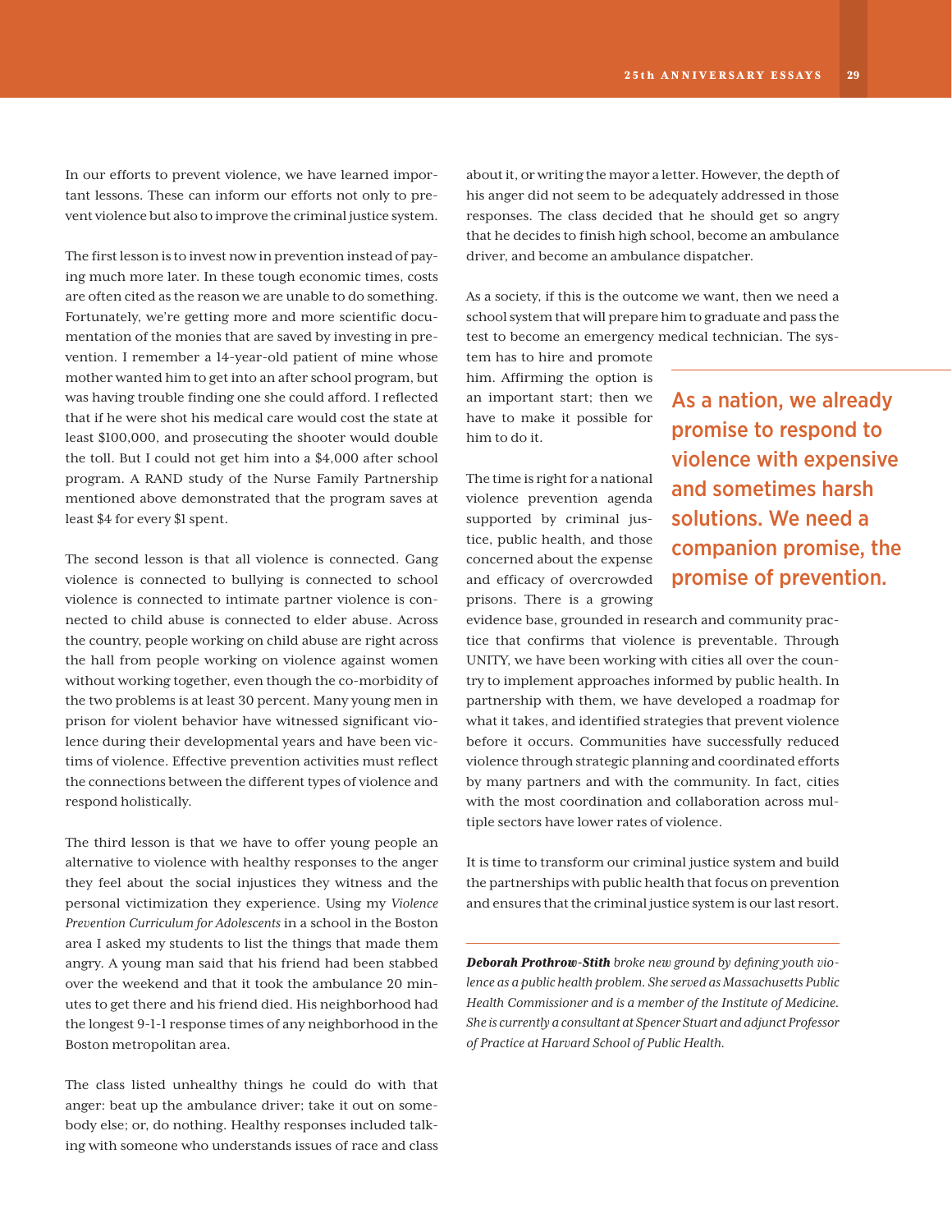In our efforts to prevent violence, we have learned important lessons. These can inform our efforts not only to prevent violence but also to improve the criminal justice system.

The first lesson is to invest now in prevention instead of paying much more later. In these tough economic times, costs are often cited as the reason we are unable to do something. Fortunately, we're getting more and more scientific documentation of the monies that are saved by investing in prevention. I remember a 14-year-old patient of mine whose mother wanted him to get into an after school program, but was having trouble finding one she could afford. I reflected that if he were shot his medical care would cost the state at least $100,000, and prosecuting the shooter would double the toll. But I could not get him into a $4,000 after school program. A RAND study of the Nurse Family Partnership mentioned above demonstrated that the program saves at least $4 for every $1 spent.

The second lesson is that all violence is connected. Gang violence is connected to bullying is connected to school violence is connected to intimate partner violence is connected to child abuse is connected to elder abuse. Across the country, people working on child abuse are right across the hall from people working on violence against women without working together, even though the co-morbidity of the two problems is at least 30 percent. Many young men in prison for violent behavior have witnessed significant violence during their developmental years and have been victims of violence. Effective prevention activities must reflect the connections between the different types of violence and respond holistically.

The third lesson is that we have to offer young people an alternative to violence with healthy responses to the anger they feel about the social injustices they witness and the personal victimization they experience. Using my *Violence Prevention Curriculum for Adolescents* in a school in the Boston area I asked my students to list the things that made them angry. A young man said that his friend had been stabbed over the weekend and that it took the ambulance 20 minutes to get there and his friend died. His neighborhood had the longest 9-1-1 response times of any neighborhood in the Boston metropolitan area.

The class listed unhealthy things he could do with that anger: beat up the ambulance driver; take it out on somebody else; or, do nothing. Healthy responses included talking with someone who understands issues of race and class about it, or writing the mayor a letter. However, the depth of his anger did not seem to be adequately addressed in those responses. The class decided that he should get so angry that he decides to finish high school, become an ambulance driver, and become an ambulance dispatcher.

As a society, if this is the outcome we want, then we need a school system that will prepare him to graduate and pass the test to become an emergency medical technician. The system has to hire and promote him. Affirming the option is an important start; then we have to make it possible for him to do it.

> As a nation, we already promise to respond to violence with expensive and sometimes harsh solutions. We need a companion promise, the promise of prevention.

The time is right for a national violence prevention agenda supported by criminal justice, public health, and those concerned about the expense and efficacy of overcrowded prisons. There is a growing evidence base, grounded in research and community practice that confirms that violence is preventable. Through UNITY, we have been working with cities all over the country to implement approaches informed by public health. In partnership with them, we have developed a roadmap for what it takes, and identified strategies that prevent violence before it occurs. Communities have successfully reduced violence through strategic planning and coordinated efforts by many partners and with the community. In fact, cities with the most coordination and collaboration across multiple sectors have lower rates of violence.

It is time to transform our criminal justice system and build the partnerships with public health that focus on prevention and ensures that the criminal justice system is our last resort.

---

***Deborah Prothrow-Stith*** *broke new ground by defining youth violence as a public health problem. She served as Massachusetts Public Health Commissioner and is a member of the Institute of Medicine. She is currently a consultant at Spencer Stuart and adjunct Professor of Practice at Harvard School of Public Health.*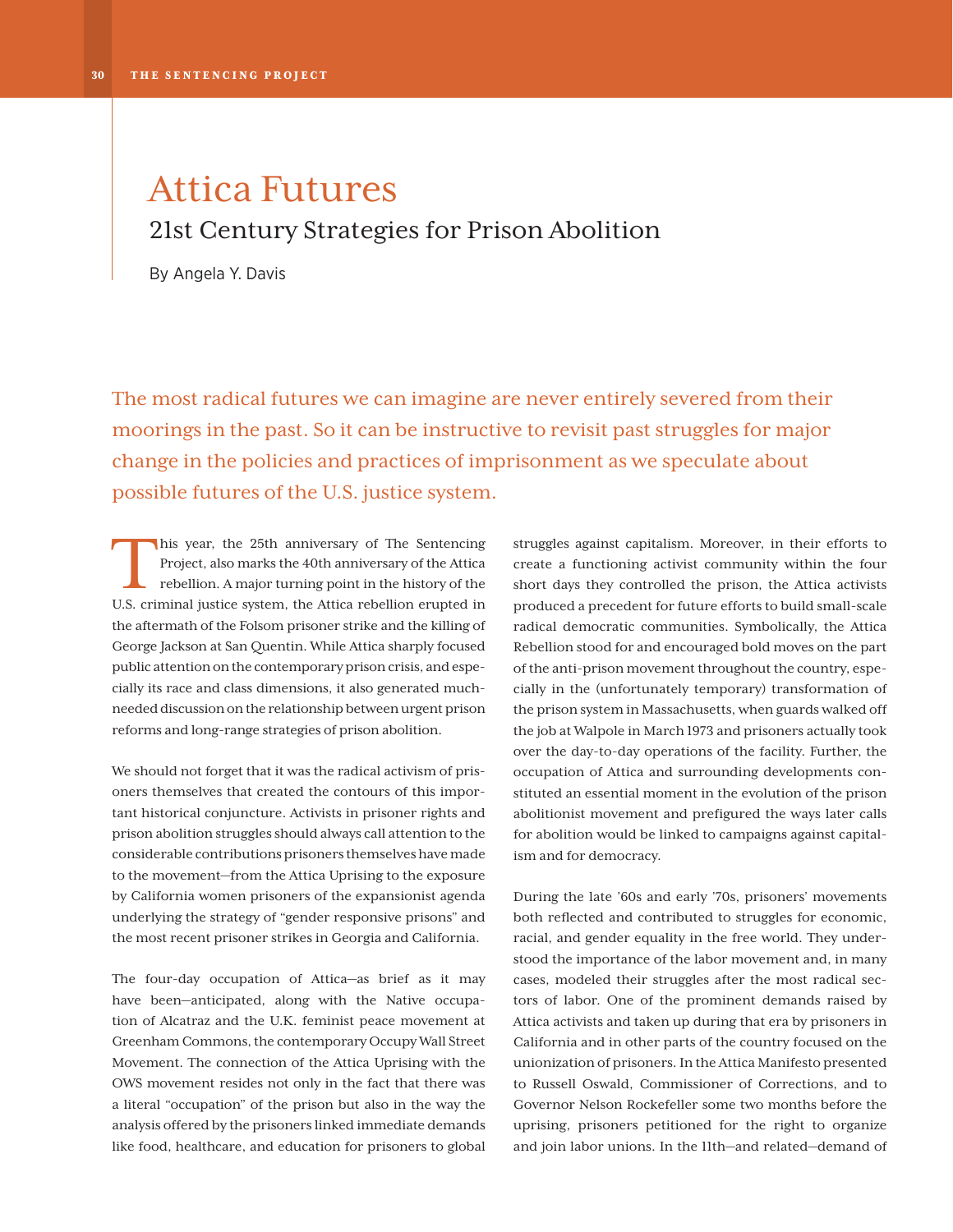# Attica Futures

## 21st Century Strategies for Prison Abolition

By Angela Y. Davis

The most radical futures we can imagine are never entirely severed from their moorings in the past. So it can be instructive to revisit past struggles for major change in the policies and practices of imprisonment as we speculate about possible futures of the U.S. justice system.

This year, the 25th anniversary of The Sentencing Project, also marks the 40th anniversary of the Attica rebellion. A major turning point in the history of the U.S. criminal justice system, the Attica rebellion erupted in the aftermath of the Folsom prisoner strike and the killing of George Jackson at San Quentin. While Attica sharply focused public attention on the contemporary prison crisis, and especially its race and class dimensions, it also generated much-needed discussion on the relationship between urgent prison reforms and long-range strategies of prison abolition.

We should not forget that it was the radical activism of prisoners themselves that created the contours of this important historical conjuncture. Activists in prisoner rights and prison abolition struggles should always call attention to the considerable contributions prisoners themselves have made to the movement—from the Attica Uprising to the exposure by California women prisoners of the expansionist agenda underlying the strategy of "gender responsive prisons" and the most recent prisoner strikes in Georgia and California.

The four-day occupation of Attica—as brief as it may have been—anticipated, along with the Native occupation of Alcatraz and the U.K. feminist peace movement at Greenham Commons, the contemporary Occupy Wall Street Movement. The connection of the Attica Uprising with the OWS movement resides not only in the fact that there was a literal "occupation" of the prison but also in the way the analysis offered by the prisoners linked immediate demands like food, healthcare, and education for prisoners to global struggles against capitalism. Moreover, in their efforts to create a functioning activist community within the four short days they controlled the prison, the Attica activists produced a precedent for future efforts to build small-scale radical democratic communities. Symbolically, the Attica Rebellion stood for and encouraged bold moves on the part of the anti-prison movement throughout the country, especially in the (unfortunately temporary) transformation of the prison system in Massachusetts, when guards walked off the job at Walpole in March 1973 and prisoners actually took over the day-to-day operations of the facility. Further, the occupation of Attica and surrounding developments constituted an essential moment in the evolution of the prison abolitionist movement and prefigured the ways later calls for abolition would be linked to campaigns against capitalism and for democracy.

During the late '60s and early '70s, prisoners' movements both reflected and contributed to struggles for economic, racial, and gender equality in the free world. They understood the importance of the labor movement and, in many cases, modeled their struggles after the most radical sectors of labor. One of the prominent demands raised by Attica activists and taken up during that era by prisoners in California and in other parts of the country focused on the unionization of prisoners. In the Attica Manifesto presented to Russell Oswald, Commissioner of Corrections, and to Governor Nelson Rockefeller some two months before the uprising, prisoners petitioned for the right to organize and join labor unions. In the 11th—and related—demand of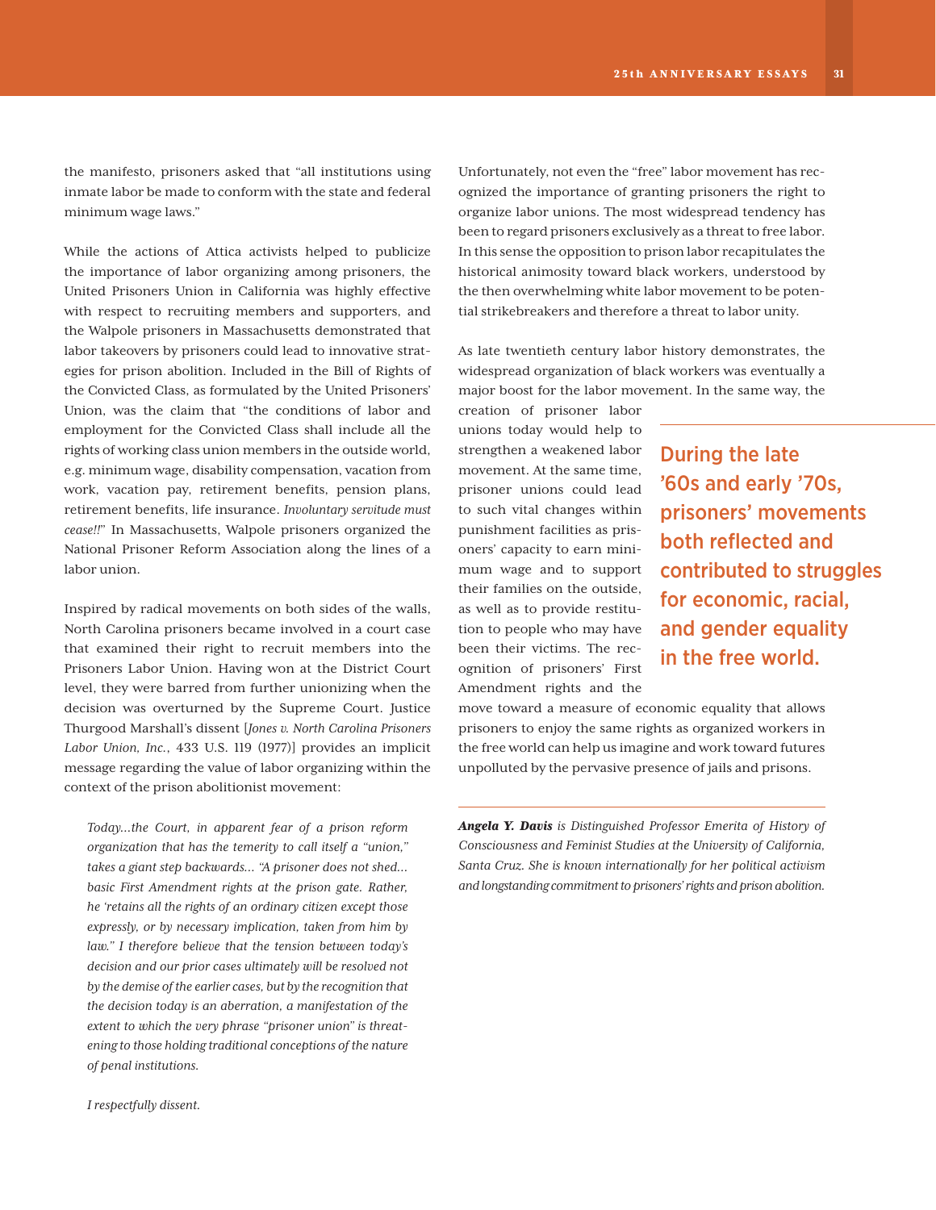the manifesto, prisoners asked that "all institutions using inmate labor be made to conform with the state and federal minimum wage laws."

While the actions of Attica activists helped to publicize the importance of labor organizing among prisoners, the United Prisoners Union in California was highly effective with respect to recruiting members and supporters, and the Walpole prisoners in Massachusetts demonstrated that labor takeovers by prisoners could lead to innovative strategies for prison abolition. Included in the Bill of Rights of the Convicted Class, as formulated by the United Prisoners' Union, was the claim that "the conditions of labor and employment for the Convicted Class shall include all the rights of working class union members in the outside world, e.g. minimum wage, disability compensation, vacation from work, vacation pay, retirement benefits, pension plans, retirement benefits, life insurance. *Involuntary servitude must cease!!*" In Massachusetts, Walpole prisoners organized the National Prisoner Reform Association along the lines of a labor union.

Inspired by radical movements on both sides of the walls, North Carolina prisoners became involved in a court case that examined their right to recruit members into the Prisoners Labor Union. Having won at the District Court level, they were barred from further unionizing when the decision was overturned by the Supreme Court. Justice Thurgood Marshall's dissent [*Jones v. North Carolina Prisoners Labor Union, Inc.*, 433 U.S. 119 (1977)] provides an implicit message regarding the value of labor organizing within the context of the prison abolitionist movement:

> *Today...the Court, in apparent fear of a prison reform organization that has the temerity to call itself a "union," takes a giant step backwards... "A prisoner does not shed... basic First Amendment rights at the prison gate. Rather, he 'retains all the rights of an ordinary citizen except those expressly, or by necessary implication, taken from him by law." I therefore believe that the tension between today's decision and our prior cases ultimately will be resolved not by the demise of the earlier cases, but by the recognition that the decision today is an aberration, a manifestation of the extent to which the very phrase "prisoner union" is threatening to those holding traditional conceptions of the nature of penal institutions.*
>
> *I respectfully dissent.*

Unfortunately, not even the "free" labor movement has recognized the importance of granting prisoners the right to organize labor unions. The most widespread tendency has been to regard prisoners exclusively as a threat to free labor. In this sense the opposition to prison labor recapitulates the historical animosity toward black workers, understood by the then overwhelming white labor movement to be potential strikebreakers and therefore a threat to labor unity.

As late twentieth century labor history demonstrates, the widespread organization of black workers was eventually a major boost for the labor movement. In the same way, the creation of prisoner labor unions today would help to strengthen a weakened labor movement. At the same time, prisoner unions could lead to such vital changes within punishment facilities as prisoners' capacity to earn minimum wage and to support their families on the outside, as well as to provide restitution to people who may have been their victims. The recognition of prisoners' First Amendment rights and the move toward a measure of economic equality that allows prisoners to enjoy the same rights as organized workers in the free world can help us imagine and work toward futures unpolluted by the pervasive presence of jails and prisons.

> During the late '60s and early '70s, prisoners' movements both reflected and contributed to struggles for economic, racial, and gender equality in the free world.

---

***Angela Y. Davis*** *is Distinguished Professor Emerita of History of Consciousness and Feminist Studies at the University of California, Santa Cruz. She is known internationally for her political activism and longstanding commitment to prisoners' rights and prison abolition.*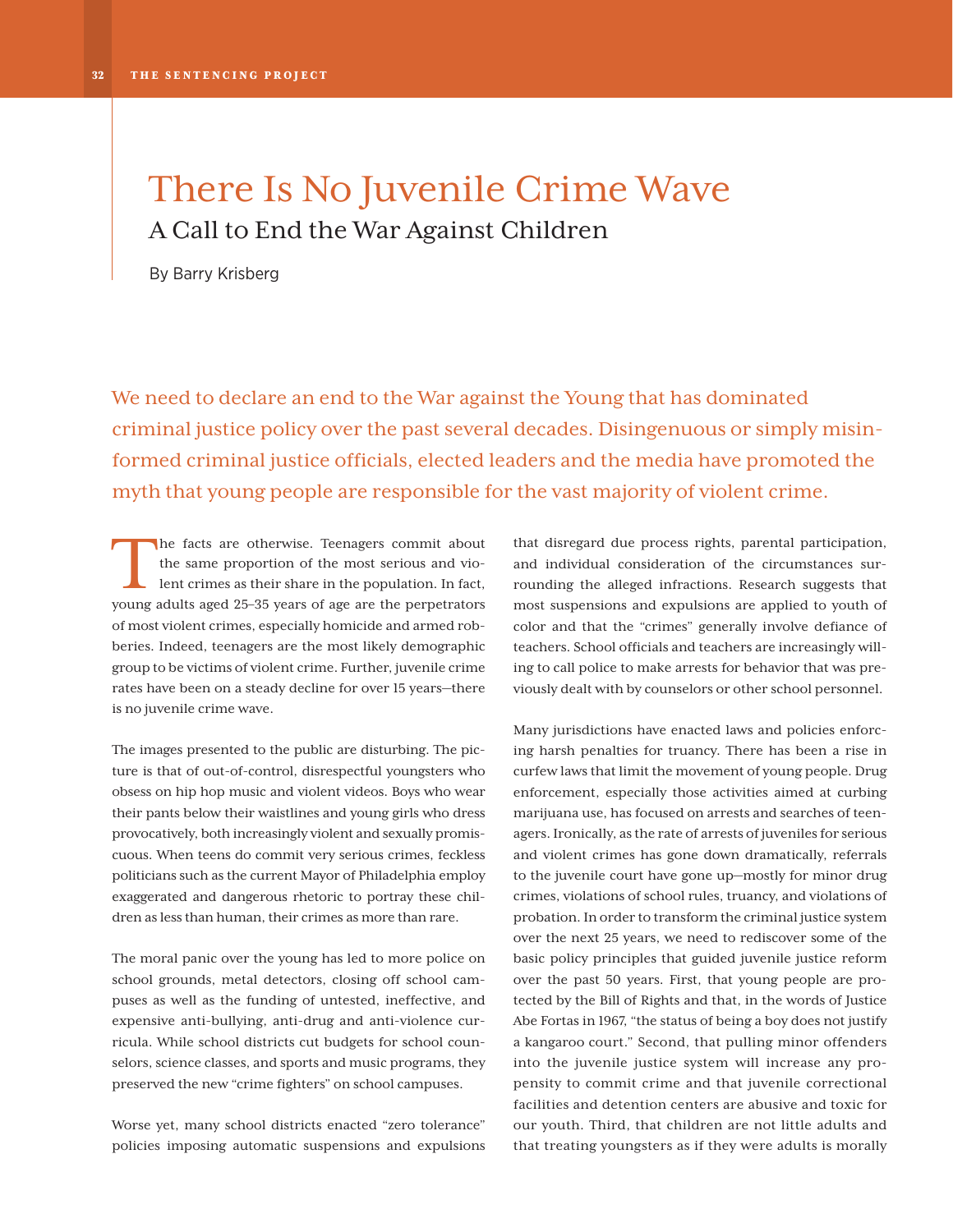# There Is No Juvenile Crime Wave

## A Call to End the War Against Children

By Barry Krisberg

We need to declare an end to the War against the Young that has dominated criminal justice policy over the past several decades. Disingenuous or simply misinformed criminal justice officials, elected leaders and the media have promoted the myth that young people are responsible for the vast majority of violent crime.

The facts are otherwise. Teenagers commit about the same proportion of the most serious and violent crimes as their share in the population. In fact, young adults aged 25–35 years of age are the perpetrators of most violent crimes, especially homicide and armed robberies. Indeed, teenagers are the most likely demographic group to be victims of violent crime. Further, juvenile crime rates have been on a steady decline for over 15 years—there is no juvenile crime wave.

The images presented to the public are disturbing. The picture is that of out-of-control, disrespectful youngsters who obsess on hip hop music and violent videos. Boys who wear their pants below their waistlines and young girls who dress provocatively, both increasingly violent and sexually promiscuous. When teens do commit very serious crimes, feckless politicians such as the current Mayor of Philadelphia employ exaggerated and dangerous rhetoric to portray these children as less than human, their crimes as more than rare.

The moral panic over the young has led to more police on school grounds, metal detectors, closing off school campuses as well as the funding of untested, ineffective, and expensive anti-bullying, anti-drug and anti-violence curricula. While school districts cut budgets for school counselors, science classes, and sports and music programs, they preserved the new "crime fighters" on school campuses.

Worse yet, many school districts enacted "zero tolerance" policies imposing automatic suspensions and expulsions that disregard due process rights, parental participation, and individual consideration of the circumstances surrounding the alleged infractions. Research suggests that most suspensions and expulsions are applied to youth of color and that the "crimes" generally involve defiance of teachers. School officials and teachers are increasingly willing to call police to make arrests for behavior that was previously dealt with by counselors or other school personnel.

Many jurisdictions have enacted laws and policies enforcing harsh penalties for truancy. There has been a rise in curfew laws that limit the movement of young people. Drug enforcement, especially those activities aimed at curbing marijuana use, has focused on arrests and searches of teenagers. Ironically, as the rate of arrests of juveniles for serious and violent crimes has gone down dramatically, referrals to the juvenile court have gone up—mostly for minor drug crimes, violations of school rules, truancy, and violations of probation. In order to transform the criminal justice system over the next 25 years, we need to rediscover some of the basic policy principles that guided juvenile justice reform over the past 50 years. First, that young people are protected by the Bill of Rights and that, in the words of Justice Abe Fortas in 1967, "the status of being a boy does not justify a kangaroo court." Second, that pulling minor offenders into the juvenile justice system will increase any propensity to commit crime and that juvenile correctional facilities and detention centers are abusive and toxic for our youth. Third, that children are not little adults and that treating youngsters as if they were adults is morally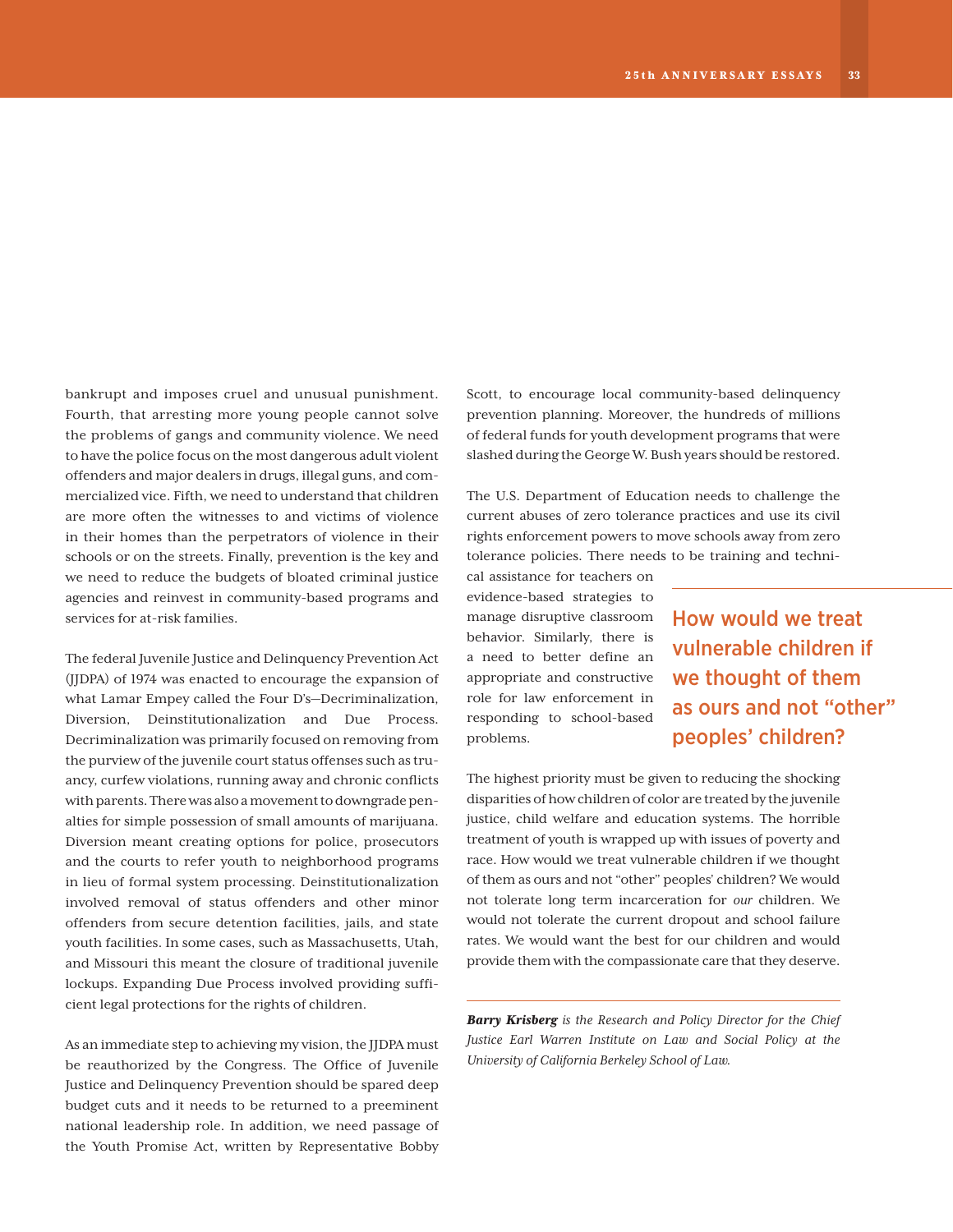bankrupt and imposes cruel and unusual punishment. Fourth, that arresting more young people cannot solve the problems of gangs and community violence. We need to have the police focus on the most dangerous adult violent offenders and major dealers in drugs, illegal guns, and commercialized vice. Fifth, we need to understand that children are more often the witnesses to and victims of violence in their homes than the perpetrators of violence in their schools or on the streets. Finally, prevention is the key and we need to reduce the budgets of bloated criminal justice agencies and reinvest in community-based programs and services for at-risk families.

The federal Juvenile Justice and Delinquency Prevention Act (JJDPA) of 1974 was enacted to encourage the expansion of what Lamar Empey called the Four D's—Decriminalization, Diversion, Deinstitutionalization and Due Process. Decriminalization was primarily focused on removing from the purview of the juvenile court status offenses such as truancy, curfew violations, running away and chronic conflicts with parents. There was also a movement to downgrade penalties for simple possession of small amounts of marijuana. Diversion meant creating options for police, prosecutors and the courts to refer youth to neighborhood programs in lieu of formal system processing. Deinstitutionalization involved removal of status offenders and other minor offenders from secure detention facilities, jails, and state youth facilities. In some cases, such as Massachusetts, Utah, and Missouri this meant the closure of traditional juvenile lockups. Expanding Due Process involved providing sufficient legal protections for the rights of children.

As an immediate step to achieving my vision, the JJDPA must be reauthorized by the Congress. The Office of Juvenile Justice and Delinquency Prevention should be spared deep budget cuts and it needs to be returned to a preeminent national leadership role. In addition, we need passage of the Youth Promise Act, written by Representative Bobby Scott, to encourage local community-based delinquency prevention planning. Moreover, the hundreds of millions of federal funds for youth development programs that were slashed during the George W. Bush years should be restored.

The U.S. Department of Education needs to challenge the current abuses of zero tolerance practices and use its civil rights enforcement powers to move schools away from zero tolerance policies. There needs to be training and technical assistance for teachers on evidence-based strategies to manage disruptive classroom behavior. Similarly, there is a need to better define an appropriate and constructive role for law enforcement in responding to school-based problems.

> How would we treat vulnerable children if we thought of them as ours and not "other" peoples' children?

The highest priority must be given to reducing the shocking disparities of how children of color are treated by the juvenile justice, child welfare and education systems. The horrible treatment of youth is wrapped up with issues of poverty and race. How would we treat vulnerable children if we thought of them as ours and not "other" peoples' children? We would not tolerate long term incarceration for *our* children. We would not tolerate the current dropout and school failure rates. We would want the best for our children and would provide them with the compassionate care that they deserve.

---

***Barry Krisberg*** *is the Research and Policy Director for the Chief Justice Earl Warren Institute on Law and Social Policy at the University of California Berkeley School of Law.*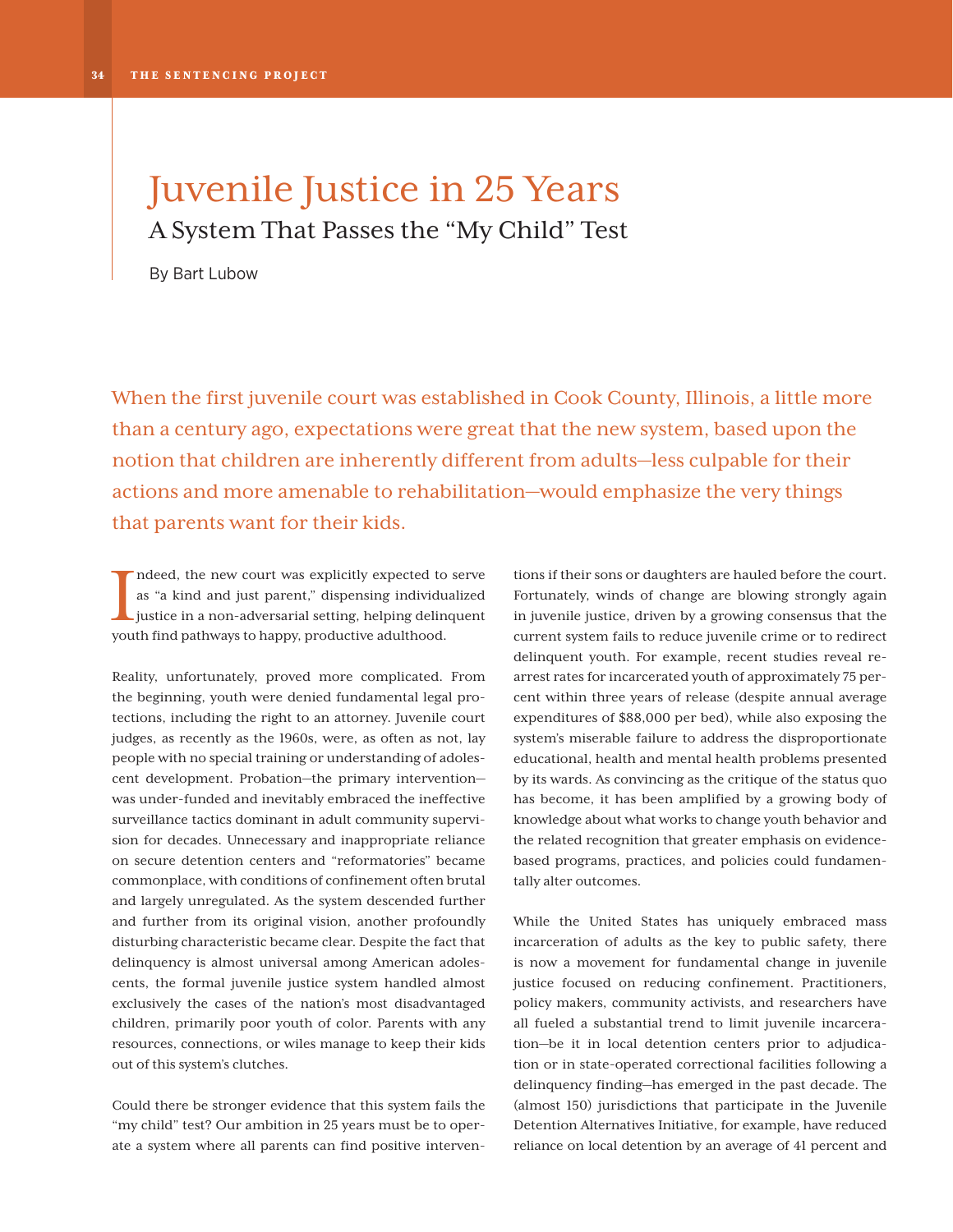# Juvenile Justice in 25 Years

## A System That Passes the "My Child" Test

By Bart Lubow

When the first juvenile court was established in Cook County, Illinois, a little more than a century ago, expectations were great that the new system, based upon the notion that children are inherently different from adults—less culpable for their actions and more amenable to rehabilitation—would emphasize the very things that parents want for their kids.

Indeed, the new court was explicitly expected to serve as "a kind and just parent," dispensing individualized justice in a non-adversarial setting, helping delinquent youth find pathways to happy, productive adulthood.

Reality, unfortunately, proved more complicated. From the beginning, youth were denied fundamental legal protections, including the right to an attorney. Juvenile court judges, as recently as the 1960s, were, as often as not, lay people with no special training or understanding of adolescent development. Probation—the primary intervention—was under-funded and inevitably embraced the ineffective surveillance tactics dominant in adult community supervision for decades. Unnecessary and inappropriate reliance on secure detention centers and "reformatories" became commonplace, with conditions of confinement often brutal and largely unregulated. As the system descended further and further from its original vision, another profoundly disturbing characteristic became clear. Despite the fact that delinquency is almost universal among American adolescents, the formal juvenile justice system handled almost exclusively the cases of the nation's most disadvantaged children, primarily poor youth of color. Parents with any resources, connections, or wiles manage to keep their kids out of this system's clutches.

Could there be stronger evidence that this system fails the "my child" test? Our ambition in 25 years must be to operate a system where all parents can find positive interventions if their sons or daughters are hauled before the court. Fortunately, winds of change are blowing strongly again in juvenile justice, driven by a growing consensus that the current system fails to reduce juvenile crime or to redirect delinquent youth. For example, recent studies reveal rearrest rates for incarcerated youth of approximately 75 percent within three years of release (despite annual average expenditures of $88,000 per bed), while also exposing the system's miserable failure to address the disproportionate educational, health and mental health problems presented by its wards. As convincing as the critique of the status quo has become, it has been amplified by a growing body of knowledge about what works to change youth behavior and the related recognition that greater emphasis on evidence-based programs, practices, and policies could fundamentally alter outcomes.

While the United States has uniquely embraced mass incarceration of adults as the key to public safety, there is now a movement for fundamental change in juvenile justice focused on reducing confinement. Practitioners, policy makers, community activists, and researchers have all fueled a substantial trend to limit juvenile incarceration—be it in local detention centers prior to adjudication or in state-operated correctional facilities following a delinquency finding—has emerged in the past decade. The (almost 150) jurisdictions that participate in the Juvenile Detention Alternatives Initiative, for example, have reduced reliance on local detention by an average of 41 percent and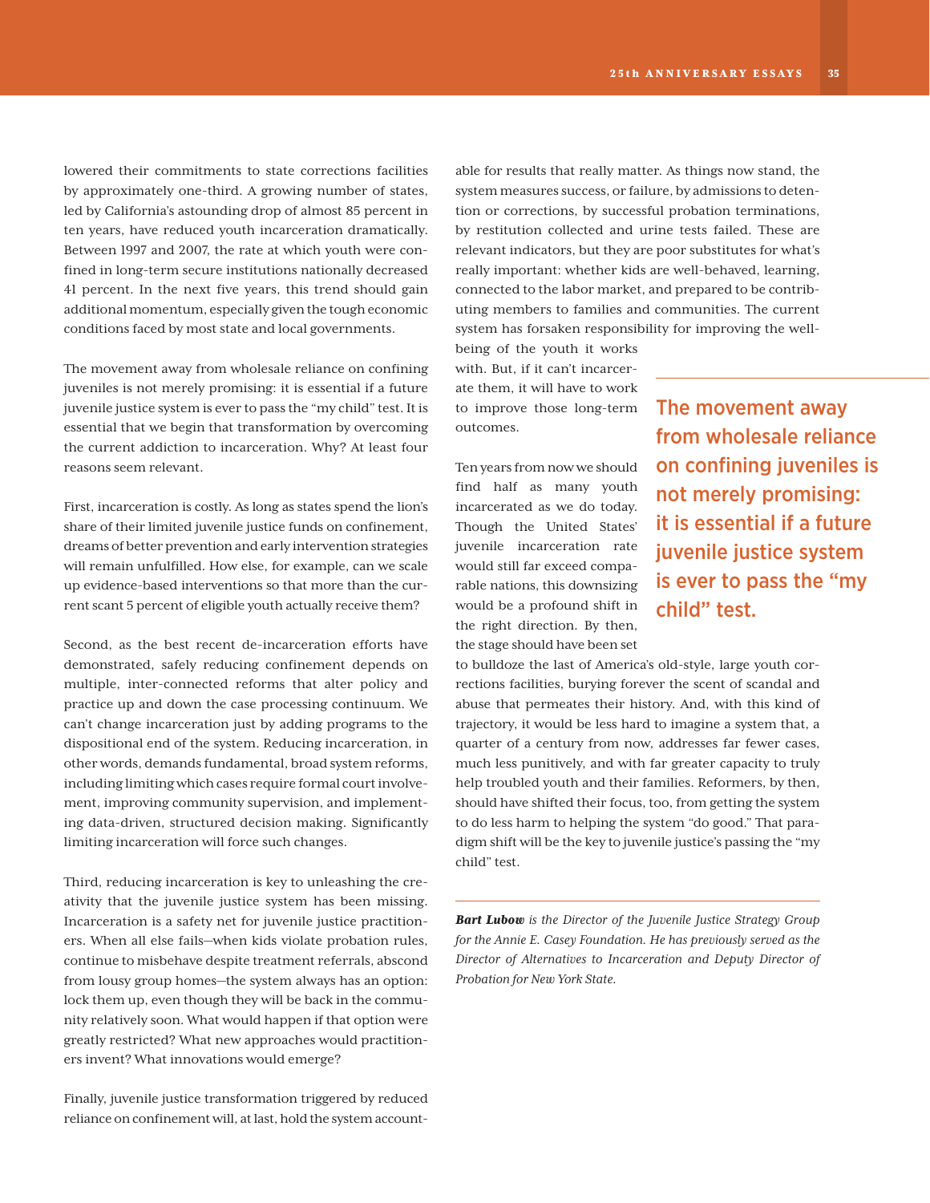lowered their commitments to state corrections facilities by approximately one-third. A growing number of states, led by California's astounding drop of almost 85 percent in ten years, have reduced youth incarceration dramatically. Between 1997 and 2007, the rate at which youth were confined in long-term secure institutions nationally decreased 41 percent. In the next five years, this trend should gain additional momentum, especially given the tough economic conditions faced by most state and local governments.

The movement away from wholesale reliance on confining juveniles is not merely promising: it is essential if a future juvenile justice system is ever to pass the "my child" test. It is essential that we begin that transformation by overcoming the current addiction to incarceration. Why? At least four reasons seem relevant.

First, incarceration is costly. As long as states spend the lion's share of their limited juvenile justice funds on confinement, dreams of better prevention and early intervention strategies will remain unfulfilled. How else, for example, can we scale up evidence-based interventions so that more than the current scant 5 percent of eligible youth actually receive them?

Second, as the best recent de-incarceration efforts have demonstrated, safely reducing confinement depends on multiple, inter-connected reforms that alter policy and practice up and down the case processing continuum. We can't change incarceration just by adding programs to the dispositional end of the system. Reducing incarceration, in other words, demands fundamental, broad system reforms, including limiting which cases require formal court involvement, improving community supervision, and implementing data-driven, structured decision making. Significantly limiting incarceration will force such changes.

Third, reducing incarceration is key to unleashing the creativity that the juvenile justice system has been missing. Incarceration is a safety net for juvenile justice practitioners. When all else fails—when kids violate probation rules, continue to misbehave despite treatment referrals, abscond from lousy group homes—the system always has an option: lock them up, even though they will be back in the community relatively soon. What would happen if that option were greatly restricted? What new approaches would practitioners invent? What innovations would emerge?

Finally, juvenile justice transformation triggered by reduced reliance on confinement will, at last, hold the system accountable for results that really matter. As things now stand, the system measures success, or failure, by admissions to detention or corrections, by successful probation terminations, by restitution collected and urine tests failed. These are relevant indicators, but they are poor substitutes for what's really important: whether kids are well-behaved, learning, connected to the labor market, and prepared to be contributing members to families and communities. The current system has forsaken responsibility for improving the well-being of the youth it works with. But, if it can't incarcerate them, it will have to work to improve those long-term outcomes.

> The movement away from wholesale reliance on confining juveniles is not merely promising: it is essential if a future juvenile justice system is ever to pass the "my child" test.

Ten years from now we should find half as many youth incarcerated as we do today. Though the United States' juvenile incarceration rate would still far exceed comparable nations, this downsizing would be a profound shift in the right direction. By then, the stage should have been set to bulldoze the last of America's old-style, large youth corrections facilities, burying forever the scent of scandal and abuse that permeates their history. And, with this kind of trajectory, it would be less hard to imagine a system that, a quarter of a century from now, addresses far fewer cases, much less punitively, and with far greater capacity to truly help troubled youth and their families. Reformers, by then, should have shifted their focus, too, from getting the system to do less harm to helping the system "do good." That paradigm shift will be the key to juvenile justice's passing the "my child" test.

---

***Bart Lubow*** *is the Director of the Juvenile Justice Strategy Group for the Annie E. Casey Foundation. He has previously served as the Director of Alternatives to Incarceration and Deputy Director of Probation for New York State.*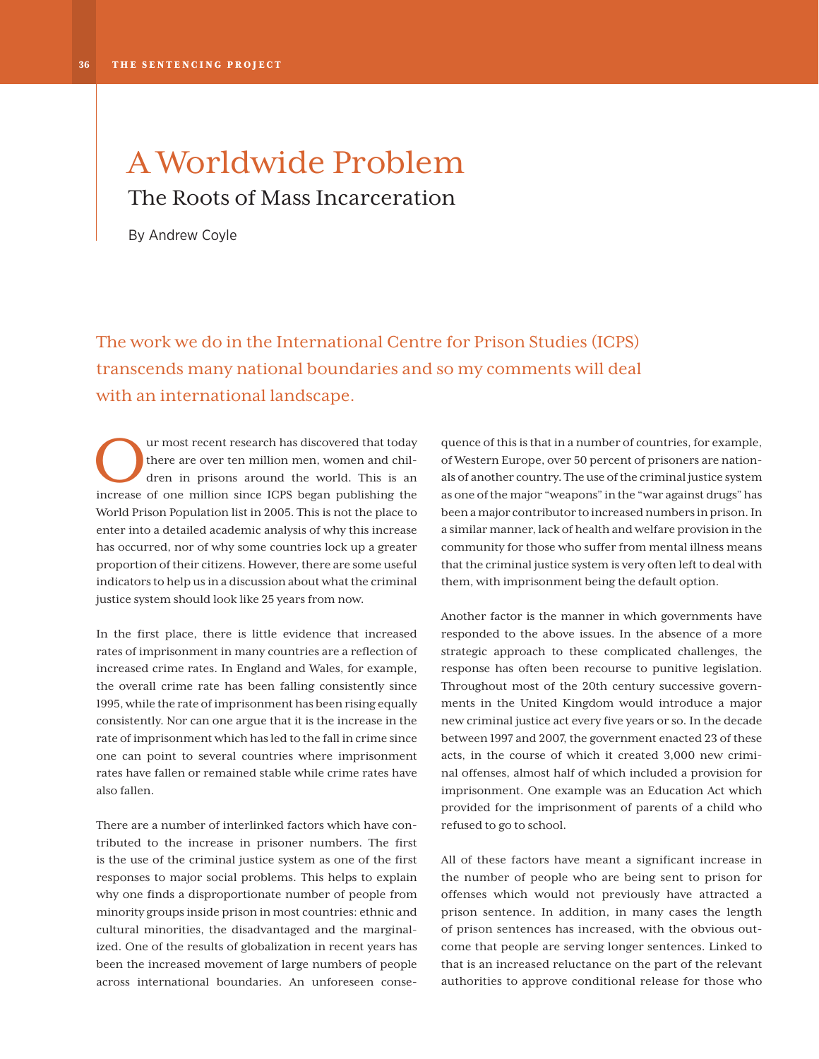# A Worldwide Problem

## The Roots of Mass Incarceration

By Andrew Coyle

The work we do in the International Centre for Prison Studies (ICPS) transcends many national boundaries and so my comments will deal with an international landscape.

Our most recent research has discovered that today there are over ten million men, women and children in prisons around the world. This is an increase of one million since ICPS began publishing the World Prison Population list in 2005. This is not the place to enter into a detailed academic analysis of why this increase has occurred, nor of why some countries lock up a greater proportion of their citizens. However, there are some useful indicators to help us in a discussion about what the criminal justice system should look like 25 years from now.

In the first place, there is little evidence that increased rates of imprisonment in many countries are a reflection of increased crime rates. In England and Wales, for example, the overall crime rate has been falling consistently since 1995, while the rate of imprisonment has been rising equally consistently. Nor can one argue that it is the increase in the rate of imprisonment which has led to the fall in crime since one can point to several countries where imprisonment rates have fallen or remained stable while crime rates have also fallen.

There are a number of interlinked factors which have contributed to the increase in prisoner numbers. The first is the use of the criminal justice system as one of the first responses to major social problems. This helps to explain why one finds a disproportionate number of people from minority groups inside prison in most countries: ethnic and cultural minorities, the disadvantaged and the marginalized. One of the results of globalization in recent years has been the increased movement of large numbers of people across international boundaries. An unforeseen consequence of this is that in a number of countries, for example, of Western Europe, over 50 percent of prisoners are nationals of another country. The use of the criminal justice system as one of the major "weapons" in the "war against drugs" has been a major contributor to increased numbers in prison. In a similar manner, lack of health and welfare provision in the community for those who suffer from mental illness means that the criminal justice system is very often left to deal with them, with imprisonment being the default option.

Another factor is the manner in which governments have responded to the above issues. In the absence of a more strategic approach to these complicated challenges, the response has often been recourse to punitive legislation. Throughout most of the 20th century successive governments in the United Kingdom would introduce a major new criminal justice act every five years or so. In the decade between 1997 and 2007, the government enacted 23 of these acts, in the course of which it created 3,000 new criminal offenses, almost half of which included a provision for imprisonment. One example was an Education Act which provided for the imprisonment of parents of a child who refused to go to school.

All of these factors have meant a significant increase in the number of people who are being sent to prison for offenses which would not previously have attracted a prison sentence. In addition, in many cases the length of prison sentences has increased, with the obvious outcome that people are serving longer sentences. Linked to that is an increased reluctance on the part of the relevant authorities to approve conditional release for those who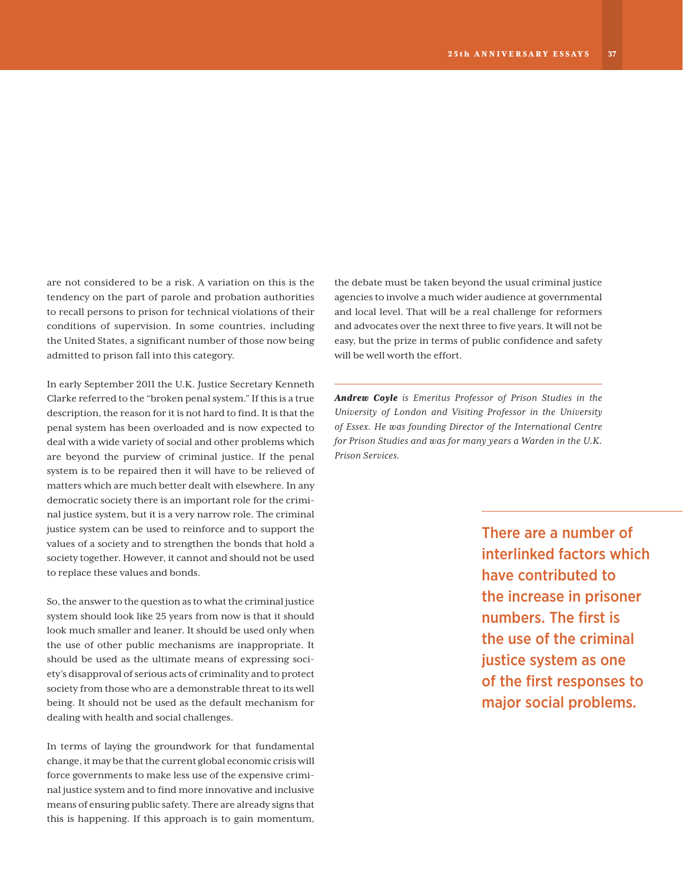are not considered to be a risk. A variation on this is the tendency on the part of parole and probation authorities to recall persons to prison for technical violations of their conditions of supervision. In some countries, including the United States, a significant number of those now being admitted to prison fall into this category.

In early September 2011 the U.K. Justice Secretary Kenneth Clarke referred to the "broken penal system." If this is a true description, the reason for it is not hard to find. It is that the penal system has been overloaded and is now expected to deal with a wide variety of social and other problems which are beyond the purview of criminal justice. If the penal system is to be repaired then it will have to be relieved of matters which are much better dealt with elsewhere. In any democratic society there is an important role for the criminal justice system, but it is a very narrow role. The criminal justice system can be used to reinforce and to support the values of a society and to strengthen the bonds that hold a society together. However, it cannot and should not be used to replace these values and bonds.

So, the answer to the question as to what the criminal justice system should look like 25 years from now is that it should look much smaller and leaner. It should be used only when the use of other public mechanisms are inappropriate. It should be used as the ultimate means of expressing society's disapproval of serious acts of criminality and to protect society from those who are a demonstrable threat to its well being. It should not be used as the default mechanism for dealing with health and social challenges.

In terms of laying the groundwork for that fundamental change, it may be that the current global economic crisis will force governments to make less use of the expensive criminal justice system and to find more innovative and inclusive means of ensuring public safety. There are already signs that this is happening. If this approach is to gain momentum, the debate must be taken beyond the usual criminal justice agencies to involve a much wider audience at governmental and local level. That will be a real challenge for reformers and advocates over the next three to five years. It will not be easy, but the prize in terms of public confidence and safety will be well worth the effort.

---

***Andrew Coyle*** *is Emeritus Professor of Prison Studies in the University of London and Visiting Professor in the University of Essex. He was founding Director of the International Centre for Prison Studies and was for many years a Warden in the U.K. Prison Services.*

---

**There are a number of interlinked factors which have contributed to the increase in prisoner numbers. The first is the use of the criminal justice system as one of the first responses to major social problems.**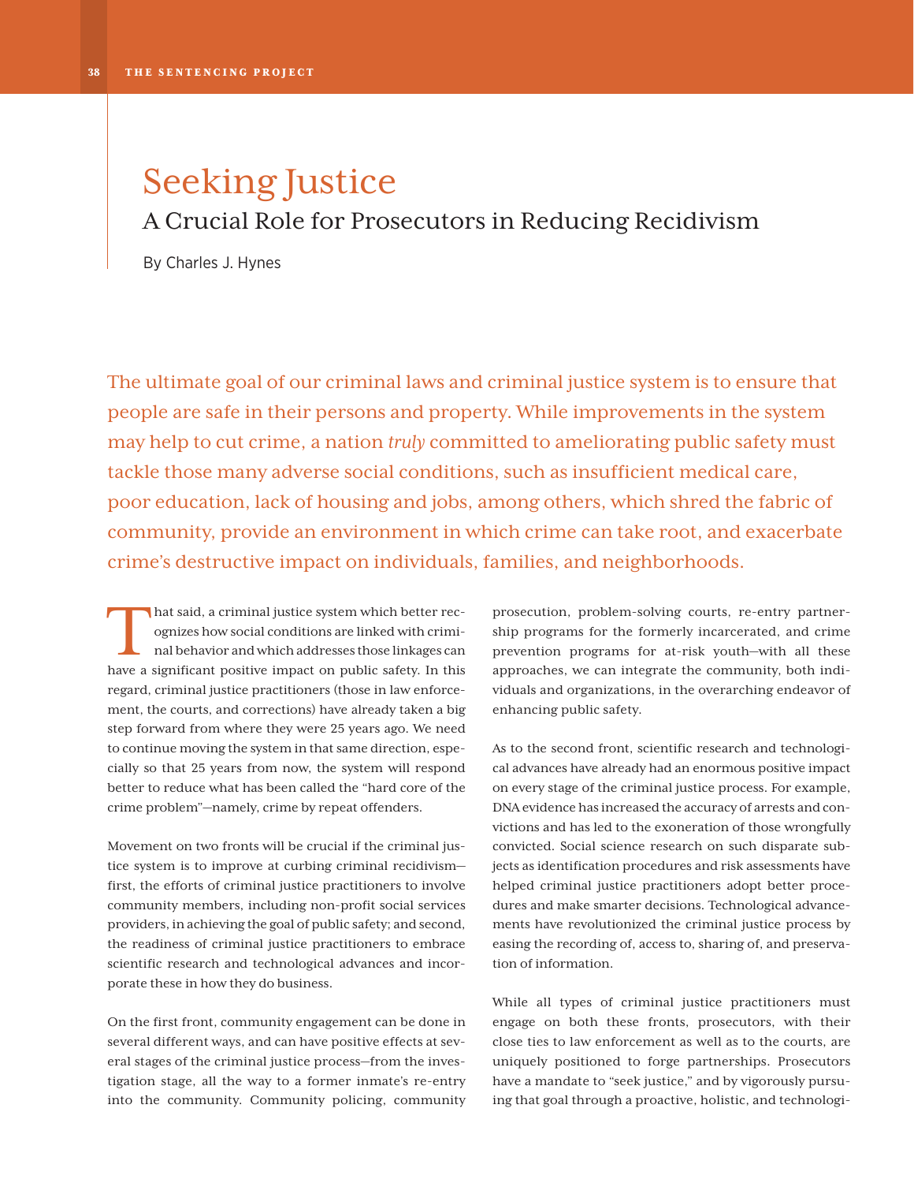# Seeking Justice

## A Crucial Role for Prosecutors in Reducing Recidivism

By Charles J. Hynes

The ultimate goal of our criminal laws and criminal justice system is to ensure that people are safe in their persons and property. While improvements in the system may help to cut crime, a nation *truly* committed to ameliorating public safety must tackle those many adverse social conditions, such as insufficient medical care, poor education, lack of housing and jobs, among others, which shred the fabric of community, provide an environment in which crime can take root, and exacerbate crime's destructive impact on individuals, families, and neighborhoods.

That said, a criminal justice system which better recognizes how social conditions are linked with criminal behavior and which addresses those linkages can have a significant positive impact on public safety. In this regard, criminal justice practitioners (those in law enforcement, the courts, and corrections) have already taken a big step forward from where they were 25 years ago. We need to continue moving the system in that same direction, especially so that 25 years from now, the system will respond better to reduce what has been called the "hard core of the crime problem"—namely, crime by repeat offenders.

Movement on two fronts will be crucial if the criminal justice system is to improve at curbing criminal recidivism—first, the efforts of criminal justice practitioners to involve community members, including non-profit social services providers, in achieving the goal of public safety; and second, the readiness of criminal justice practitioners to embrace scientific research and technological advances and incorporate these in how they do business.

On the first front, community engagement can be done in several different ways, and can have positive effects at several stages of the criminal justice process—from the investigation stage, all the way to a former inmate's re-entry into the community. Community policing, community prosecution, problem-solving courts, re-entry partnership programs for the formerly incarcerated, and crime prevention programs for at-risk youth—with all these approaches, we can integrate the community, both individuals and organizations, in the overarching endeavor of enhancing public safety.

As to the second front, scientific research and technological advances have already had an enormous positive impact on every stage of the criminal justice process. For example, DNA evidence has increased the accuracy of arrests and convictions and has led to the exoneration of those wrongfully convicted. Social science research on such disparate subjects as identification procedures and risk assessments have helped criminal justice practitioners adopt better procedures and make smarter decisions. Technological advancements have revolutionized the criminal justice process by easing the recording of, access to, sharing of, and preservation of information.

While all types of criminal justice practitioners must engage on both these fronts, prosecutors, with their close ties to law enforcement as well as to the courts, are uniquely positioned to forge partnerships. Prosecutors have a mandate to "seek justice," and by vigorously pursuing that goal through a proactive, holistic, and technologi-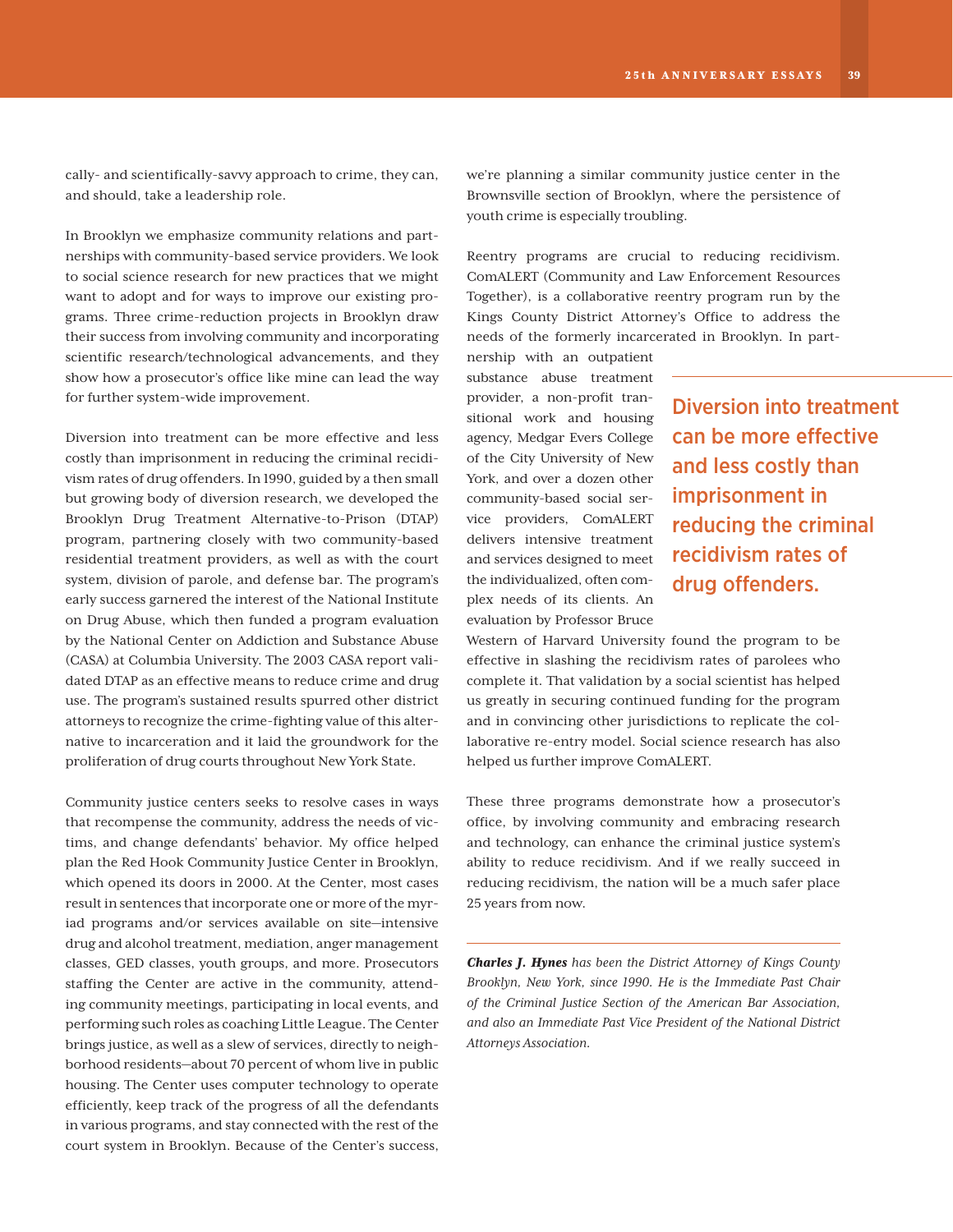cally- and scientifically-savvy approach to crime, they can, and should, take a leadership role.

In Brooklyn we emphasize community relations and partnerships with community-based service providers. We look to social science research for new practices that we might want to adopt and for ways to improve our existing programs. Three crime-reduction projects in Brooklyn draw their success from involving community and incorporating scientific research/technological advancements, and they show how a prosecutor's office like mine can lead the way for further system-wide improvement.

Diversion into treatment can be more effective and less costly than imprisonment in reducing the criminal recidivism rates of drug offenders. In 1990, guided by a then small but growing body of diversion research, we developed the Brooklyn Drug Treatment Alternative-to-Prison (DTAP) program, partnering closely with two community-based residential treatment providers, as well as with the court system, division of parole, and defense bar. The program's early success garnered the interest of the National Institute on Drug Abuse, which then funded a program evaluation by the National Center on Addiction and Substance Abuse (CASA) at Columbia University. The 2003 CASA report validated DTAP as an effective means to reduce crime and drug use. The program's sustained results spurred other district attorneys to recognize the crime-fighting value of this alternative to incarceration and it laid the groundwork for the proliferation of drug courts throughout New York State.

Community justice centers seeks to resolve cases in ways that recompense the community, address the needs of victims, and change defendants' behavior. My office helped plan the Red Hook Community Justice Center in Brooklyn, which opened its doors in 2000. At the Center, most cases result in sentences that incorporate one or more of the myriad programs and/or services available on site—intensive drug and alcohol treatment, mediation, anger management classes, GED classes, youth groups, and more. Prosecutors staffing the Center are active in the community, attending community meetings, participating in local events, and performing such roles as coaching Little League. The Center brings justice, as well as a slew of services, directly to neighborhood residents—about 70 percent of whom live in public housing. The Center uses computer technology to operate efficiently, keep track of the progress of all the defendants in various programs, and stay connected with the rest of the court system in Brooklyn. Because of the Center's success, we're planning a similar community justice center in the Brownsville section of Brooklyn, where the persistence of youth crime is especially troubling.

Reentry programs are crucial to reducing recidivism. ComALERT (Community and Law Enforcement Resources Together), is a collaborative reentry program run by the Kings County District Attorney's Office to address the needs of the formerly incarcerated in Brooklyn. In partnership with an outpatient substance abuse treatment provider, a non-profit transitional work and housing agency, Medgar Evers College of the City University of New York, and over a dozen other community-based social service providers, ComALERT delivers intensive treatment and services designed to meet the individualized, often complex needs of its clients. An evaluation by Professor Bruce Western of Harvard University found the program to be effective in slashing the recidivism rates of parolees who complete it. That validation by a social scientist has helped us greatly in securing continued funding for the program and in convincing other jurisdictions to replicate the collaborative re-entry model. Social science research has also helped us further improve ComALERT.

> **Diversion into treatment can be more effective and less costly than imprisonment in reducing the criminal recidivism rates of drug offenders.**

These three programs demonstrate how a prosecutor's office, by involving community and embracing research and technology, can enhance the criminal justice system's ability to reduce recidivism. And if we really succeed in reducing recidivism, the nation will be a much safer place 25 years from now.

---

***Charles J. Hynes*** *has been the District Attorney of Kings County Brooklyn, New York, since 1990. He is the Immediate Past Chair of the Criminal Justice Section of the American Bar Association, and also an Immediate Past Vice President of the National District Attorneys Association.*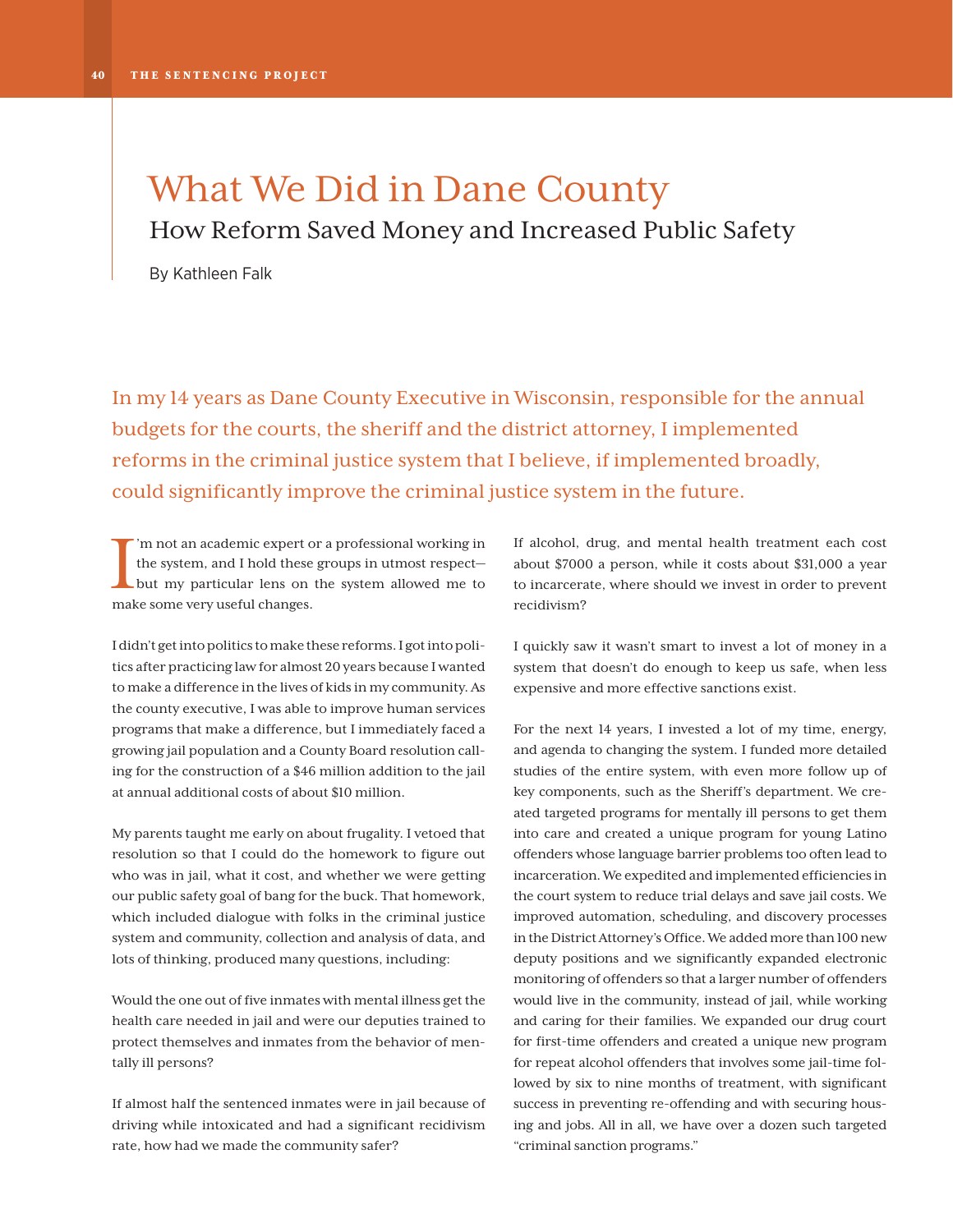# What We Did in Dane County

## How Reform Saved Money and Increased Public Safety

By Kathleen Falk

In my 14 years as Dane County Executive in Wisconsin, responsible for the annual budgets for the courts, the sheriff and the district attorney, I implemented reforms in the criminal justice system that I believe, if implemented broadly, could significantly improve the criminal justice system in the future.

I'm not an academic expert or a professional working in the system, and I hold these groups in utmost respect—but my particular lens on the system allowed me to make some very useful changes.

I didn't get into politics to make these reforms. I got into politics after practicing law for almost 20 years because I wanted to make a difference in the lives of kids in my community. As the county executive, I was able to improve human services programs that make a difference, but I immediately faced a growing jail population and a County Board resolution calling for the construction of a $46 million addition to the jail at annual additional costs of about $10 million.

My parents taught me early on about frugality. I vetoed that resolution so that I could do the homework to figure out who was in jail, what it cost, and whether we were getting our public safety goal of bang for the buck. That homework, which included dialogue with folks in the criminal justice system and community, collection and analysis of data, and lots of thinking, produced many questions, including:

Would the one out of five inmates with mental illness get the health care needed in jail and were our deputies trained to protect themselves and inmates from the behavior of mentally ill persons?

If almost half the sentenced inmates were in jail because of driving while intoxicated and had a significant recidivism rate, how had we made the community safer?

If alcohol, drug, and mental health treatment each cost about $7000 a person, while it costs about $31,000 a year to incarcerate, where should we invest in order to prevent recidivism?

I quickly saw it wasn't smart to invest a lot of money in a system that doesn't do enough to keep us safe, when less expensive and more effective sanctions exist.

For the next 14 years, I invested a lot of my time, energy, and agenda to changing the system. I funded more detailed studies of the entire system, with even more follow up of key components, such as the Sheriff's department. We created targeted programs for mentally ill persons to get them into care and created a unique program for young Latino offenders whose language barrier problems too often lead to incarceration. We expedited and implemented efficiencies in the court system to reduce trial delays and save jail costs. We improved automation, scheduling, and discovery processes in the District Attorney's Office. We added more than 100 new deputy positions and we significantly expanded electronic monitoring of offenders so that a larger number of offenders would live in the community, instead of jail, while working and caring for their families. We expanded our drug court for first-time offenders and created a unique new program for repeat alcohol offenders that involves some jail-time followed by six to nine months of treatment, with significant success in preventing re-offending and with securing housing and jobs. All in all, we have over a dozen such targeted "criminal sanction programs."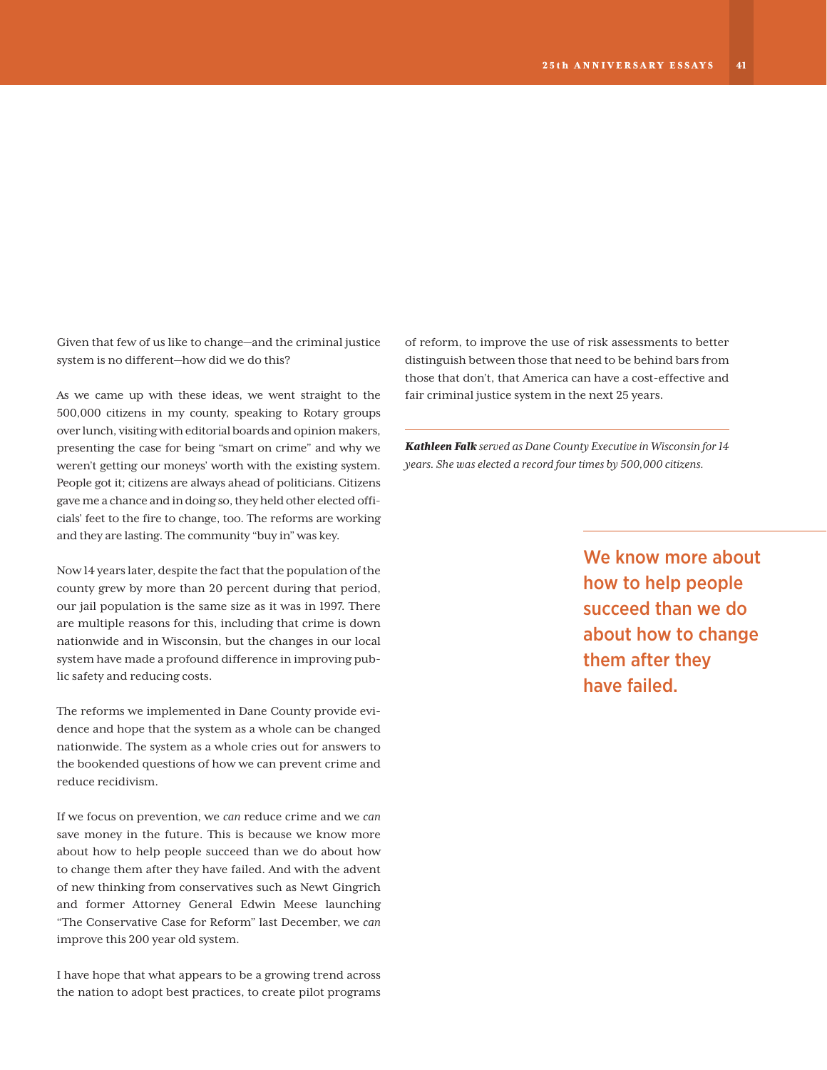Given that few of us like to change—and the criminal justice system is no different—how did we do this?

As we came up with these ideas, we went straight to the 500,000 citizens in my county, speaking to Rotary groups over lunch, visiting with editorial boards and opinion makers, presenting the case for being "smart on crime" and why we weren't getting our moneys' worth with the existing system. People got it; citizens are always ahead of politicians. Citizens gave me a chance and in doing so, they held other elected officials' feet to the fire to change, too. The reforms are working and they are lasting. The community "buy in" was key.

Now 14 years later, despite the fact that the population of the county grew by more than 20 percent during that period, our jail population is the same size as it was in 1997. There are multiple reasons for this, including that crime is down nationwide and in Wisconsin, but the changes in our local system have made a profound difference in improving public safety and reducing costs.

The reforms we implemented in Dane County provide evidence and hope that the system as a whole can be changed nationwide. The system as a whole cries out for answers to the bookended questions of how we can prevent crime and reduce recidivism.

If we focus on prevention, we *can* reduce crime and we *can* save money in the future. This is because we know more about how to help people succeed than we do about how to change them after they have failed. And with the advent of new thinking from conservatives such as Newt Gingrich and former Attorney General Edwin Meese launching "The Conservative Case for Reform" last December, we *can* improve this 200 year old system.

I have hope that what appears to be a growing trend across the nation to adopt best practices, to create pilot programs of reform, to improve the use of risk assessments to better distinguish between those that need to be behind bars from those that don't, that America can have a cost-effective and fair criminal justice system in the next 25 years.

---

***Kathleen Falk** served as Dane County Executive in Wisconsin for 14 years. She was elected a record four times by 500,000 citizens.*

> We know more about how to help people succeed than we do about how to change them after they have failed.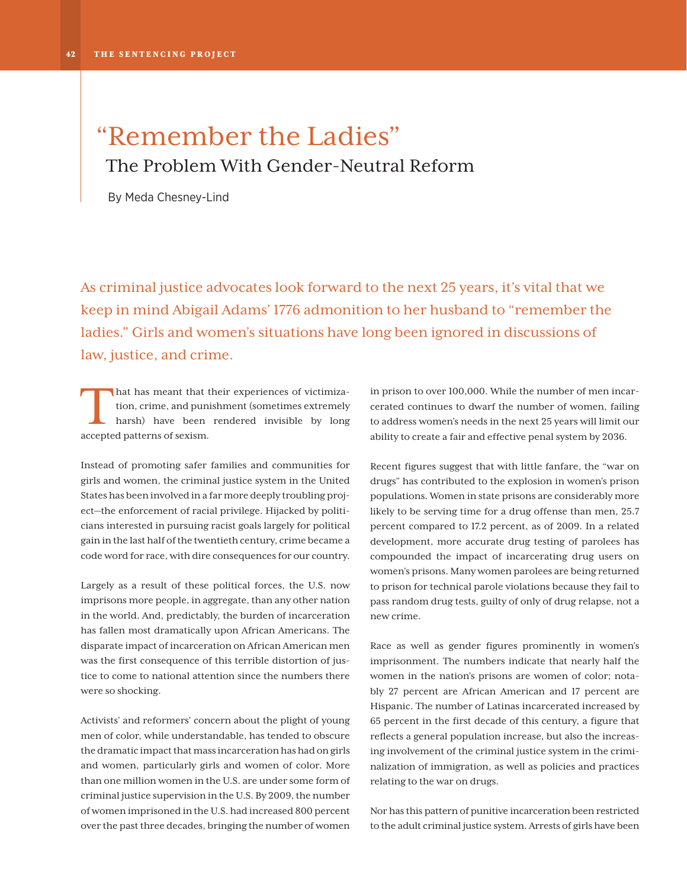# "Remember the Ladies"

## The Problem With Gender-Neutral Reform

By Meda Chesney-Lind

As criminal justice advocates look forward to the next 25 years, it's vital that we keep in mind Abigail Adams' 1776 admonition to her husband to "remember the ladies." Girls and women's situations have long been ignored in discussions of law, justice, and crime.

That has meant that their experiences of victimization, crime, and punishment (sometimes extremely harsh) have been rendered invisible by long accepted patterns of sexism.

Instead of promoting safer families and communities for girls and women, the criminal justice system in the United States has been involved in a far more deeply troubling project—the enforcement of racial privilege. Hijacked by politicians interested in pursuing racist goals largely for political gain in the last half of the twentieth century, crime became a code word for race, with dire consequences for our country.

Largely as a result of these political forces, the U.S. now imprisons more people, in aggregate, than any other nation in the world. And, predictably, the burden of incarceration has fallen most dramatically upon African Americans. The disparate impact of incarceration on African American men was the first consequence of this terrible distortion of justice to come to national attention since the numbers there were so shocking.

Activists' and reformers' concern about the plight of young men of color, while understandable, has tended to obscure the dramatic impact that mass incarceration has had on girls and women, particularly girls and women of color. More than one million women in the U.S. are under some form of criminal justice supervision in the U.S. By 2009, the number of women imprisoned in the U.S. had increased 800 percent over the past three decades, bringing the number of women in prison to over 100,000. While the number of men incarcerated continues to dwarf the number of women, failing to address women's needs in the next 25 years will limit our ability to create a fair and effective penal system by 2036.

Recent figures suggest that with little fanfare, the "war on drugs" has contributed to the explosion in women's prison populations. Women in state prisons are considerably more likely to be serving time for a drug offense than men, 25.7 percent compared to 17.2 percent, as of 2009. In a related development, more accurate drug testing of parolees has compounded the impact of incarcerating drug users on women's prisons. Many women parolees are being returned to prison for technical parole violations because they fail to pass random drug tests, guilty of only of drug relapse, not a new crime.

Race as well as gender figures prominently in women's imprisonment. The numbers indicate that nearly half the women in the nation's prisons are women of color; notably 27 percent are African American and 17 percent are Hispanic. The number of Latinas incarcerated increased by 65 percent in the first decade of this century, a figure that reflects a general population increase, but also the increasing involvement of the criminal justice system in the criminalization of immigration, as well as policies and practices relating to the war on drugs.

Nor has this pattern of punitive incarceration been restricted to the adult criminal justice system. Arrests of girls have been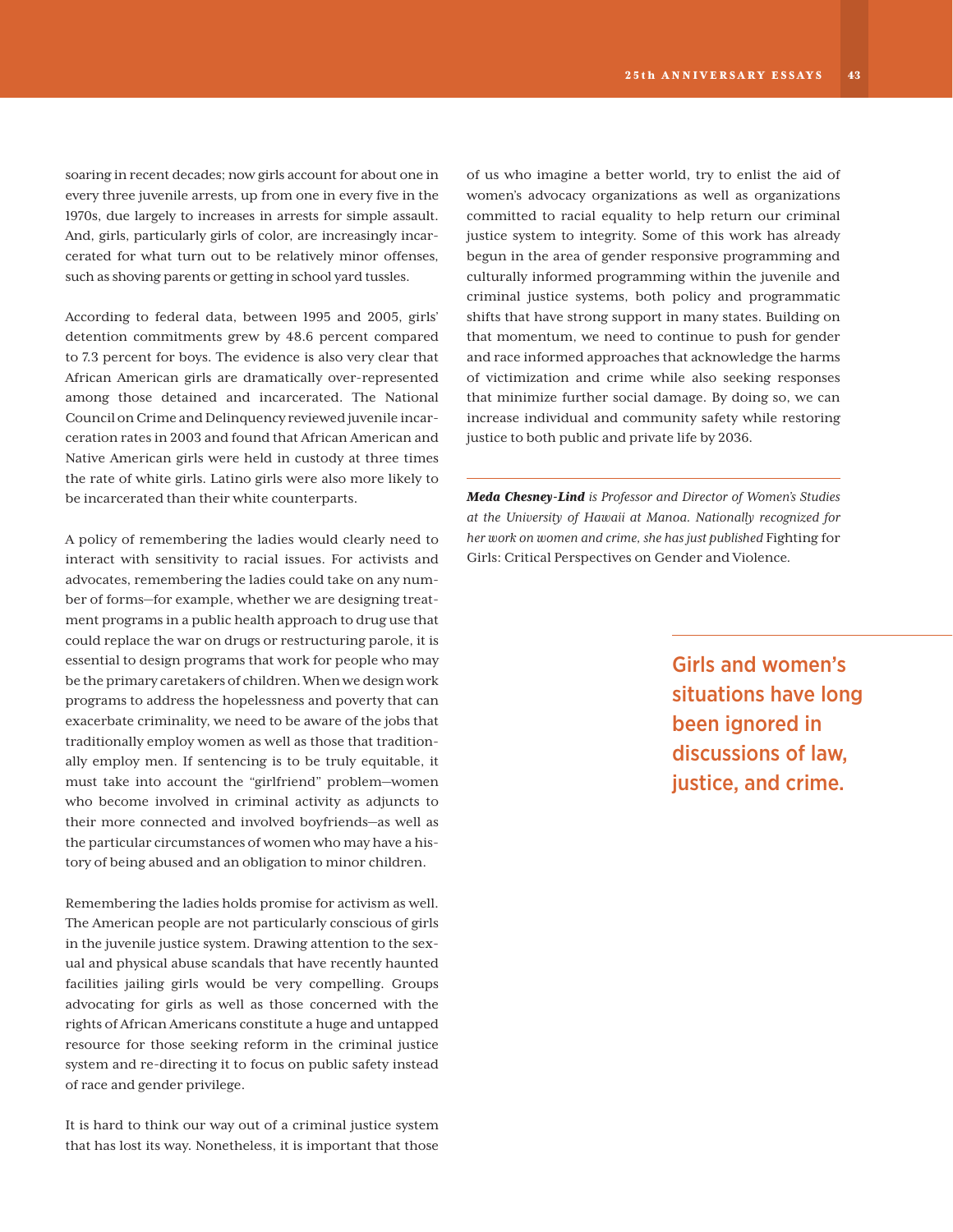soaring in recent decades; now girls account for about one in every three juvenile arrests, up from one in every five in the 1970s, due largely to increases in arrests for simple assault. And, girls, particularly girls of color, are increasingly incarcerated for what turn out to be relatively minor offenses, such as shoving parents or getting in school yard tussles.

According to federal data, between 1995 and 2005, girls' detention commitments grew by 48.6 percent compared to 7.3 percent for boys. The evidence is also very clear that African American girls are dramatically over-represented among those detained and incarcerated. The National Council on Crime and Delinquency reviewed juvenile incarceration rates in 2003 and found that African American and Native American girls were held in custody at three times the rate of white girls. Latino girls were also more likely to be incarcerated than their white counterparts.

A policy of remembering the ladies would clearly need to interact with sensitivity to racial issues. For activists and advocates, remembering the ladies could take on any number of forms—for example, whether we are designing treatment programs in a public health approach to drug use that could replace the war on drugs or restructuring parole, it is essential to design programs that work for people who may be the primary caretakers of children. When we design work programs to address the hopelessness and poverty that can exacerbate criminality, we need to be aware of the jobs that traditionally employ women as well as those that traditionally employ men. If sentencing is to be truly equitable, it must take into account the "girlfriend" problem—women who become involved in criminal activity as adjuncts to their more connected and involved boyfriends—as well as the particular circumstances of women who may have a history of being abused and an obligation to minor children.

Remembering the ladies holds promise for activism as well. The American people are not particularly conscious of girls in the juvenile justice system. Drawing attention to the sexual and physical abuse scandals that have recently haunted facilities jailing girls would be very compelling. Groups advocating for girls as well as those concerned with the rights of African Americans constitute a huge and untapped resource for those seeking reform in the criminal justice system and re-directing it to focus on public safety instead of race and gender privilege.

It is hard to think our way out of a criminal justice system that has lost its way. Nonetheless, it is important that those of us who imagine a better world, try to enlist the aid of women's advocacy organizations as well as organizations committed to racial equality to help return our criminal justice system to integrity. Some of this work has already begun in the area of gender responsive programming and culturally informed programming within the juvenile and criminal justice systems, both policy and programmatic shifts that have strong support in many states. Building on that momentum, we need to continue to push for gender and race informed approaches that acknowledge the harms of victimization and crime while also seeking responses that minimize further social damage. By doing so, we can increase individual and community safety while restoring justice to both public and private life by 2036.

---

***Meda Chesney-Lind** is Professor and Director of Women's Studies at the University of Hawaii at Manoa. Nationally recognized for her work on women and crime, she has just published* Fighting for Girls: Critical Perspectives on Gender and Violence.

> Girls and women's situations have long been ignored in discussions of law, justice, and crime.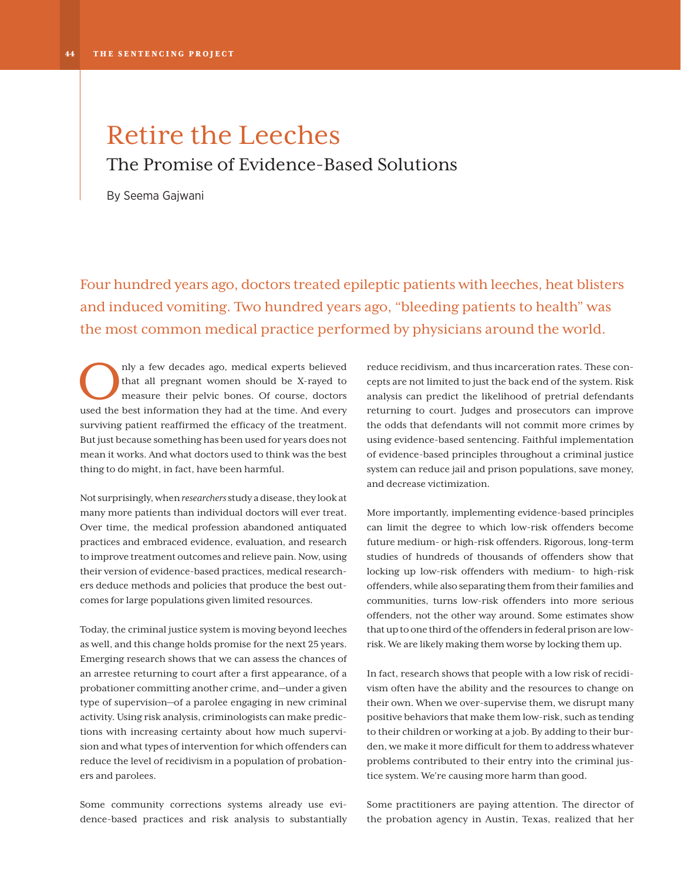# Retire the Leeches

## The Promise of Evidence-Based Solutions

By Seema Gajwani

Four hundred years ago, doctors treated epileptic patients with leeches, heat blisters and induced vomiting. Two hundred years ago, "bleeding patients to health" was the most common medical practice performed by physicians around the world.

Only a few decades ago, medical experts believed that all pregnant women should be X-rayed to measure their pelvic bones. Of course, doctors used the best information they had at the time. And every surviving patient reaffirmed the efficacy of the treatment. But just because something has been used for years does not mean it works. And what doctors used to think was the best thing to do might, in fact, have been harmful.

Not surprisingly, when *researchers* study a disease, they look at many more patients than individual doctors will ever treat. Over time, the medical profession abandoned antiquated practices and embraced evidence, evaluation, and research to improve treatment outcomes and relieve pain. Now, using their version of evidence-based practices, medical researchers deduce methods and policies that produce the best outcomes for large populations given limited resources.

Today, the criminal justice system is moving beyond leeches as well, and this change holds promise for the next 25 years. Emerging research shows that we can assess the chances of an arrestee returning to court after a first appearance, of a probationer committing another crime, and—under a given type of supervision—of a parolee engaging in new criminal activity. Using risk analysis, criminologists can make predictions with increasing certainty about how much supervision and what types of intervention for which offenders can reduce the level of recidivism in a population of probationers and parolees.

Some community corrections systems already use evidence-based practices and risk analysis to substantially reduce recidivism, and thus incarceration rates. These concepts are not limited to just the back end of the system. Risk analysis can predict the likelihood of pretrial defendants returning to court. Judges and prosecutors can improve the odds that defendants will not commit more crimes by using evidence-based sentencing. Faithful implementation of evidence-based principles throughout a criminal justice system can reduce jail and prison populations, save money, and decrease victimization.

More importantly, implementing evidence-based principles can limit the degree to which low-risk offenders become future medium- or high-risk offenders. Rigorous, long-term studies of hundreds of thousands of offenders show that locking up low-risk offenders with medium- to high-risk offenders, while also separating them from their families and communities, turns low-risk offenders into more serious offenders, not the other way around. Some estimates show that up to one third of the offenders in federal prison are low-risk. We are likely making them worse by locking them up.

In fact, research shows that people with a low risk of recidivism often have the ability and the resources to change on their own. When we over-supervise them, we disrupt many positive behaviors that make them low-risk, such as tending to their children or working at a job. By adding to their burden, we make it more difficult for them to address whatever problems contributed to their entry into the criminal justice system. We're causing more harm than good.

Some practitioners are paying attention. The director of the probation agency in Austin, Texas, realized that her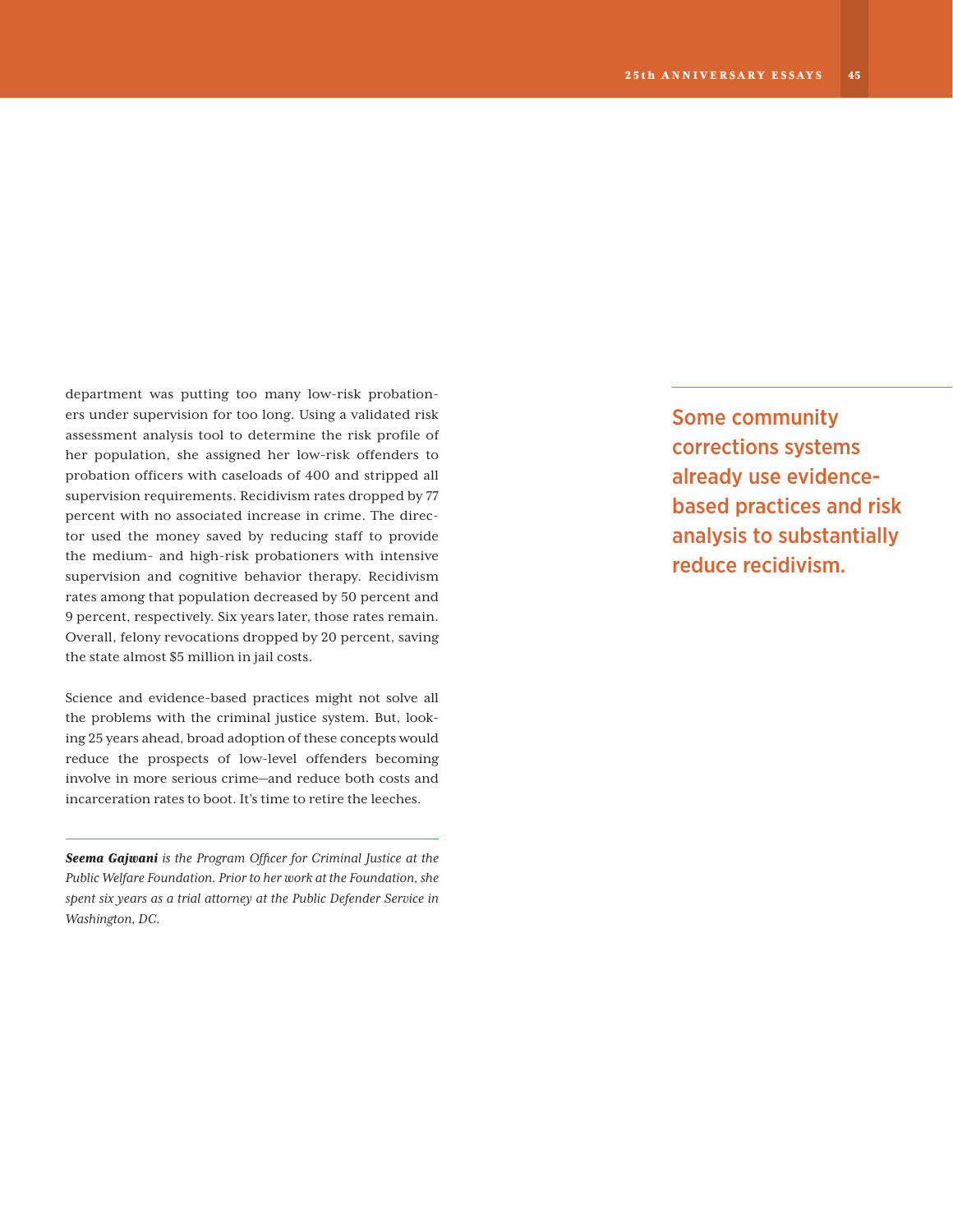department was putting too many low-risk probationers under supervision for too long. Using a validated risk assessment analysis tool to determine the risk profile of her population, she assigned her low-risk offenders to probation officers with caseloads of 400 and stripped all supervision requirements. Recidivism rates dropped by 77 percent with no associated increase in crime. The director used the money saved by reducing staff to provide the medium- and high-risk probationers with intensive supervision and cognitive behavior therapy. Recidivism rates among that population decreased by 50 percent and 9 percent, respectively. Six years later, those rates remain. Overall, felony revocations dropped by 20 percent, saving the state almost $5 million in jail costs.

Science and evidence-based practices might not solve all the problems with the criminal justice system. But, looking 25 years ahead, broad adoption of these concepts would reduce the prospects of low-level offenders becoming involve in more serious crime—and reduce both costs and incarceration rates to boot. It's time to retire the leeches.

---

***Seema Gajwani*** *is the Program Officer for Criminal Justice at the Public Welfare Foundation. Prior to her work at the Foundation, she spent six years as a trial attorney at the Public Defender Service in Washington, DC.*

Some community corrections systems already use evidence-based practices and risk analysis to substantially reduce recidivism.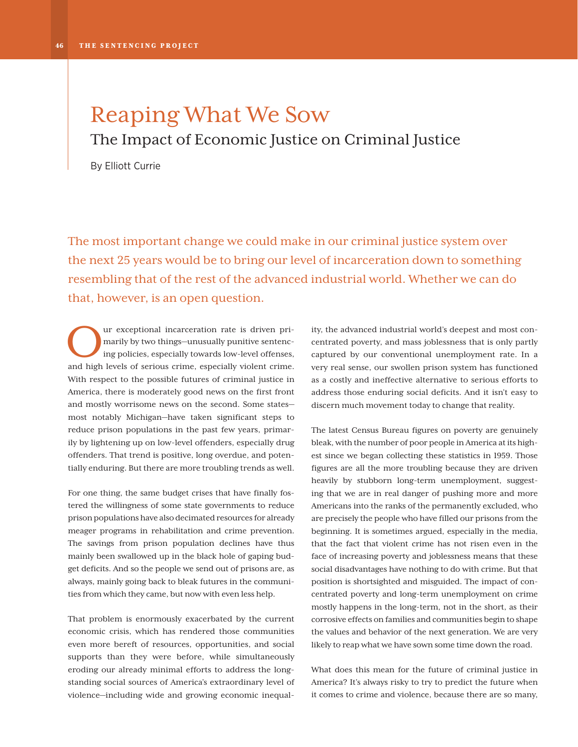# Reaping What We Sow

## The Impact of Economic Justice on Criminal Justice

By Elliott Currie

The most important change we could make in our criminal justice system over the next 25 years would be to bring our level of incarceration down to something resembling that of the rest of the advanced industrial world. Whether we can do that, however, is an open question.

Our exceptional incarceration rate is driven primarily by two things—unusually punitive sentencing policies, especially towards low-level offenses, and high levels of serious crime, especially violent crime. With respect to the possible futures of criminal justice in America, there is moderately good news on the first front and mostly worrisome news on the second. Some states—most notably Michigan—have taken significant steps to reduce prison populations in the past few years, primarily by lightening up on low-level offenders, especially drug offenders. That trend is positive, long overdue, and potentially enduring. But there are more troubling trends as well.

For one thing, the same budget crises that have finally fostered the willingness of some state governments to reduce prison populations have also decimated resources for already meager programs in rehabilitation and crime prevention. The savings from prison population declines have thus mainly been swallowed up in the black hole of gaping budget deficits. And so the people we send out of prisons are, as always, mainly going back to bleak futures in the communities from which they came, but now with even less help.

That problem is enormously exacerbated by the current economic crisis, which has rendered those communities even more bereft of resources, opportunities, and social supports than they were before, while simultaneously eroding our already minimal efforts to address the long-standing social sources of America's extraordinary level of violence—including wide and growing economic inequality, the advanced industrial world's deepest and most concentrated poverty, and mass joblessness that is only partly captured by our conventional unemployment rate. In a very real sense, our swollen prison system has functioned as a costly and ineffective alternative to serious efforts to address those enduring social deficits. And it isn't easy to discern much movement today to change that reality.

The latest Census Bureau figures on poverty are genuinely bleak, with the number of poor people in America at its highest since we began collecting these statistics in 1959. Those figures are all the more troubling because they are driven heavily by stubborn long-term unemployment, suggesting that we are in real danger of pushing more and more Americans into the ranks of the permanently excluded, who are precisely the people who have filled our prisons from the beginning. It is sometimes argued, especially in the media, that the fact that violent crime has not risen even in the face of increasing poverty and joblessness means that these social disadvantages have nothing to do with crime. But that position is shortsighted and misguided. The impact of concentrated poverty and long-term unemployment on crime mostly happens in the long-term, not in the short, as their corrosive effects on families and communities begin to shape the values and behavior of the next generation. We are very likely to reap what we have sown some time down the road.

What does this mean for the future of criminal justice in America? It's always risky to try to predict the future when it comes to crime and violence, because there are so many,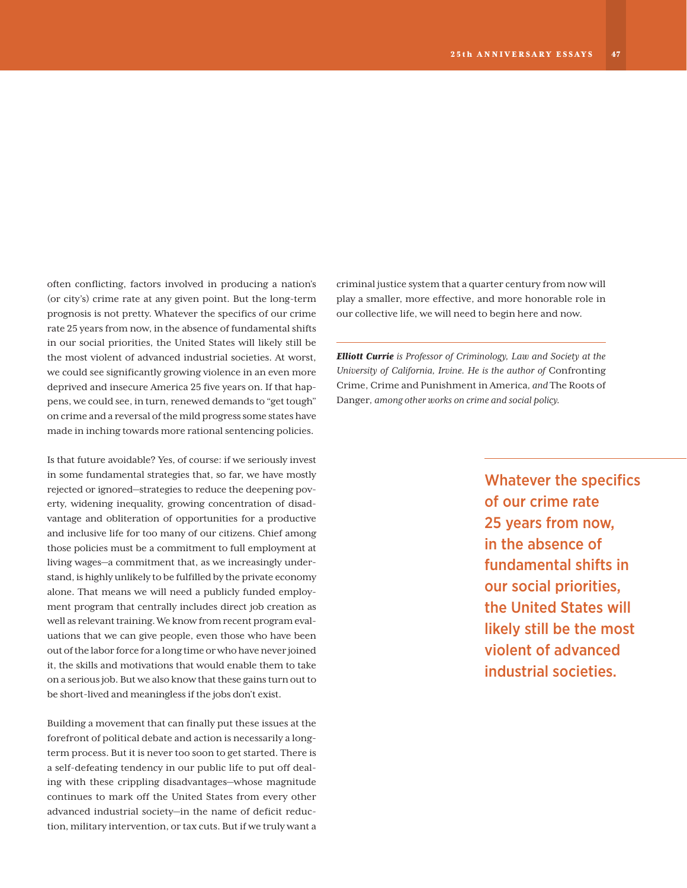often conflicting, factors involved in producing a nation's (or city's) crime rate at any given point. But the long-term prognosis is not pretty. Whatever the specifics of our crime rate 25 years from now, in the absence of fundamental shifts in our social priorities, the United States will likely still be the most violent of advanced industrial societies. At worst, we could see significantly growing violence in an even more deprived and insecure America 25 five years on. If that happens, we could see, in turn, renewed demands to "get tough" on crime and a reversal of the mild progress some states have made in inching towards more rational sentencing policies.

Is that future avoidable? Yes, of course: if we seriously invest in some fundamental strategies that, so far, we have mostly rejected or ignored—strategies to reduce the deepening poverty, widening inequality, growing concentration of disadvantage and obliteration of opportunities for a productive and inclusive life for too many of our citizens. Chief among those policies must be a commitment to full employment at living wages—a commitment that, as we increasingly understand, is highly unlikely to be fulfilled by the private economy alone. That means we will need a publicly funded employment program that centrally includes direct job creation as well as relevant training. We know from recent program evaluations that we can give people, even those who have been out of the labor force for a long time or who have never joined it, the skills and motivations that would enable them to take on a serious job. But we also know that these gains turn out to be short-lived and meaningless if the jobs don't exist.

Building a movement that can finally put these issues at the forefront of political debate and action is necessarily a long-term process. But it is never too soon to get started. There is a self-defeating tendency in our public life to put off dealing with these crippling disadvantages—whose magnitude continues to mark off the United States from every other advanced industrial society—in the name of deficit reduction, military intervention, or tax cuts. But if we truly want a criminal justice system that a quarter century from now will play a smaller, more effective, and more honorable role in our collective life, we will need to begin here and now.

---

***Elliott Currie*** *is Professor of Criminology, Law and Society at the University of California, Irvine. He is the author of* Confronting Crime, Crime and Punishment in America, *and* The Roots of Danger, *among other works on crime and social policy.*

> Whatever the specifics of our crime rate 25 years from now, in the absence of fundamental shifts in our social priorities, the United States will likely still be the most violent of advanced industrial societies.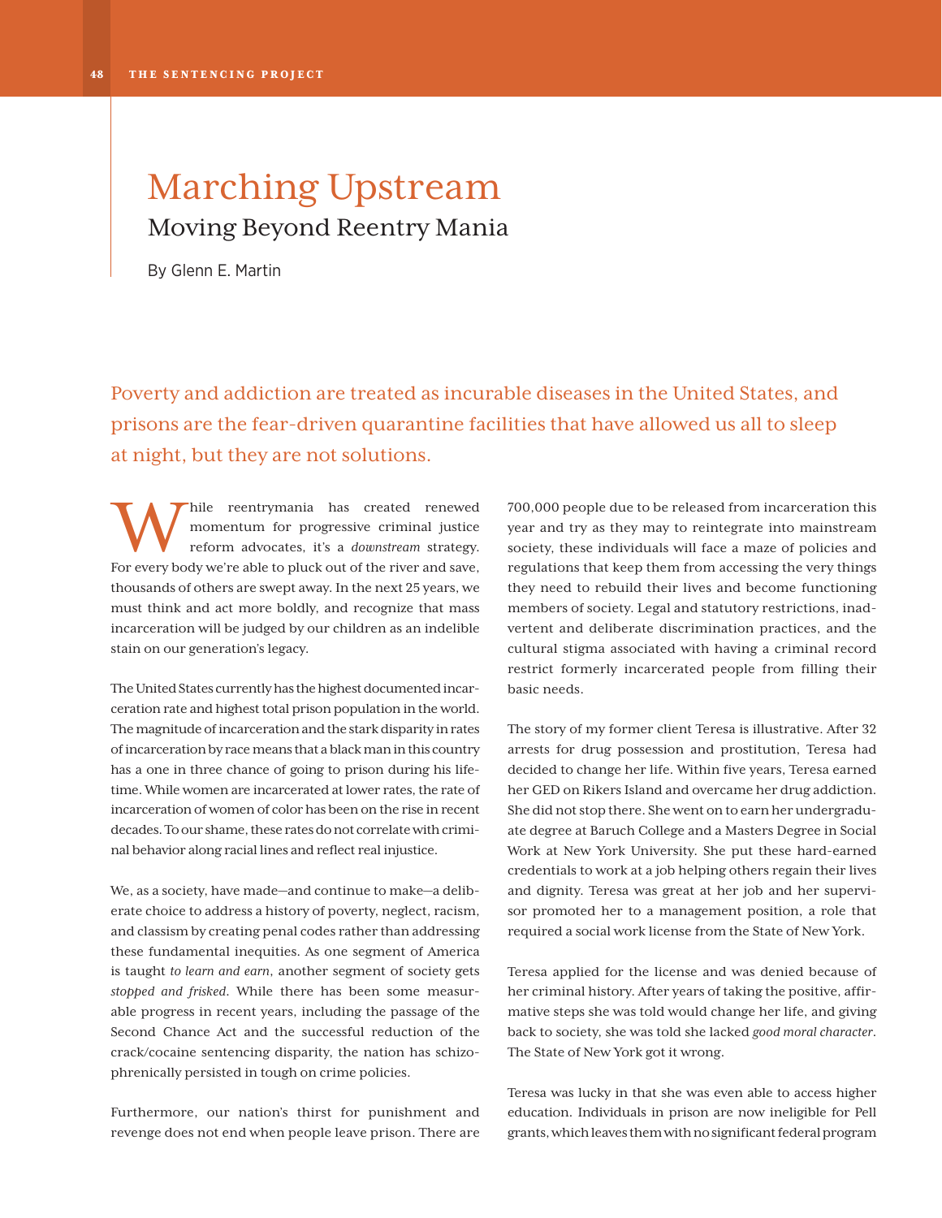# Marching Upstream

## Moving Beyond Reentry Mania

By Glenn E. Martin

Poverty and addiction are treated as incurable diseases in the United States, and prisons are the fear-driven quarantine facilities that have allowed us all to sleep at night, but they are not solutions.

While reentrymania has created renewed momentum for progressive criminal justice reform advocates, it's a *downstream* strategy. For every body we're able to pluck out of the river and save, thousands of others are swept away. In the next 25 years, we must think and act more boldly, and recognize that mass incarceration will be judged by our children as an indelible stain on our generation's legacy.

The United States currently has the highest documented incarceration rate and highest total prison population in the world. The magnitude of incarceration and the stark disparity in rates of incarceration by race means that a black man in this country has a one in three chance of going to prison during his lifetime. While women are incarcerated at lower rates, the rate of incarceration of women of color has been on the rise in recent decades. To our shame, these rates do not correlate with criminal behavior along racial lines and reflect real injustice.

We, as a society, have made—and continue to make—a deliberate choice to address a history of poverty, neglect, racism, and classism by creating penal codes rather than addressing these fundamental inequities. As one segment of America is taught *to learn and earn*, another segment of society gets *stopped and frisked*. While there has been some measurable progress in recent years, including the passage of the Second Chance Act and the successful reduction of the crack/cocaine sentencing disparity, the nation has schizophrenically persisted in tough on crime policies.

Furthermore, our nation's thirst for punishment and revenge does not end when people leave prison. There are 700,000 people due to be released from incarceration this year and try as they may to reintegrate into mainstream society, these individuals will face a maze of policies and regulations that keep them from accessing the very things they need to rebuild their lives and become functioning members of society. Legal and statutory restrictions, inadvertent and deliberate discrimination practices, and the cultural stigma associated with having a criminal record restrict formerly incarcerated people from filling their basic needs.

The story of my former client Teresa is illustrative. After 32 arrests for drug possession and prostitution, Teresa had decided to change her life. Within five years, Teresa earned her GED on Rikers Island and overcame her drug addiction. She did not stop there. She went on to earn her undergraduate degree at Baruch College and a Masters Degree in Social Work at New York University. She put these hard-earned credentials to work at a job helping others regain their lives and dignity. Teresa was great at her job and her supervisor promoted her to a management position, a role that required a social work license from the State of New York.

Teresa applied for the license and was denied because of her criminal history. After years of taking the positive, affirmative steps she was told would change her life, and giving back to society, she was told she lacked *good moral character*. The State of New York got it wrong.

Teresa was lucky in that she was even able to access higher education. Individuals in prison are now ineligible for Pell grants, which leaves them with no significant federal program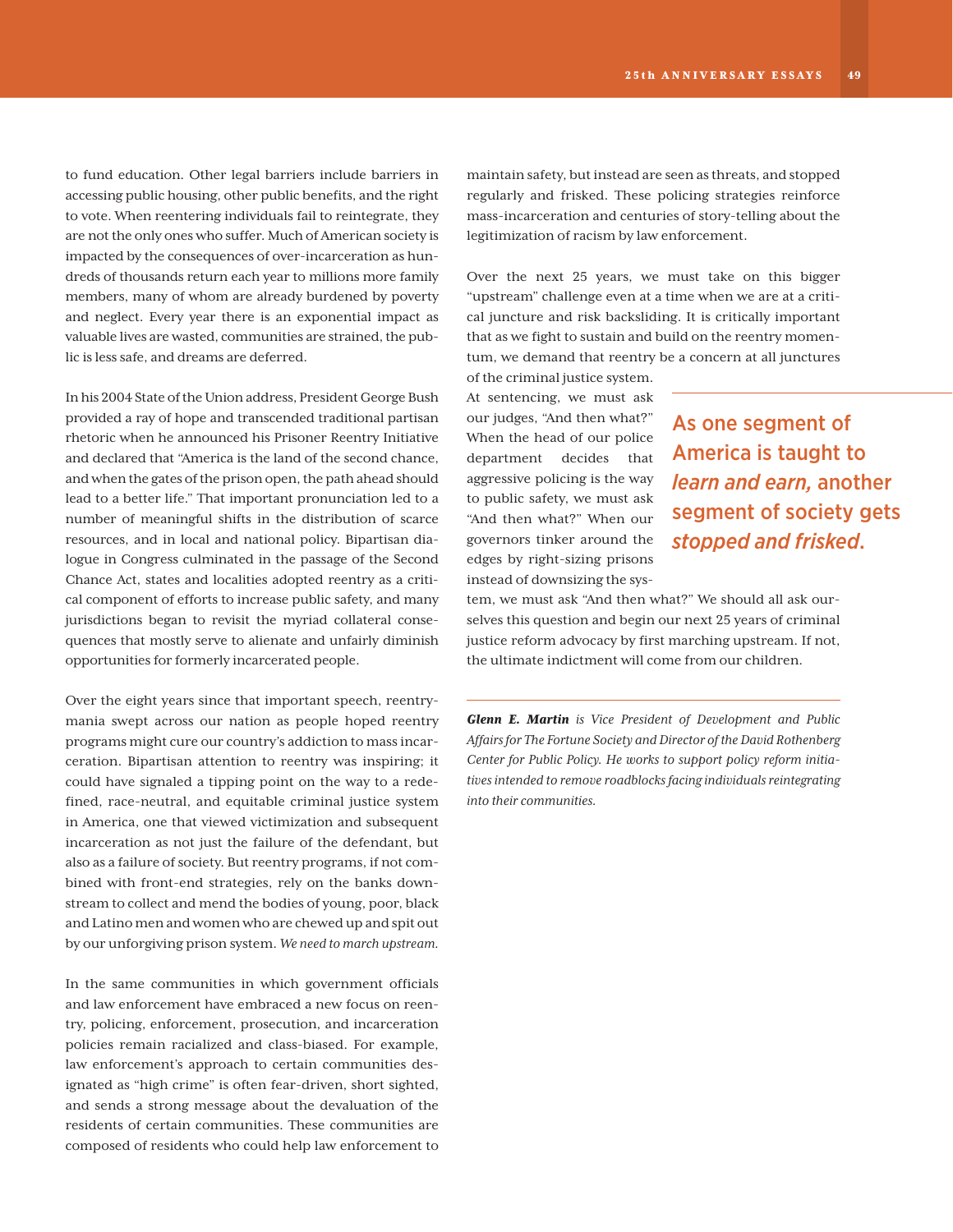to fund education. Other legal barriers include barriers in accessing public housing, other public benefits, and the right to vote. When reentering individuals fail to reintegrate, they are not the only ones who suffer. Much of American society is impacted by the consequences of over-incarceration as hundreds of thousands return each year to millions more family members, many of whom are already burdened by poverty and neglect. Every year there is an exponential impact as valuable lives are wasted, communities are strained, the public is less safe, and dreams are deferred.

In his 2004 State of the Union address, President George Bush provided a ray of hope and transcended traditional partisan rhetoric when he announced his Prisoner Reentry Initiative and declared that "America is the land of the second chance, and when the gates of the prison open, the path ahead should lead to a better life." That important pronunciation led to a number of meaningful shifts in the distribution of scarce resources, and in local and national policy. Bipartisan dialogue in Congress culminated in the passage of the Second Chance Act, states and localities adopted reentry as a critical component of efforts to increase public safety, and many jurisdictions began to revisit the myriad collateral consequences that mostly serve to alienate and unfairly diminish opportunities for formerly incarcerated people.

Over the eight years since that important speech, reentry-mania swept across our nation as people hoped reentry programs might cure our country's addiction to mass incarceration. Bipartisan attention to reentry was inspiring; it could have signaled a tipping point on the way to a redefined, race-neutral, and equitable criminal justice system in America, one that viewed victimization and subsequent incarceration as not just the failure of the defendant, but also as a failure of society. But reentry programs, if not combined with front-end strategies, rely on the banks downstream to collect and mend the bodies of young, poor, black and Latino men and women who are chewed up and spit out by our unforgiving prison system. *We need to march upstream.*

In the same communities in which government officials and law enforcement have embraced a new focus on reentry, policing, enforcement, prosecution, and incarceration policies remain racialized and class-biased. For example, law enforcement's approach to certain communities designated as "high crime" is often fear-driven, short sighted, and sends a strong message about the devaluation of the residents of certain communities. These communities are composed of residents who could help law enforcement to maintain safety, but instead are seen as threats, and stopped regularly and frisked. These policing strategies reinforce mass-incarceration and centuries of story-telling about the legitimization of racism by law enforcement.

Over the next 25 years, we must take on this bigger "upstream" challenge even at a time when we are at a critical juncture and risk backsliding. It is critically important that as we fight to sustain and build on the reentry momentum, we demand that reentry be a concern at all junctures of the criminal justice system. At sentencing, we must ask our judges, "And then what?" When the head of our police department decides that aggressive policing is the way to public safety, we must ask "And then what?" When our governors tinker around the edges by right-sizing prisons instead of downsizing the system, we must ask "And then what?" We should all ask ourselves this question and begin our next 25 years of criminal justice reform advocacy by first marching upstream. If not, the ultimate indictment will come from our children.

> As one segment of America is taught to *learn and earn,* another segment of society gets *stopped and frisked.*

***Glenn E. Martin*** *is Vice President of Development and Public Affairs for The Fortune Society and Director of the David Rothenberg Center for Public Policy. He works to support policy reform initiatives intended to remove roadblocks facing individuals reintegrating into their communities.*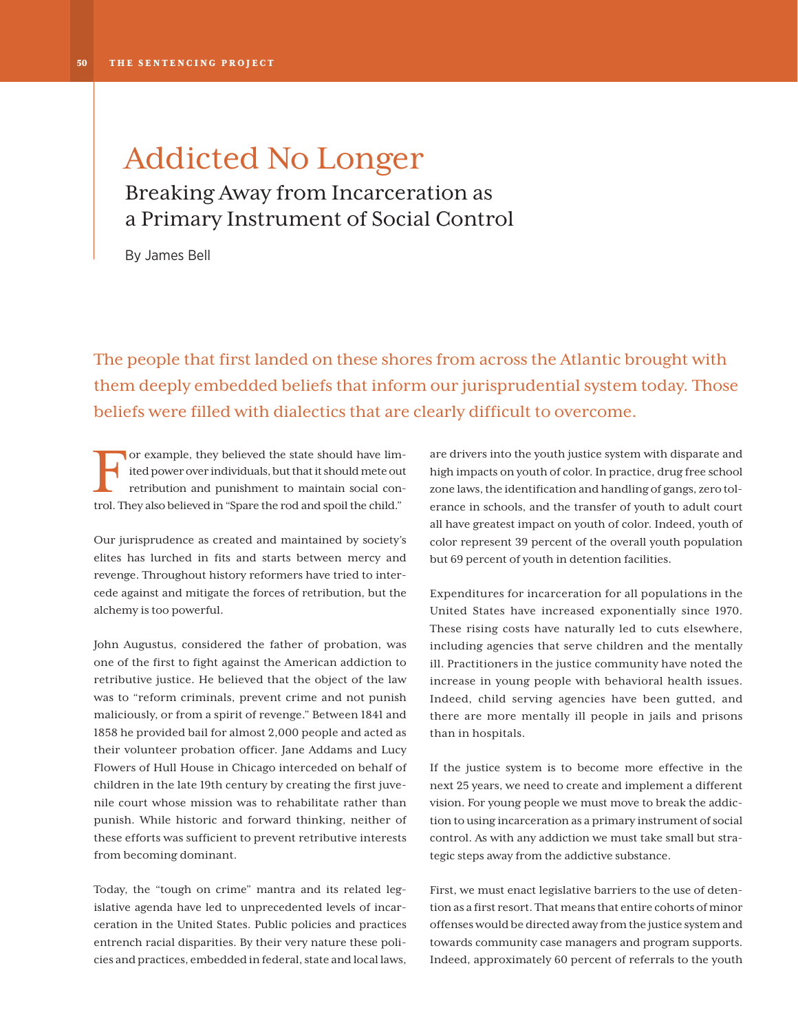# Addicted No Longer

## Breaking Away from Incarceration as a Primary Instrument of Social Control

By James Bell

The people that first landed on these shores from across the Atlantic brought with them deeply embedded beliefs that inform our jurisprudential system today. Those beliefs were filled with dialectics that are clearly difficult to overcome.

For example, they believed the state should have limited power over individuals, but that it should mete out retribution and punishment to maintain social control. They also believed in "Spare the rod and spoil the child."

Our jurisprudence as created and maintained by society's elites has lurched in fits and starts between mercy and revenge. Throughout history reformers have tried to intercede against and mitigate the forces of retribution, but the alchemy is too powerful.

John Augustus, considered the father of probation, was one of the first to fight against the American addiction to retributive justice. He believed that the object of the law was to "reform criminals, prevent crime and not punish maliciously, or from a spirit of revenge." Between 1841 and 1858 he provided bail for almost 2,000 people and acted as their volunteer probation officer. Jane Addams and Lucy Flowers of Hull House in Chicago interceded on behalf of children in the late 19th century by creating the first juvenile court whose mission was to rehabilitate rather than punish. While historic and forward thinking, neither of these efforts was sufficient to prevent retributive interests from becoming dominant.

Today, the "tough on crime" mantra and its related legislative agenda have led to unprecedented levels of incarceration in the United States. Public policies and practices entrench racial disparities. By their very nature these policies and practices, embedded in federal, state and local laws, are drivers into the youth justice system with disparate and high impacts on youth of color. In practice, drug free school zone laws, the identification and handling of gangs, zero tolerance in schools, and the transfer of youth to adult court all have greatest impact on youth of color. Indeed, youth of color represent 39 percent of the overall youth population but 69 percent of youth in detention facilities.

Expenditures for incarceration for all populations in the United States have increased exponentially since 1970. These rising costs have naturally led to cuts elsewhere, including agencies that serve children and the mentally ill. Practitioners in the justice community have noted the increase in young people with behavioral health issues. Indeed, child serving agencies have been gutted, and there are more mentally ill people in jails and prisons than in hospitals.

If the justice system is to become more effective in the next 25 years, we need to create and implement a different vision. For young people we must move to break the addiction to using incarceration as a primary instrument of social control. As with any addiction we must take small but strategic steps away from the addictive substance.

First, we must enact legislative barriers to the use of detention as a first resort. That means that entire cohorts of minor offenses would be directed away from the justice system and towards community case managers and program supports. Indeed, approximately 60 percent of referrals to the youth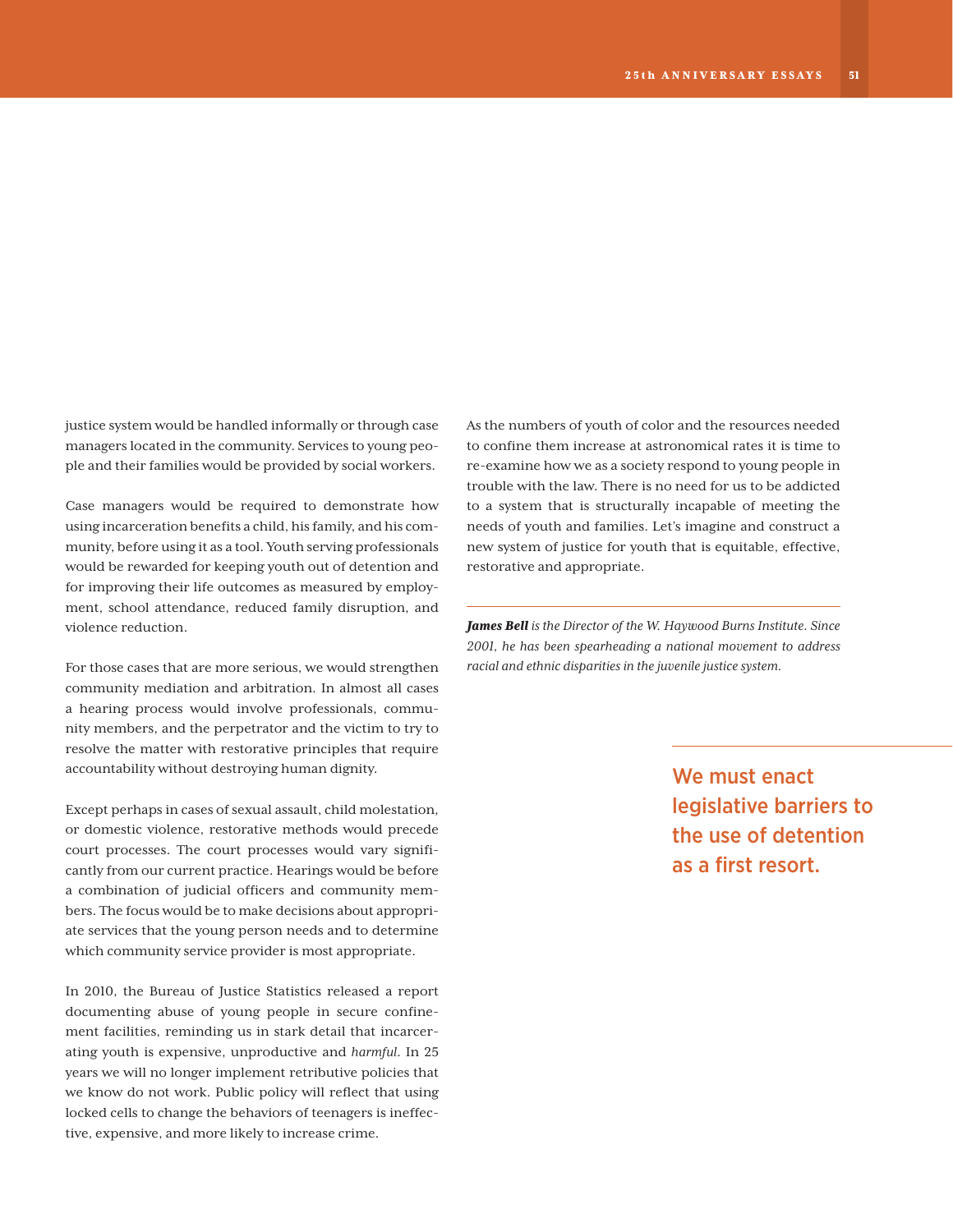justice system would be handled informally or through case managers located in the community. Services to young people and their families would be provided by social workers.

Case managers would be required to demonstrate how using incarceration benefits a child, his family, and his community, before using it as a tool. Youth serving professionals would be rewarded for keeping youth out of detention and for improving their life outcomes as measured by employment, school attendance, reduced family disruption, and violence reduction.

For those cases that are more serious, we would strengthen community mediation and arbitration. In almost all cases a hearing process would involve professionals, community members, and the perpetrator and the victim to try to resolve the matter with restorative principles that require accountability without destroying human dignity.

Except perhaps in cases of sexual assault, child molestation, or domestic violence, restorative methods would precede court processes. The court processes would vary significantly from our current practice. Hearings would be before a combination of judicial officers and community members. The focus would be to make decisions about appropriate services that the young person needs and to determine which community service provider is most appropriate.

In 2010, the Bureau of Justice Statistics released a report documenting abuse of young people in secure confinement facilities, reminding us in stark detail that incarcerating youth is expensive, unproductive and *harmful*. In 25 years we will no longer implement retributive policies that we know do not work. Public policy will reflect that using locked cells to change the behaviors of teenagers is ineffective, expensive, and more likely to increase crime.

As the numbers of youth of color and the resources needed to confine them increase at astronomical rates it is time to re-examine how we as a society respond to young people in trouble with the law. There is no need for us to be addicted to a system that is structurally incapable of meeting the needs of youth and families. Let's imagine and construct a new system of justice for youth that is equitable, effective, restorative and appropriate.

---

***James Bell*** *is the Director of the W. Haywood Burns Institute. Since 2001, he has been spearheading a national movement to address racial and ethnic disparities in the juvenile justice system.*

---

**We must enact legislative barriers to the use of detention as a first resort.**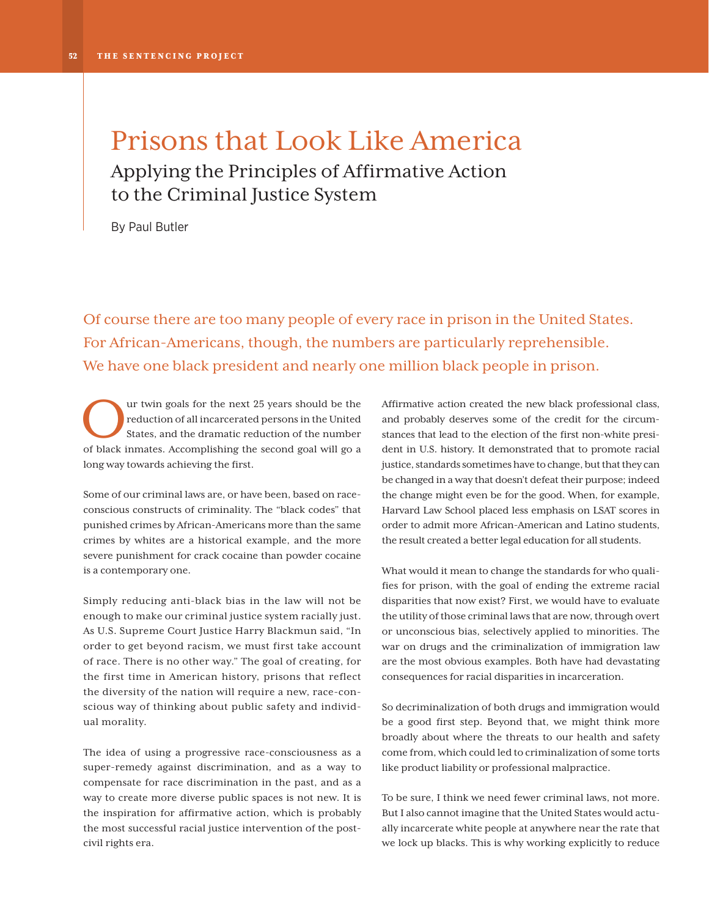# Prisons that Look Like America

## Applying the Principles of Affirmative Action to the Criminal Justice System

By Paul Butler

Of course there are too many people of every race in prison in the United States. For African-Americans, though, the numbers are particularly reprehensible. We have one black president and nearly one million black people in prison.

Our twin goals for the next 25 years should be the reduction of all incarcerated persons in the United States, and the dramatic reduction of the number of black inmates. Accomplishing the second goal will go a long way towards achieving the first.

Some of our criminal laws are, or have been, based on race-conscious constructs of criminality. The "black codes" that punished crimes by African-Americans more than the same crimes by whites are a historical example, and the more severe punishment for crack cocaine than powder cocaine is a contemporary one.

Simply reducing anti-black bias in the law will not be enough to make our criminal justice system racially just. As U.S. Supreme Court Justice Harry Blackmun said, "In order to get beyond racism, we must first take account of race. There is no other way." The goal of creating, for the first time in American history, prisons that reflect the diversity of the nation will require a new, race-conscious way of thinking about public safety and individual morality.

The idea of using a progressive race-consciousness as a super-remedy against discrimination, and as a way to compensate for race discrimination in the past, and as a way to create more diverse public spaces is not new. It is the inspiration for affirmative action, which is probably the most successful racial justice intervention of the post-civil rights era.

Affirmative action created the new black professional class, and probably deserves some of the credit for the circumstances that lead to the election of the first non-white president in U.S. history. It demonstrated that to promote racial justice, standards sometimes have to change, but that they can be changed in a way that doesn't defeat their purpose; indeed the change might even be for the good. When, for example, Harvard Law School placed less emphasis on LSAT scores in order to admit more African-American and Latino students, the result created a better legal education for all students.

What would it mean to change the standards for who qualifies for prison, with the goal of ending the extreme racial disparities that now exist? First, we would have to evaluate the utility of those criminal laws that are now, through overt or unconscious bias, selectively applied to minorities. The war on drugs and the criminalization of immigration law are the most obvious examples. Both have had devastating consequences for racial disparities in incarceration.

So decriminalization of both drugs and immigration would be a good first step. Beyond that, we might think more broadly about where the threats to our health and safety come from, which could led to criminalization of some torts like product liability or professional malpractice.

To be sure, I think we need fewer criminal laws, not more. But I also cannot imagine that the United States would actually incarcerate white people at anywhere near the rate that we lock up blacks. This is why working explicitly to reduce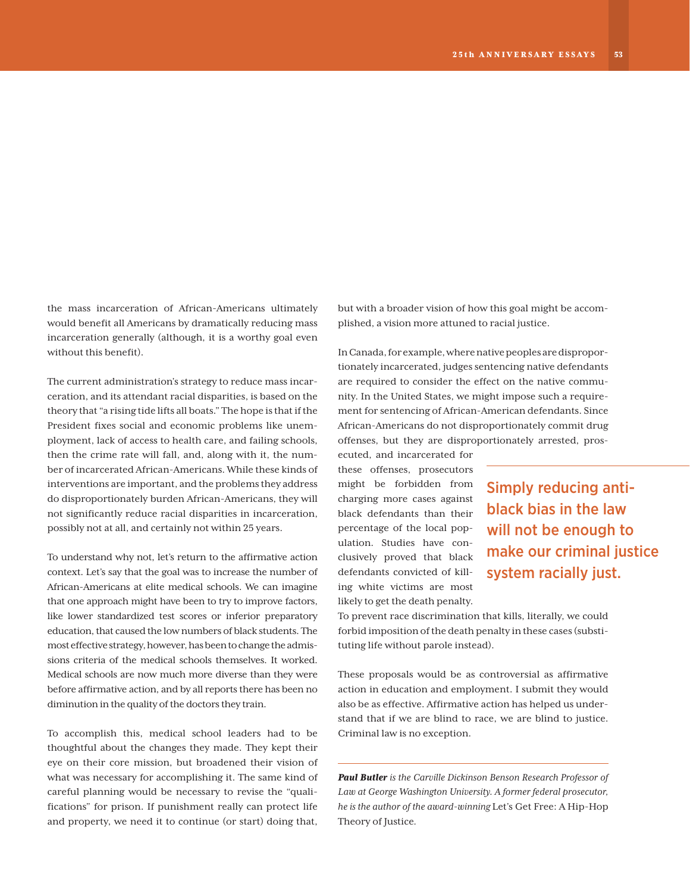the mass incarceration of African-Americans ultimately would benefit all Americans by dramatically reducing mass incarceration generally (although, it is a worthy goal even without this benefit).

The current administration's strategy to reduce mass incarceration, and its attendant racial disparities, is based on the theory that "a rising tide lifts all boats." The hope is that if the President fixes social and economic problems like unemployment, lack of access to health care, and failing schools, then the crime rate will fall, and, along with it, the number of incarcerated African-Americans. While these kinds of interventions are important, and the problems they address do disproportionately burden African-Americans, they will not significantly reduce racial disparities in incarceration, possibly not at all, and certainly not within 25 years.

To understand why not, let's return to the affirmative action context. Let's say that the goal was to increase the number of African-Americans at elite medical schools. We can imagine that one approach might have been to try to improve factors, like lower standardized test scores or inferior preparatory education, that caused the low numbers of black students. The most effective strategy, however, has been to change the admissions criteria of the medical schools themselves. It worked. Medical schools are now much more diverse than they were before affirmative action, and by all reports there has been no diminution in the quality of the doctors they train.

To accomplish this, medical school leaders had to be thoughtful about the changes they made. They kept their eye on their core mission, but broadened their vision of what was necessary for accomplishing it. The same kind of careful planning would be necessary to revise the "qualifications" for prison. If punishment really can protect life and property, we need it to continue (or start) doing that, but with a broader vision of how this goal might be accomplished, a vision more attuned to racial justice.

In Canada, for example, where native peoples are disproportionately incarcerated, judges sentencing native defendants are required to consider the effect on the native community. In the United States, we might impose such a requirement for sentencing of African-American defendants. Since African-Americans do not disproportionately commit drug offenses, but they are disproportionately arrested, prosecuted, and incarcerated for these offenses, prosecutors might be forbidden from charging more cases against black defendants than their percentage of the local population. Studies have conclusively proved that black defendants convicted of killing white victims are most likely to get the death penalty. To prevent race discrimination that kills, literally, we could forbid imposition of the death penalty in these cases (substituting life without parole instead).

> Simply reducing anti-black bias in the law will not be enough to make our criminal justice system racially just.

These proposals would be as controversial as affirmative action in education and employment. I submit they would also be as effective. Affirmative action has helped us understand that if we are blind to race, we are blind to justice. Criminal law is no exception.

---

***Paul Butler*** *is the Carville Dickinson Benson Research Professor of Law at George Washington University. A former federal prosecutor, he is the author of the award-winning* Let's Get Free: A Hip-Hop Theory of Justice.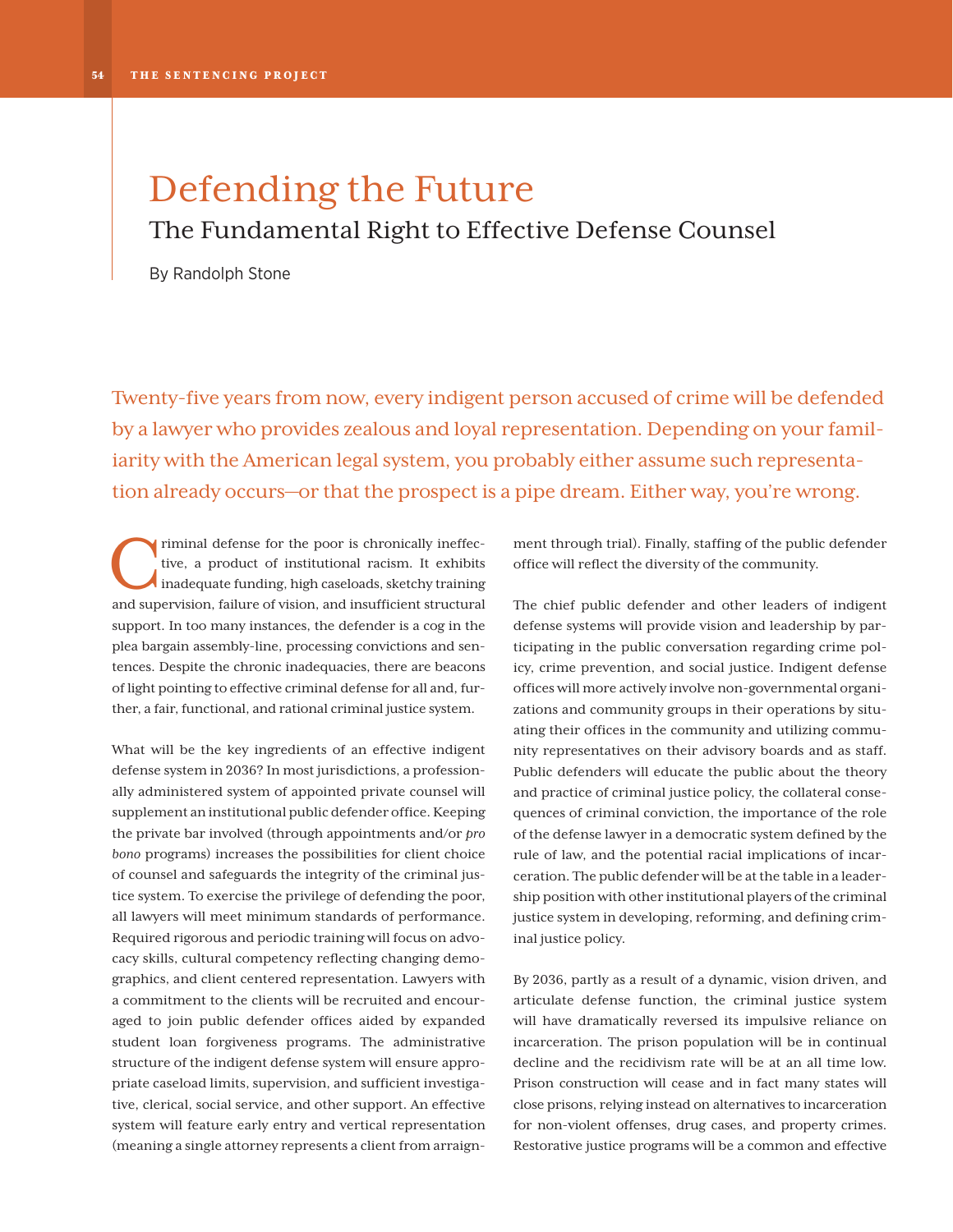# Defending the Future

## The Fundamental Right to Effective Defense Counsel

By Randolph Stone

Twenty-five years from now, every indigent person accused of crime will be defended by a lawyer who provides zealous and loyal representation. Depending on your familiarity with the American legal system, you probably either assume such representation already occurs—or that the prospect is a pipe dream. Either way, you're wrong.

Criminal defense for the poor is chronically ineffective, a product of institutional racism. It exhibits inadequate funding, high caseloads, sketchy training and supervision, failure of vision, and insufficient structural support. In too many instances, the defender is a cog in the plea bargain assembly-line, processing convictions and sentences. Despite the chronic inadequacies, there are beacons of light pointing to effective criminal defense for all and, further, a fair, functional, and rational criminal justice system.

What will be the key ingredients of an effective indigent defense system in 2036? In most jurisdictions, a professionally administered system of appointed private counsel will supplement an institutional public defender office. Keeping the private bar involved (through appointments and/or *pro bono* programs) increases the possibilities for client choice of counsel and safeguards the integrity of the criminal justice system. To exercise the privilege of defending the poor, all lawyers will meet minimum standards of performance. Required rigorous and periodic training will focus on advocacy skills, cultural competency reflecting changing demographics, and client centered representation. Lawyers with a commitment to the clients will be recruited and encouraged to join public defender offices aided by expanded student loan forgiveness programs. The administrative structure of the indigent defense system will ensure appropriate caseload limits, supervision, and sufficient investigative, clerical, social service, and other support. An effective system will feature early entry and vertical representation (meaning a single attorney represents a client from arraignment through trial). Finally, staffing of the public defender office will reflect the diversity of the community.

The chief public defender and other leaders of indigent defense systems will provide vision and leadership by participating in the public conversation regarding crime policy, crime prevention, and social justice. Indigent defense offices will more actively involve non-governmental organizations and community groups in their operations by situating their offices in the community and utilizing community representatives on their advisory boards and as staff. Public defenders will educate the public about the theory and practice of criminal justice policy, the collateral consequences of criminal conviction, the importance of the role of the defense lawyer in a democratic system defined by the rule of law, and the potential racial implications of incarceration. The public defender will be at the table in a leadership position with other institutional players of the criminal justice system in developing, reforming, and defining criminal justice policy.

By 2036, partly as a result of a dynamic, vision driven, and articulate defense function, the criminal justice system will have dramatically reversed its impulsive reliance on incarceration. The prison population will be in continual decline and the recidivism rate will be at an all time low. Prison construction will cease and in fact many states will close prisons, relying instead on alternatives to incarceration for non-violent offenses, drug cases, and property crimes. Restorative justice programs will be a common and effective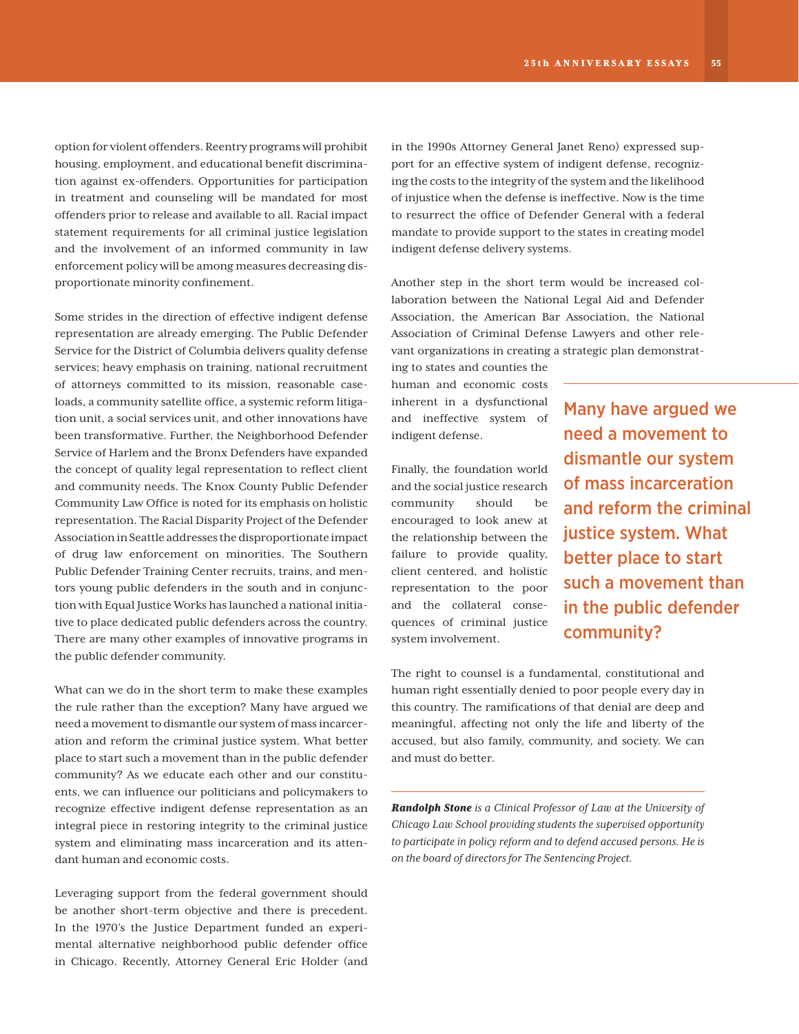option for violent offenders. Reentry programs will prohibit housing, employment, and educational benefit discrimination against ex-offenders. Opportunities for participation in treatment and counseling will be mandated for most offenders prior to release and available to all. Racial impact statement requirements for all criminal justice legislation and the involvement of an informed community in law enforcement policy will be among measures decreasing disproportionate minority confinement.

Some strides in the direction of effective indigent defense representation are already emerging. The Public Defender Service for the District of Columbia delivers quality defense services; heavy emphasis on training, national recruitment of attorneys committed to its mission, reasonable caseloads, a community satellite office, a systemic reform litigation unit, a social services unit, and other innovations have been transformative. Further, the Neighborhood Defender Service of Harlem and the Bronx Defenders have expanded the concept of quality legal representation to reflect client and community needs. The Knox County Public Defender Community Law Office is noted for its emphasis on holistic representation. The Racial Disparity Project of the Defender Association in Seattle addresses the disproportionate impact of drug law enforcement on minorities. The Southern Public Defender Training Center recruits, trains, and mentors young public defenders in the south and in conjunction with Equal Justice Works has launched a national initiative to place dedicated public defenders across the country. There are many other examples of innovative programs in the public defender community.

What can we do in the short term to make these examples the rule rather than the exception? Many have argued we need a movement to dismantle our system of mass incarceration and reform the criminal justice system. What better place to start such a movement than in the public defender community? As we educate each other and our constituents, we can influence our politicians and policymakers to recognize effective indigent defense representation as an integral piece in restoring integrity to the criminal justice system and eliminating mass incarceration and its attendant human and economic costs.

Leveraging support from the federal government should be another short-term objective and there is precedent. In the 1970's the Justice Department funded an experimental alternative neighborhood public defender office in Chicago. Recently, Attorney General Eric Holder (and in the 1990s Attorney General Janet Reno) expressed support for an effective system of indigent defense, recognizing the costs to the integrity of the system and the likelihood of injustice when the defense is ineffective. Now is the time to resurrect the office of Defender General with a federal mandate to provide support to the states in creating model indigent defense delivery systems.

Another step in the short term would be increased collaboration between the National Legal Aid and Defender Association, the American Bar Association, the National Association of Criminal Defense Lawyers and other relevant organizations in creating a strategic plan demonstrating to states and counties the human and economic costs inherent in a dysfunctional and ineffective system of indigent defense.

Finally, the foundation world and the social justice research community should be encouraged to look anew at the relationship between the failure to provide quality, client centered, and holistic representation to the poor and the collateral consequences of criminal justice system involvement.

> Many have argued we need a movement to dismantle our system of mass incarceration and reform the criminal justice system. What better place to start such a movement than in the public defender community?

The right to counsel is a fundamental, constitutional and human right essentially denied to poor people every day in this country. The ramifications of that denial are deep and meaningful, affecting not only the life and liberty of the accused, but also family, community, and society. We can and must do better.

---

***Randolph Stone*** *is a Clinical Professor of Law at the University of Chicago Law School providing students the supervised opportunity to participate in policy reform and to defend accused persons. He is on the board of directors for The Sentencing Project.*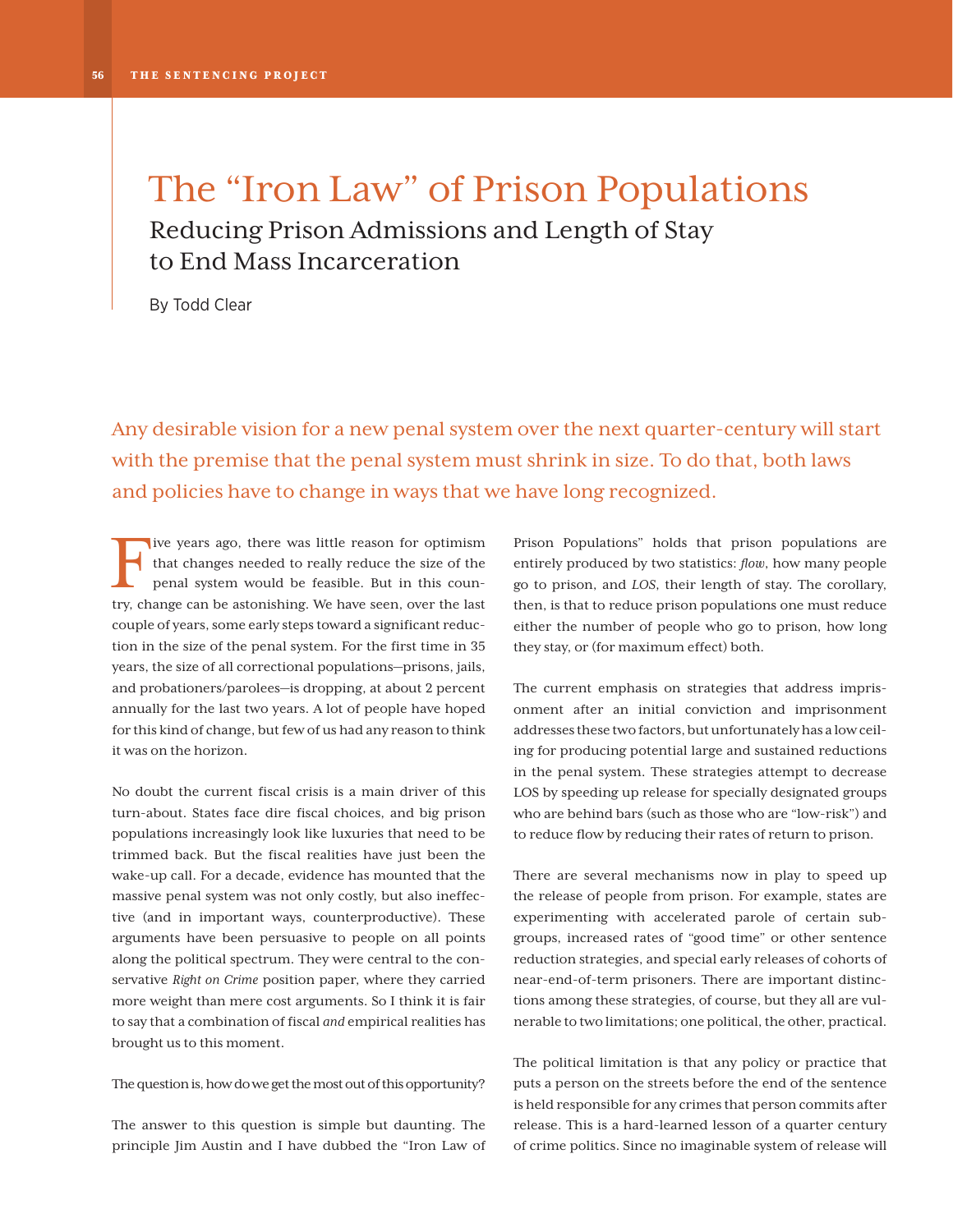# The "Iron Law" of Prison Populations

## Reducing Prison Admissions and Length of Stay to End Mass Incarceration

By Todd Clear

Any desirable vision for a new penal system over the next quarter-century will start with the premise that the penal system must shrink in size. To do that, both laws and policies have to change in ways that we have long recognized.

Five years ago, there was little reason for optimism that changes needed to really reduce the size of the penal system would be feasible. But in this country, change can be astonishing. We have seen, over the last couple of years, some early steps toward a significant reduction in the size of the penal system. For the first time in 35 years, the size of all correctional populations—prisons, jails, and probationers/parolees—is dropping, at about 2 percent annually for the last two years. A lot of people have hoped for this kind of change, but few of us had any reason to think it was on the horizon.

No doubt the current fiscal crisis is a main driver of this turn-about. States face dire fiscal choices, and big prison populations increasingly look like luxuries that need to be trimmed back. But the fiscal realities have just been the wake-up call. For a decade, evidence has mounted that the massive penal system was not only costly, but also ineffective (and in important ways, counterproductive). These arguments have been persuasive to people on all points along the political spectrum. They were central to the conservative *Right on Crime* position paper, where they carried more weight than mere cost arguments. So I think it is fair to say that a combination of fiscal *and* empirical realities has brought us to this moment.

The question is, how do we get the most out of this opportunity?

The answer to this question is simple but daunting. The principle Jim Austin and I have dubbed the "Iron Law of Prison Populations" holds that prison populations are entirely produced by two statistics: *flow*, how many people go to prison, and *LOS*, their length of stay. The corollary, then, is that to reduce prison populations one must reduce either the number of people who go to prison, how long they stay, or (for maximum effect) both.

The current emphasis on strategies that address imprisonment after an initial conviction and imprisonment addresses these two factors, but unfortunately has a low ceiling for producing potential large and sustained reductions in the penal system. These strategies attempt to decrease LOS by speeding up release for specially designated groups who are behind bars (such as those who are "low-risk") and to reduce flow by reducing their rates of return to prison.

There are several mechanisms now in play to speed up the release of people from prison. For example, states are experimenting with accelerated parole of certain subgroups, increased rates of "good time" or other sentence reduction strategies, and special early releases of cohorts of near-end-of-term prisoners. There are important distinctions among these strategies, of course, but they all are vulnerable to two limitations; one political, the other, practical.

The political limitation is that any policy or practice that puts a person on the streets before the end of the sentence is held responsible for any crimes that person commits after release. This is a hard-learned lesson of a quarter century of crime politics. Since no imaginable system of release will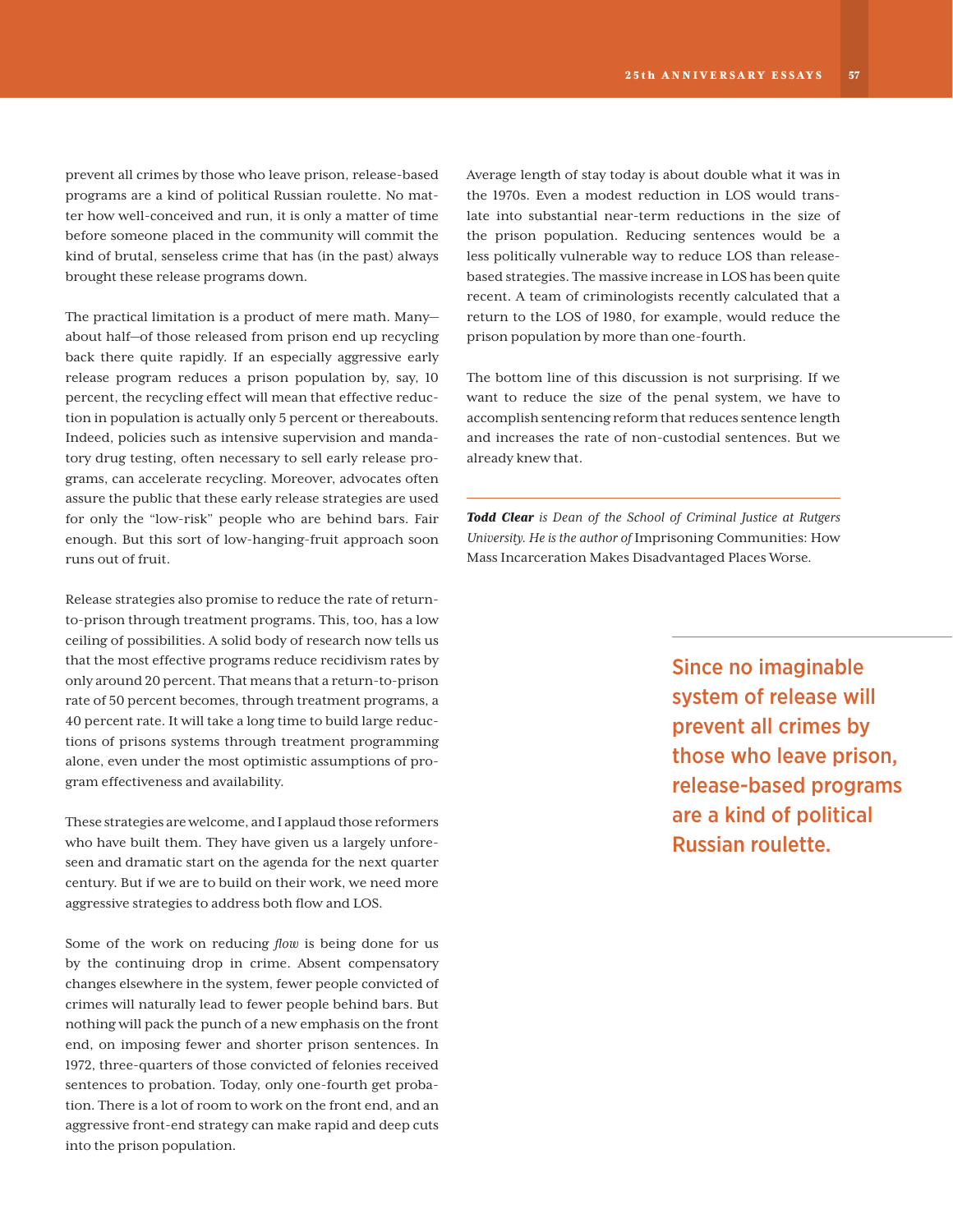prevent all crimes by those who leave prison, release-based programs are a kind of political Russian roulette. No matter how well-conceived and run, it is only a matter of time before someone placed in the community will commit the kind of brutal, senseless crime that has (in the past) always brought these release programs down.

The practical limitation is a product of mere math. Many—about half—of those released from prison end up recycling back there quite rapidly. If an especially aggressive early release program reduces a prison population by, say, 10 percent, the recycling effect will mean that effective reduction in population is actually only 5 percent or thereabouts. Indeed, policies such as intensive supervision and mandatory drug testing, often necessary to sell early release programs, can accelerate recycling. Moreover, advocates often assure the public that these early release strategies are used for only the "low-risk" people who are behind bars. Fair enough. But this sort of low-hanging-fruit approach soon runs out of fruit.

Release strategies also promise to reduce the rate of return-to-prison through treatment programs. This, too, has a low ceiling of possibilities. A solid body of research now tells us that the most effective programs reduce recidivism rates by only around 20 percent. That means that a return-to-prison rate of 50 percent becomes, through treatment programs, a 40 percent rate. It will take a long time to build large reductions of prisons systems through treatment programming alone, even under the most optimistic assumptions of program effectiveness and availability.

These strategies are welcome, and I applaud those reformers who have built them. They have given us a largely unforeseen and dramatic start on the agenda for the next quarter century. But if we are to build on their work, we need more aggressive strategies to address both flow and LOS.

Some of the work on reducing *flow* is being done for us by the continuing drop in crime. Absent compensatory changes elsewhere in the system, fewer people convicted of crimes will naturally lead to fewer people behind bars. But nothing will pack the punch of a new emphasis on the front end, on imposing fewer and shorter prison sentences. In 1972, three-quarters of those convicted of felonies received sentences to probation. Today, only one-fourth get probation. There is a lot of room to work on the front end, and an aggressive front-end strategy can make rapid and deep cuts into the prison population.

Average length of stay today is about double what it was in the 1970s. Even a modest reduction in LOS would translate into substantial near-term reductions in the size of the prison population. Reducing sentences would be a less politically vulnerable way to reduce LOS than release-based strategies. The massive increase in LOS has been quite recent. A team of criminologists recently calculated that a return to the LOS of 1980, for example, would reduce the prison population by more than one-fourth.

The bottom line of this discussion is not surprising. If we want to reduce the size of the penal system, we have to accomplish sentencing reform that reduces sentence length and increases the rate of non-custodial sentences. But we already knew that.

---

***Todd Clear*** *is Dean of the School of Criminal Justice at Rutgers University. He is the author of* Imprisoning Communities: How Mass Incarceration Makes Disadvantaged Places Worse.

---

**Since no imaginable system of release will prevent all crimes by those who leave prison, release-based programs are a kind of political Russian roulette.**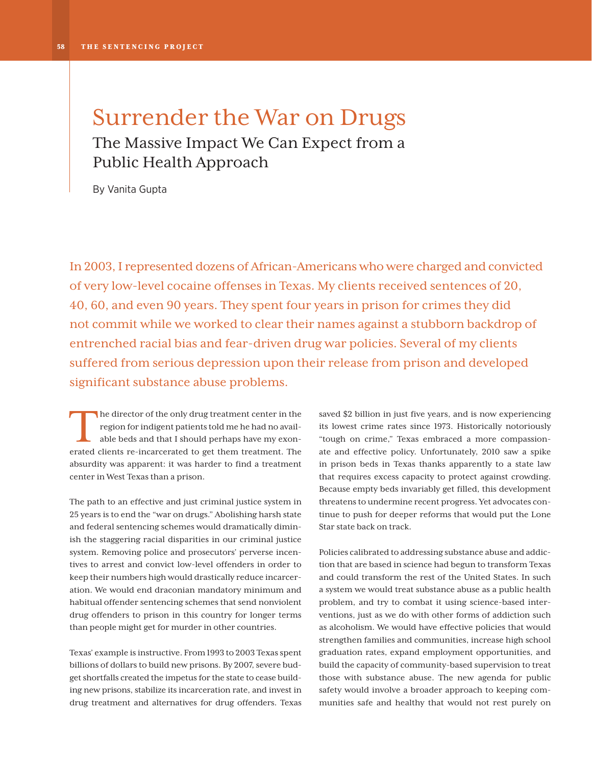# Surrender the War on Drugs

## The Massive Impact We Can Expect from a Public Health Approach

By Vanita Gupta

In 2003, I represented dozens of African-Americans who were charged and convicted of very low-level cocaine offenses in Texas. My clients received sentences of 20, 40, 60, and even 90 years. They spent four years in prison for crimes they did not commit while we worked to clear their names against a stubborn backdrop of entrenched racial bias and fear-driven drug war policies. Several of my clients suffered from serious depression upon their release from prison and developed significant substance abuse problems.

The director of the only drug treatment center in the region for indigent patients told me he had no available beds and that I should perhaps have my exonerated clients re-incarcerated to get them treatment. The absurdity was apparent: it was harder to find a treatment center in West Texas than a prison.

The path to an effective and just criminal justice system in 25 years is to end the "war on drugs." Abolishing harsh state and federal sentencing schemes would dramatically diminish the staggering racial disparities in our criminal justice system. Removing police and prosecutors' perverse incentives to arrest and convict low-level offenders in order to keep their numbers high would drastically reduce incarceration. We would end draconian mandatory minimum and habitual offender sentencing schemes that send nonviolent drug offenders to prison in this country for longer terms than people might get for murder in other countries.

Texas' example is instructive. From 1993 to 2003 Texas spent billions of dollars to build new prisons. By 2007, severe budget shortfalls created the impetus for the state to cease building new prisons, stabilize its incarceration rate, and invest in drug treatment and alternatives for drug offenders. Texas saved $2 billion in just five years, and is now experiencing its lowest crime rates since 1973. Historically notoriously "tough on crime," Texas embraced a more compassionate and effective policy. Unfortunately, 2010 saw a spike in prison beds in Texas thanks apparently to a state law that requires excess capacity to protect against crowding. Because empty beds invariably get filled, this development threatens to undermine recent progress. Yet advocates continue to push for deeper reforms that would put the Lone Star state back on track.

Policies calibrated to addressing substance abuse and addiction that are based in science had begun to transform Texas and could transform the rest of the United States. In such a system we would treat substance abuse as a public health problem, and try to combat it using science-based interventions, just as we do with other forms of addiction such as alcoholism. We would have effective policies that would strengthen families and communities, increase high school graduation rates, expand employment opportunities, and build the capacity of community-based supervision to treat those with substance abuse. The new agenda for public safety would involve a broader approach to keeping communities safe and healthy that would not rest purely on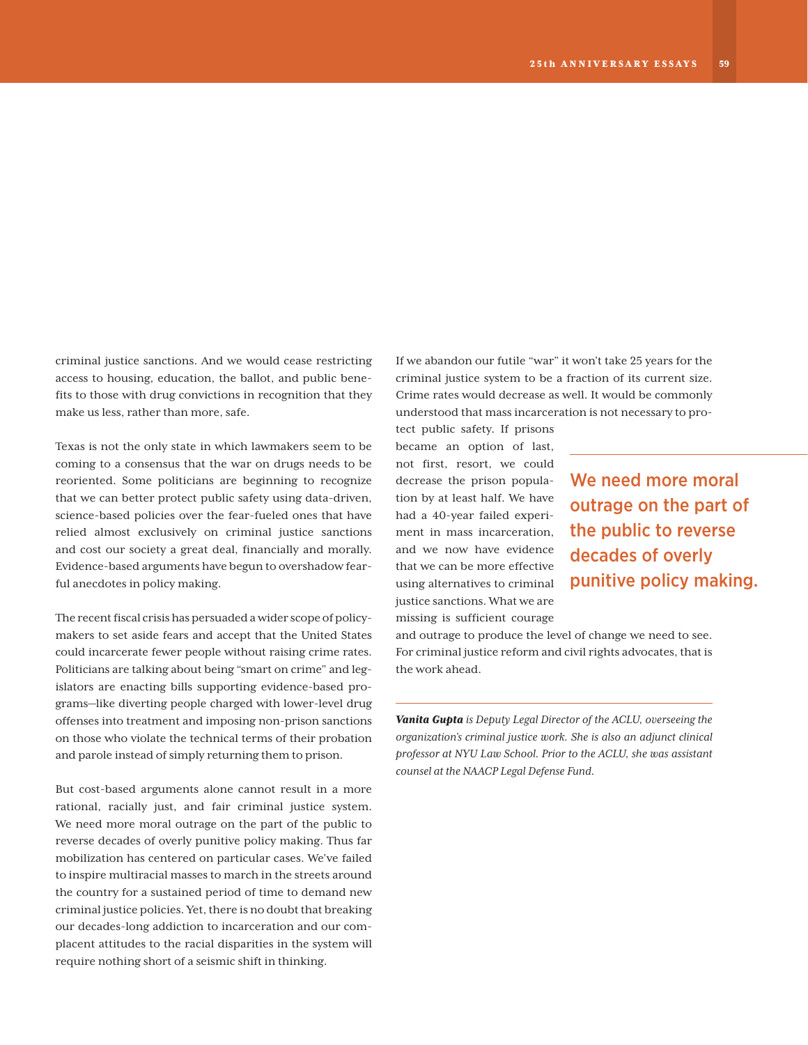criminal justice sanctions. And we would cease restricting access to housing, education, the ballot, and public benefits to those with drug convictions in recognition that they make us less, rather than more, safe.

Texas is not the only state in which lawmakers seem to be coming to a consensus that the war on drugs needs to be reoriented. Some politicians are beginning to recognize that we can better protect public safety using data-driven, science-based policies over the fear-fueled ones that have relied almost exclusively on criminal justice sanctions and cost our society a great deal, financially and morally. Evidence-based arguments have begun to overshadow fearful anecdotes in policy making.

The recent fiscal crisis has persuaded a wider scope of policymakers to set aside fears and accept that the United States could incarcerate fewer people without raising crime rates. Politicians are talking about being "smart on crime" and legislators are enacting bills supporting evidence-based programs—like diverting people charged with lower-level drug offenses into treatment and imposing non-prison sanctions on those who violate the technical terms of their probation and parole instead of simply returning them to prison.

But cost-based arguments alone cannot result in a more rational, racially just, and fair criminal justice system. We need more moral outrage on the part of the public to reverse decades of overly punitive policy making. Thus far mobilization has centered on particular cases. We've failed to inspire multiracial masses to march in the streets around the country for a sustained period of time to demand new criminal justice policies. Yet, there is no doubt that breaking our decades-long addiction to incarceration and our complacent attitudes to the racial disparities in the system will require nothing short of a seismic shift in thinking.

If we abandon our futile "war" it won't take 25 years for the criminal justice system to be a fraction of its current size. Crime rates would decrease as well. It would be commonly understood that mass incarceration is not necessary to protect public safety. If prisons became an option of last, not first, resort, we could decrease the prison population by at least half. We have had a 40-year failed experiment in mass incarceration, and we now have evidence that we can be more effective using alternatives to criminal justice sanctions. What we are missing is sufficient courage and outrage to produce the level of change we need to see. For criminal justice reform and civil rights advocates, that is the work ahead.

> We need more moral outrage on the part of the public to reverse decades of overly punitive policy making.

---

***Vanita Gupta*** *is Deputy Legal Director of the ACLU, overseeing the organization's criminal justice work. She is also an adjunct clinical professor at NYU Law School. Prior to the ACLU, she was assistant counsel at the NAACP Legal Defense Fund.*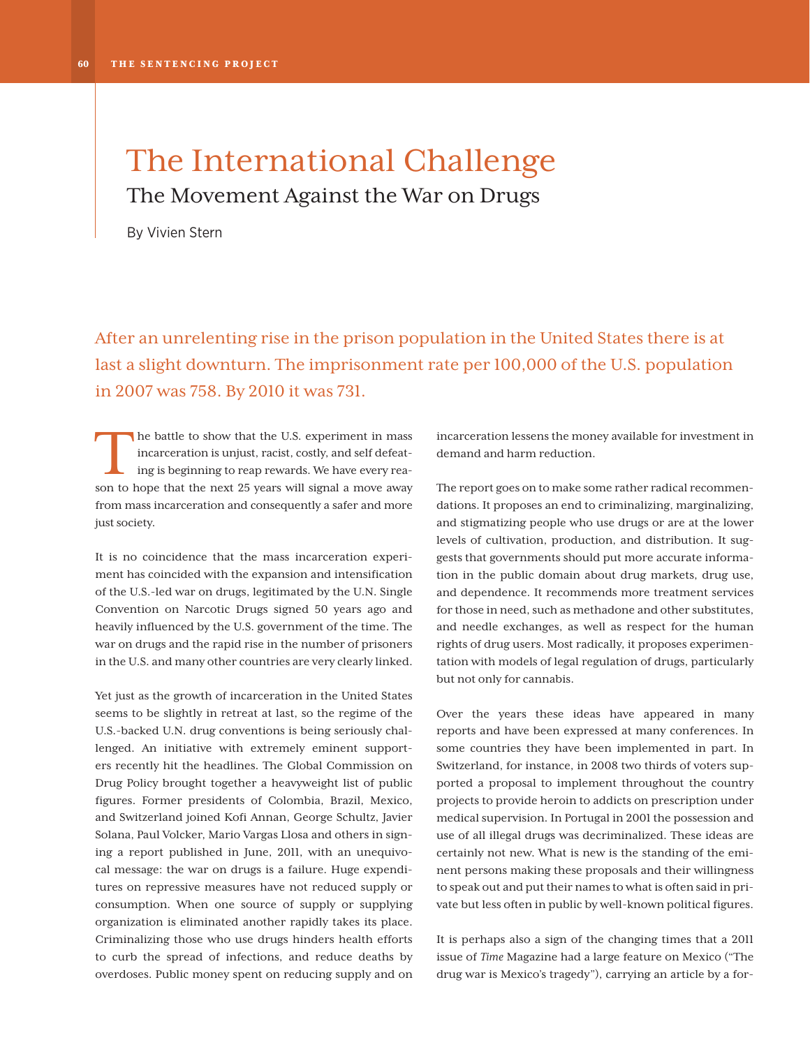# The International Challenge

## The Movement Against the War on Drugs

By Vivien Stern

After an unrelenting rise in the prison population in the United States there is at last a slight downturn. The imprisonment rate per 100,000 of the U.S. population in 2007 was 758. By 2010 it was 731.

The battle to show that the U.S. experiment in mass incarceration is unjust, racist, costly, and self defeating is beginning to reap rewards. We have every reason to hope that the next 25 years will signal a move away from mass incarceration and consequently a safer and more just society.

It is no coincidence that the mass incarceration experiment has coincided with the expansion and intensification of the U.S.-led war on drugs, legitimated by the U.N. Single Convention on Narcotic Drugs signed 50 years ago and heavily influenced by the U.S. government of the time. The war on drugs and the rapid rise in the number of prisoners in the U.S. and many other countries are very clearly linked.

Yet just as the growth of incarceration in the United States seems to be slightly in retreat at last, so the regime of the U.S.-backed U.N. drug conventions is being seriously challenged. An initiative with extremely eminent supporters recently hit the headlines. The Global Commission on Drug Policy brought together a heavyweight list of public figures. Former presidents of Colombia, Brazil, Mexico, and Switzerland joined Kofi Annan, George Schultz, Javier Solana, Paul Volcker, Mario Vargas Llosa and others in signing a report published in June, 2011, with an unequivocal message: the war on drugs is a failure. Huge expenditures on repressive measures have not reduced supply or consumption. When one source of supply or supplying organization is eliminated another rapidly takes its place. Criminalizing those who use drugs hinders health efforts to curb the spread of infections, and reduce deaths by overdoses. Public money spent on reducing supply and on incarceration lessens the money available for investment in demand and harm reduction.

The report goes on to make some rather radical recommendations. It proposes an end to criminalizing, marginalizing, and stigmatizing people who use drugs or are at the lower levels of cultivation, production, and distribution. It suggests that governments should put more accurate information in the public domain about drug markets, drug use, and dependence. It recommends more treatment services for those in need, such as methadone and other substitutes, and needle exchanges, as well as respect for the human rights of drug users. Most radically, it proposes experimentation with models of legal regulation of drugs, particularly but not only for cannabis.

Over the years these ideas have appeared in many reports and have been expressed at many conferences. In some countries they have been implemented in part. In Switzerland, for instance, in 2008 two thirds of voters supported a proposal to implement throughout the country projects to provide heroin to addicts on prescription under medical supervision. In Portugal in 2001 the possession and use of all illegal drugs was decriminalized. These ideas are certainly not new. What is new is the standing of the eminent persons making these proposals and their willingness to speak out and put their names to what is often said in private but less often in public by well-known political figures.

It is perhaps also a sign of the changing times that a 2011 issue of *Time* Magazine had a large feature on Mexico ("The drug war is Mexico's tragedy"), carrying an article by a for-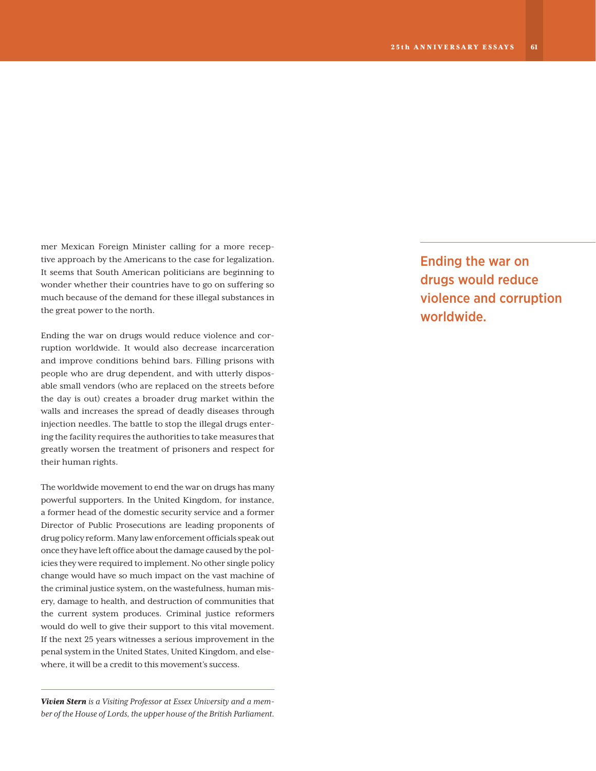mer Mexican Foreign Minister calling for a more receptive approach by the Americans to the case for legalization. It seems that South American politicians are beginning to wonder whether their countries have to go on suffering so much because of the demand for these illegal substances in the great power to the north.

Ending the war on drugs would reduce violence and corruption worldwide. It would also decrease incarceration and improve conditions behind bars. Filling prisons with people who are drug dependent, and with utterly disposable small vendors (who are replaced on the streets before the day is out) creates a broader drug market within the walls and increases the spread of deadly diseases through injection needles. The battle to stop the illegal drugs entering the facility requires the authorities to take measures that greatly worsen the treatment of prisoners and respect for their human rights.

> Ending the war on drugs would reduce violence and corruption worldwide.

The worldwide movement to end the war on drugs has many powerful supporters. In the United Kingdom, for instance, a former head of the domestic security service and a former Director of Public Prosecutions are leading proponents of drug policy reform. Many law enforcement officials speak out once they have left office about the damage caused by the policies they were required to implement. No other single policy change would have so much impact on the vast machine of the criminal justice system, on the wastefulness, human misery, damage to health, and destruction of communities that the current system produces. Criminal justice reformers would do well to give their support to this vital movement. If the next 25 years witnesses a serious improvement in the penal system in the United States, United Kingdom, and elsewhere, it will be a credit to this movement's success.

---

***Vivien Stern*** *is a Visiting Professor at Essex University and a member of the House of Lords, the upper house of the British Parliament.*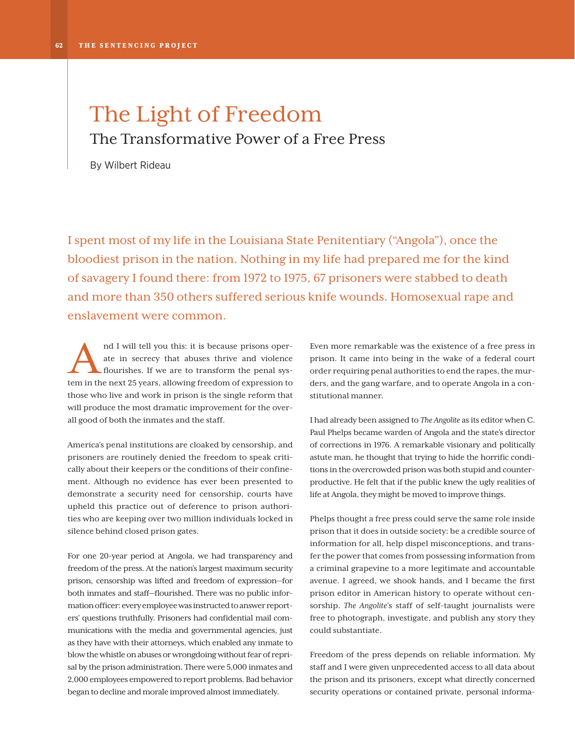# The Light of Freedom

## The Transformative Power of a Free Press

By Wilbert Rideau

I spent most of my life in the Louisiana State Penitentiary ("Angola"), once the bloodiest prison in the nation. Nothing in my life had prepared me for the kind of savagery I found there: from 1972 to 1975, 67 prisoners were stabbed to death and more than 350 others suffered serious knife wounds. Homosexual rape and enslavement were common.

And I will tell you this: it is because prisons operate in secrecy that abuses thrive and violence flourishes. If we are to transform the penal system in the next 25 years, allowing freedom of expression to those who live and work in prison is the single reform that will produce the most dramatic improvement for the overall good of both the inmates and the staff.

America's penal institutions are cloaked by censorship, and prisoners are routinely denied the freedom to speak critically about their keepers or the conditions of their confinement. Although no evidence has ever been presented to demonstrate a security need for censorship, courts have upheld this practice out of deference to prison authorities who are keeping over two million individuals locked in silence behind closed prison gates.

For one 20-year period at Angola, we had transparency and freedom of the press. At the nation's largest maximum security prison, censorship was lifted and freedom of expression—for both inmates and staff—flourished. There was no public information officer: every employee was instructed to answer reporters' questions truthfully. Prisoners had confidential mail communications with the media and governmental agencies, just as they have with their attorneys, which enabled any inmate to blow the whistle on abuses or wrongdoing without fear of reprisal by the prison administration. There were 5,000 inmates and 2,000 employees empowered to report problems. Bad behavior began to decline and morale improved almost immediately.

Even more remarkable was the existence of a free press in prison. It came into being in the wake of a federal court order requiring penal authorities to end the rapes, the murders, and the gang warfare, and to operate Angola in a constitutional manner.

I had already been assigned to *The Angolite* as its editor when C. Paul Phelps became warden of Angola and the state's director of corrections in 1976. A remarkable visionary and politically astute man, he thought that trying to hide the horrific conditions in the overcrowded prison was both stupid and counterproductive. He felt that if the public knew the ugly realities of life at Angola, they might be moved to improve things.

Phelps thought a free press could serve the same role inside prison that it does in outside society: be a credible source of information for all, help dispel misconceptions, and transfer the power that comes from possessing information from a criminal grapevine to a more legitimate and accountable avenue. I agreed, we shook hands, and I became the first prison editor in American history to operate without censorship. *The Angolite*'s staff of self-taught journalists were free to photograph, investigate, and publish any story they could substantiate.

Freedom of the press depends on reliable information. My staff and I were given unprecedented access to all data about the prison and its prisoners, except what directly concerned security operations or contained private, personal informa-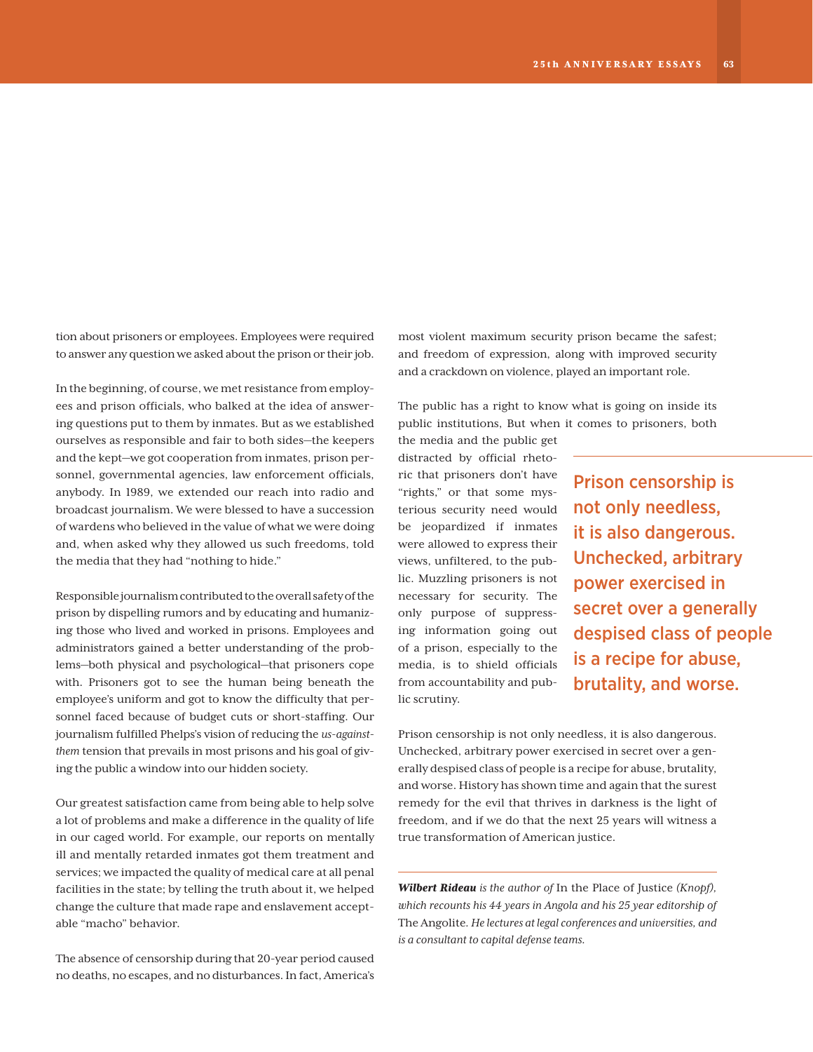tion about prisoners or employees. Employees were required to answer any question we asked about the prison or their job.

In the beginning, of course, we met resistance from employees and prison officials, who balked at the idea of answering questions put to them by inmates. But as we established ourselves as responsible and fair to both sides—the keepers and the kept—we got cooperation from inmates, prison personnel, governmental agencies, law enforcement officials, anybody. In 1989, we extended our reach into radio and broadcast journalism. We were blessed to have a succession of wardens who believed in the value of what we were doing and, when asked why they allowed us such freedoms, told the media that they had "nothing to hide."

Responsible journalism contributed to the overall safety of the prison by dispelling rumors and by educating and humanizing those who lived and worked in prisons. Employees and administrators gained a better understanding of the problems—both physical and psychological—that prisoners cope with. Prisoners got to see the human being beneath the employee's uniform and got to know the difficulty that personnel faced because of budget cuts or short-staffing. Our journalism fulfilled Phelps's vision of reducing the *us-against-them* tension that prevails in most prisons and his goal of giving the public a window into our hidden society.

Our greatest satisfaction came from being able to help solve a lot of problems and make a difference in the quality of life in our caged world. For example, our reports on mentally ill and mentally retarded inmates got them treatment and services; we impacted the quality of medical care at all penal facilities in the state; by telling the truth about it, we helped change the culture that made rape and enslavement acceptable "macho" behavior.

The absence of censorship during that 20-year period caused no deaths, no escapes, and no disturbances. In fact, America's most violent maximum security prison became the safest; and freedom of expression, along with improved security and a crackdown on violence, played an important role.

The public has a right to know what is going on inside its public institutions, But when it comes to prisoners, both the media and the public get distracted by official rhetoric that prisoners don't have "rights," or that some mysterious security need would be jeopardized if inmates were allowed to express their views, unfiltered, to the public. Muzzling prisoners is not necessary for security. The only purpose of suppressing information going out of a prison, especially to the media, is to shield officials from accountability and public scrutiny.

> Prison censorship is not only needless, it is also dangerous. Unchecked, arbitrary power exercised in secret over a generally despised class of people is a recipe for abuse, brutality, and worse.

Prison censorship is not only needless, it is also dangerous. Unchecked, arbitrary power exercised in secret over a generally despised class of people is a recipe for abuse, brutality, and worse. History has shown time and again that the surest remedy for the evil that thrives in darkness is the light of freedom, and if we do that the next 25 years will witness a true transformation of American justice.

---

***Wilbert Rideau*** *is the author of* In the Place of Justice *(Knopf), which recounts his 44 years in Angola and his 25 year editorship of* The Angolite. *He lectures at legal conferences and universities, and is a consultant to capital defense teams.*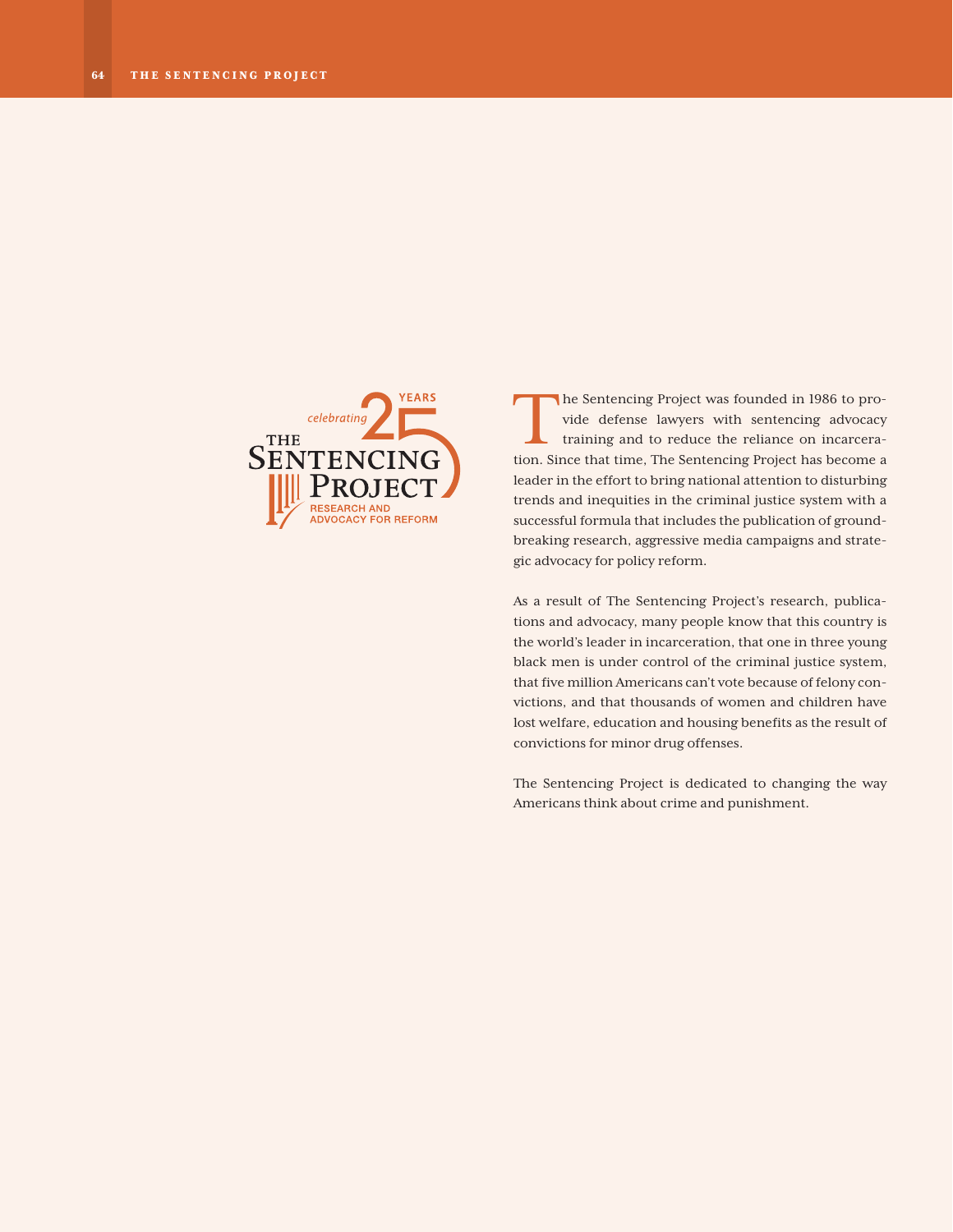celebrating 25 YEARS

THE SENTENCING PROJECT

RESEARCH AND ADVOCACY FOR REFORM

The Sentencing Project was founded in 1986 to provide defense lawyers with sentencing advocacy training and to reduce the reliance on incarceration. Since that time, The Sentencing Project has become a leader in the effort to bring national attention to disturbing trends and inequities in the criminal justice system with a successful formula that includes the publication of groundbreaking research, aggressive media campaigns and strategic advocacy for policy reform.

As a result of The Sentencing Project's research, publications and advocacy, many people know that this country is the world's leader in incarceration, that one in three young black men is under control of the criminal justice system, that five million Americans can't vote because of felony convictions, and that thousands of women and children have lost welfare, education and housing benefits as the result of convictions for minor drug offenses.

The Sentencing Project is dedicated to changing the way Americans think about crime and punishment.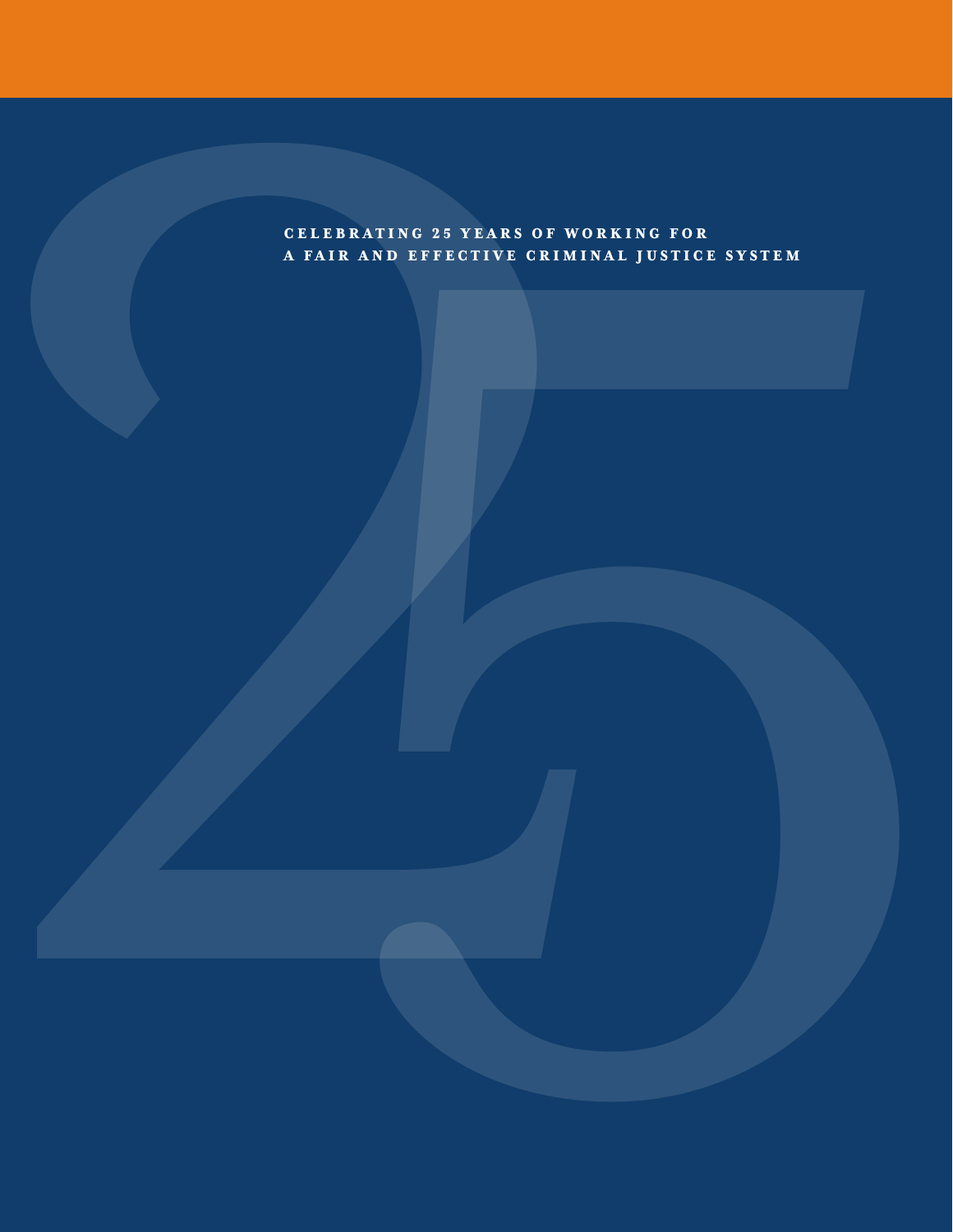CELEBRATING 25 YEARS OF WORKING FOR
A FAIR AND EFFECTIVE CRIMINAL JUSTICE SYSTEM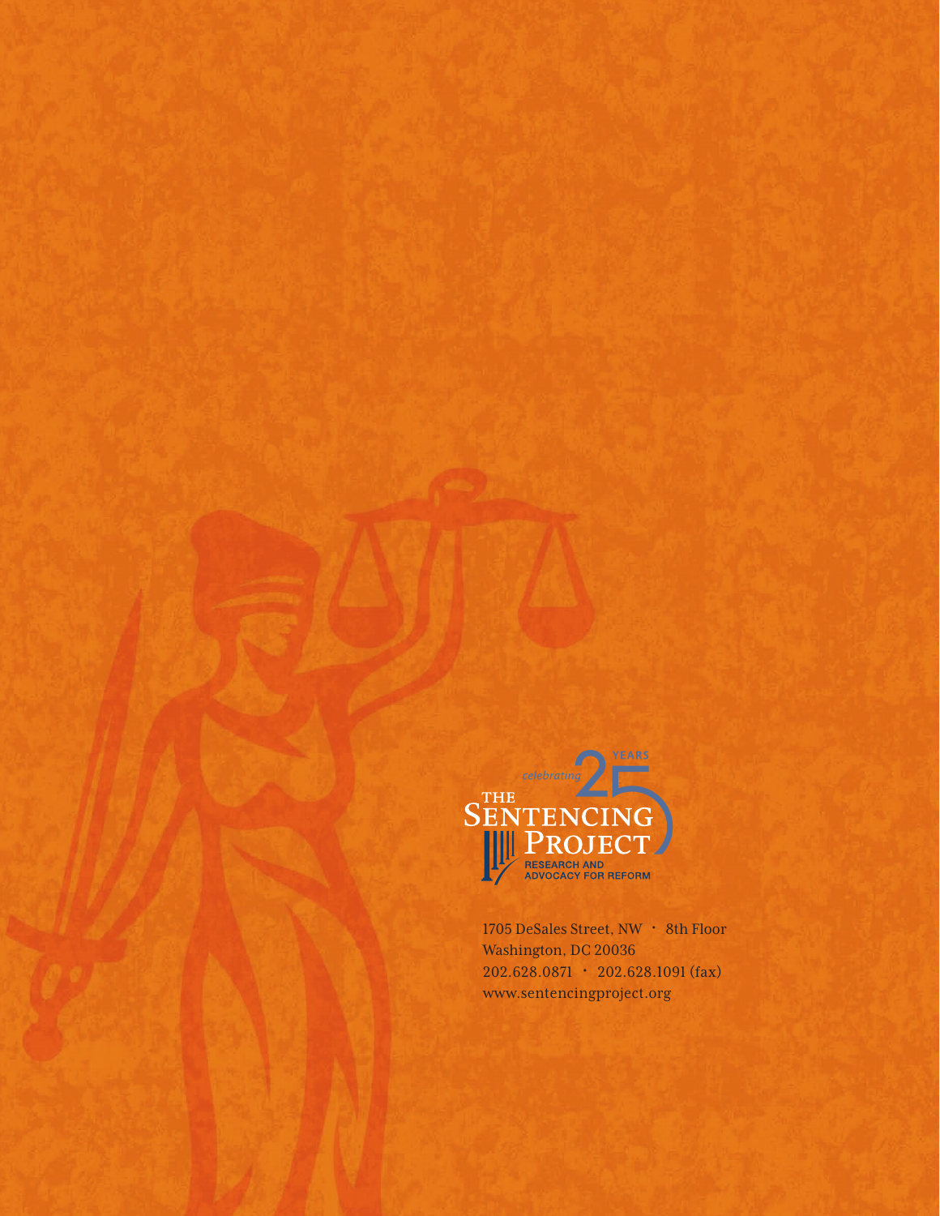celebrating 25 YEARS

THE SENTENCING PROJECT

RESEARCH AND ADVOCACY FOR REFORM

1705 DeSales Street, NW • 8th Floor
Washington, DC 20036
202.628.0871 • 202.628.1091 (fax)
www.sentencingproject.org